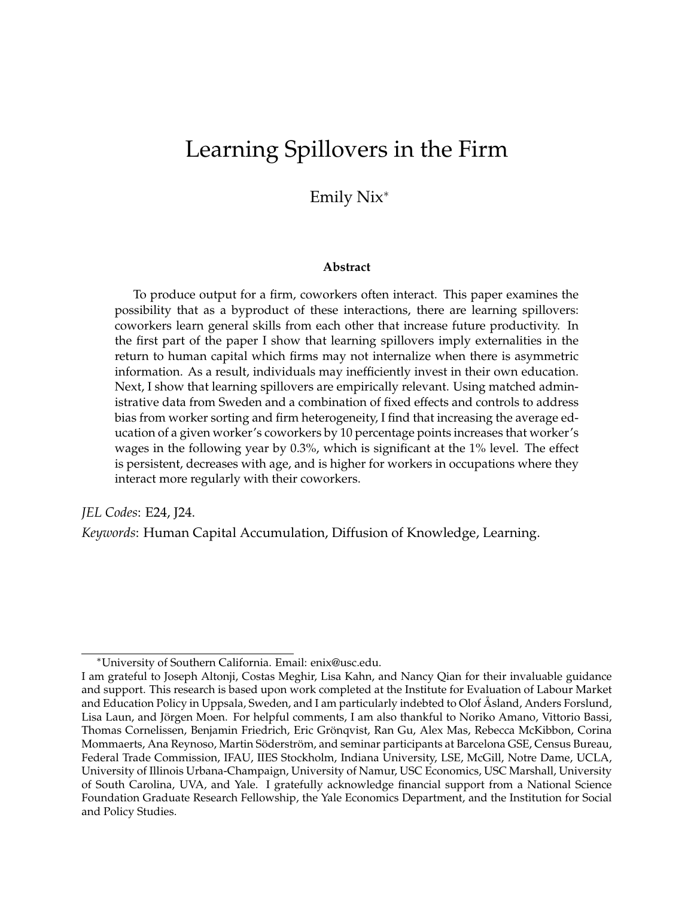# Learning Spillovers in the Firm

Emily Nix*

**Abstract**

To produce output for a firm, coworkers often interact. This paper examines the possibility that as a byproduct of these interactions, there are learning spillovers: coworkers learn general skills from each other that increase future productivity. In the first part of the paper I show that learning spillovers imply externalities in the return to human capital which firms may not internalize when there is asymmetric information. As a result, individuals may inefficiently invest in their own education. Next, I show that learning spillovers are empirically relevant. Using matched administrative data from Sweden and a combination of fixed effects and controls to address bias from worker sorting and firm heterogeneity, I find that increasing the average education of a given worker's coworkers by 10 percentage points increases that worker's wages in the following year by 0.3%, which is significant at the 1% level. The effect is persistent, decreases with age, and is higher for workers in occupations where they interact more regularly with their coworkers.

*JEL Codes*: E24, J24.

*Keywords*: Human Capital Accumulation, Diffusion of Knowledge, Learning.

---

*University of Southern California. Email: enix@usc.edu.

I am grateful to Joseph Altonji, Costas Meghir, Lisa Kahn, and Nancy Qian for their invaluable guidance and support. This research is based upon work completed at the Institute for Evaluation of Labour Market and Education Policy in Uppsala, Sweden, and I am particularly indebted to Olof Åsland, Anders Forslund, Lisa Laun, and Jörgen Moen. For helpful comments, I am also thankful to Noriko Amano, Vittorio Bassi, Thomas Cornelissen, Benjamin Friedrich, Eric Grönqvist, Ran Gu, Alex Mas, Rebecca McKibbon, Corina Mommaerts, Ana Reynoso, Martin Söderström, and seminar participants at Barcelona GSE, Census Bureau, Federal Trade Commission, IFAU, IIES Stockholm, Indiana University, LSE, McGill, Notre Dame, UCLA, University of Illinois Urbana-Champaign, University of Namur, USC Economics, USC Marshall, University of South Carolina, UVA, and Yale. I gratefully acknowledge financial support from a National Science Foundation Graduate Research Fellowship, the Yale Economics Department, and the Institution for Social and Policy Studies.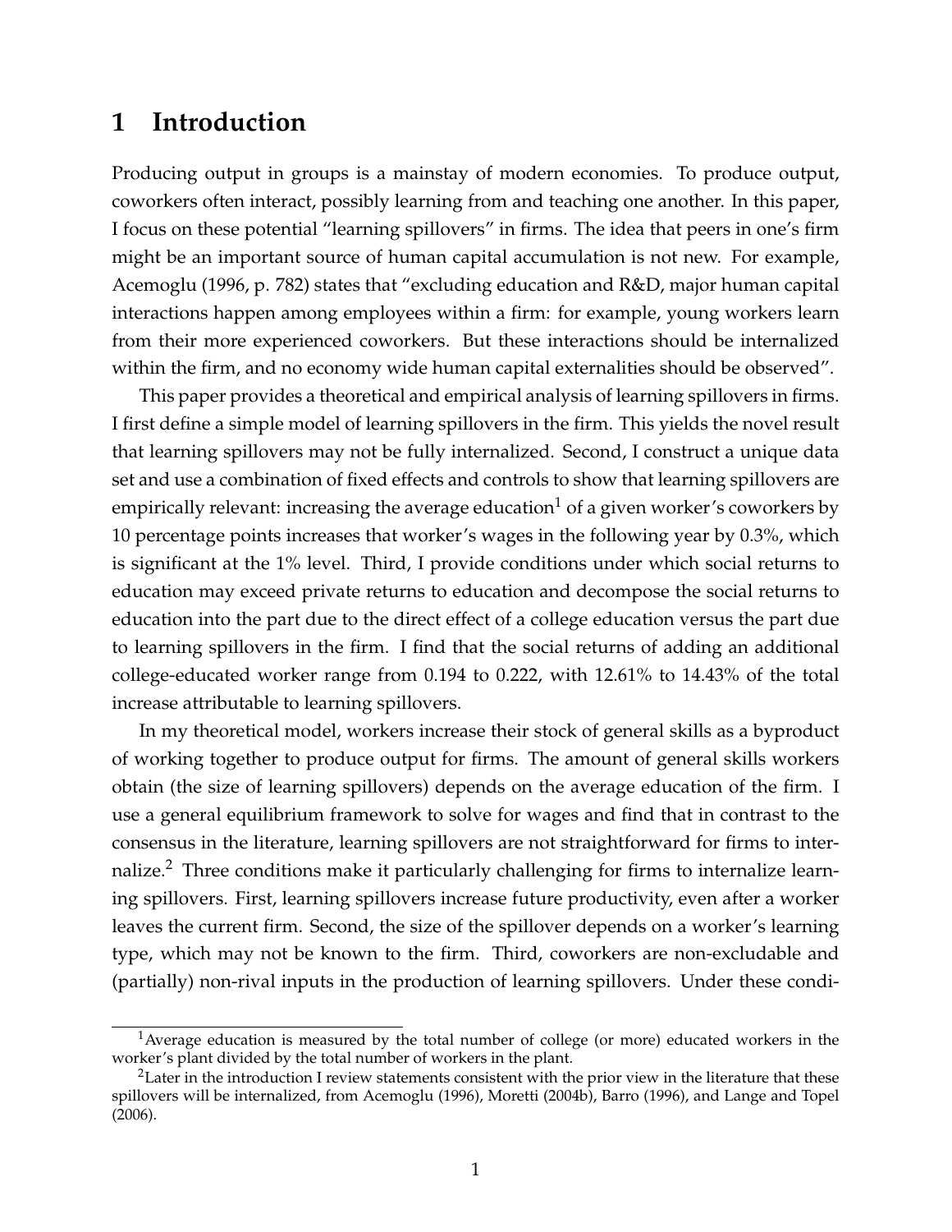# 1 Introduction

Producing output in groups is a mainstay of modern economies. To produce output, coworkers often interact, possibly learning from and teaching one another. In this paper, I focus on these potential "learning spillovers" in firms. The idea that peers in one's firm might be an important source of human capital accumulation is not new. For example, Acemoglu (1996, p. 782) states that "excluding education and R&D, major human capital interactions happen among employees within a firm: for example, young workers learn from their more experienced coworkers. But these interactions should be internalized within the firm, and no economy wide human capital externalities should be observed".

This paper provides a theoretical and empirical analysis of learning spillovers in firms. I first define a simple model of learning spillovers in the firm. This yields the novel result that learning spillovers may not be fully internalized. Second, I construct a unique data set and use a combination of fixed effects and controls to show that learning spillovers are empirically relevant: increasing the average education[1] of a given worker's coworkers by 10 percentage points increases that worker's wages in the following year by 0.3%, which is significant at the 1% level. Third, I provide conditions under which social returns to education may exceed private returns to education and decompose the social returns to education into the part due to the direct effect of a college education versus the part due to learning spillovers in the firm. I find that the social returns of adding an additional college-educated worker range from 0.194 to 0.222, with 12.61% to 14.43% of the total increase attributable to learning spillovers.

In my theoretical model, workers increase their stock of general skills as a byproduct of working together to produce output for firms. The amount of general skills workers obtain (the size of learning spillovers) depends on the average education of the firm. I use a general equilibrium framework to solve for wages and find that in contrast to the consensus in the literature, learning spillovers are not straightforward for firms to internalize.[2] Three conditions make it particularly challenging for firms to internalize learning spillovers. First, learning spillovers increase future productivity, even after a worker leaves the current firm. Second, the size of the spillover depends on a worker's learning type, which may not be known to the firm. Third, coworkers are non-excludable and (partially) non-rival inputs in the production of learning spillovers. Under these condi-

[1] Average education is measured by the total number of college (or more) educated workers in the worker's plant divided by the total number of workers in the plant.

[2] Later in the introduction I review statements consistent with the prior view in the literature that these spillovers will be internalized, from Acemoglu (1996), Moretti (2004b), Barro (1996), and Lange and Topel (2006).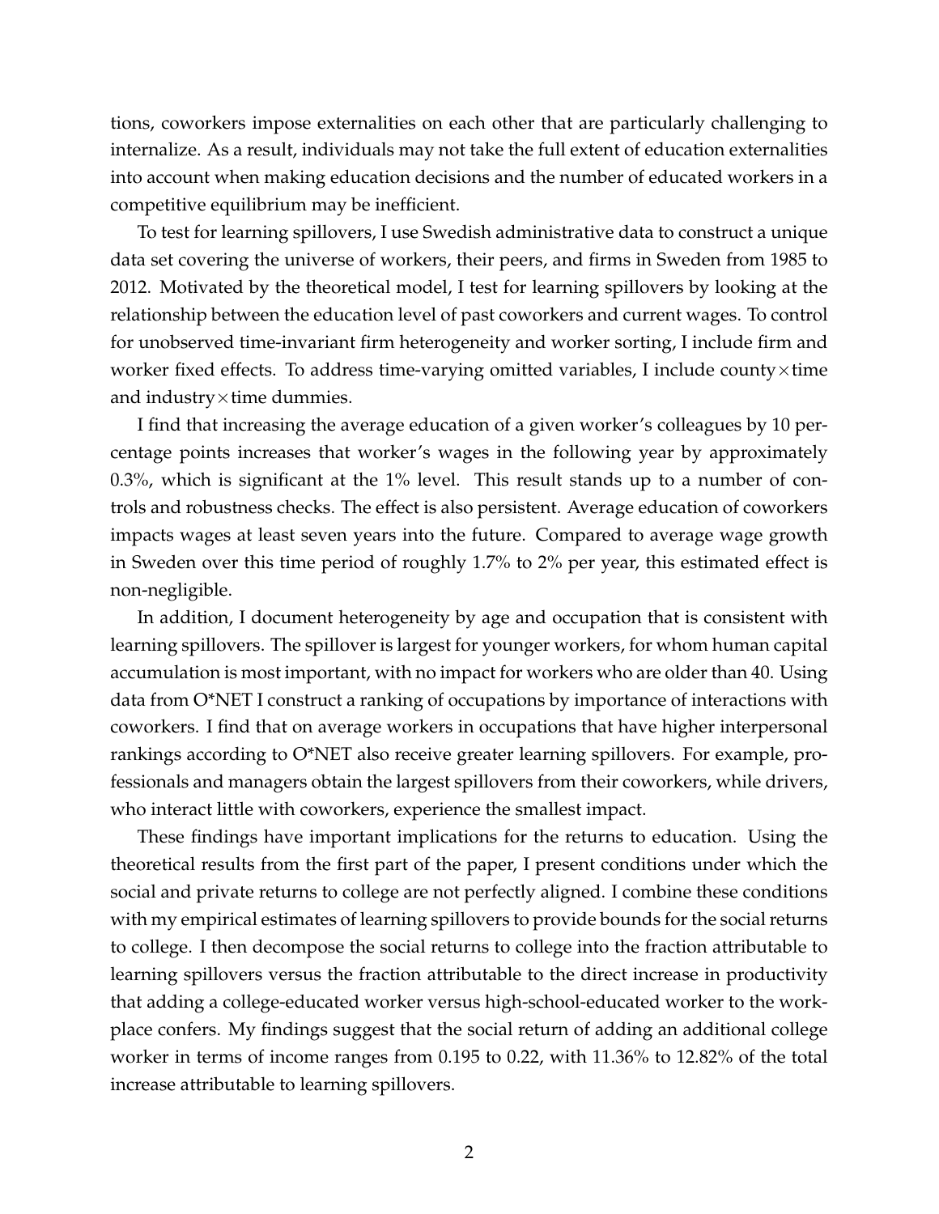tions, coworkers impose externalities on each other that are particularly challenging to internalize. As a result, individuals may not take the full extent of education externalities into account when making education decisions and the number of educated workers in a competitive equilibrium may be inefficient.

To test for learning spillovers, I use Swedish administrative data to construct a unique data set covering the universe of workers, their peers, and firms in Sweden from 1985 to 2012. Motivated by the theoretical model, I test for learning spillovers by looking at the relationship between the education level of past coworkers and current wages. To control for unobserved time-invariant firm heterogeneity and worker sorting, I include firm and worker fixed effects. To address time-varying omitted variables, I include county$\times$time and industry$\times$time dummies.

I find that increasing the average education of a given worker's colleagues by 10 percentage points increases that worker's wages in the following year by approximately 0.3%, which is significant at the 1% level. This result stands up to a number of controls and robustness checks. The effect is also persistent. Average education of coworkers impacts wages at least seven years into the future. Compared to average wage growth in Sweden over this time period of roughly 1.7% to 2% per year, this estimated effect is non-negligible.

In addition, I document heterogeneity by age and occupation that is consistent with learning spillovers. The spillover is largest for younger workers, for whom human capital accumulation is most important, with no impact for workers who are older than 40. Using data from O*NET I construct a ranking of occupations by importance of interactions with coworkers. I find that on average workers in occupations that have higher interpersonal rankings according to O*NET also receive greater learning spillovers. For example, professionals and managers obtain the largest spillovers from their coworkers, while drivers, who interact little with coworkers, experience the smallest impact.

These findings have important implications for the returns to education. Using the theoretical results from the first part of the paper, I present conditions under which the social and private returns to college are not perfectly aligned. I combine these conditions with my empirical estimates of learning spillovers to provide bounds for the social returns to college. I then decompose the social returns to college into the fraction attributable to learning spillovers versus the fraction attributable to the direct increase in productivity that adding a college-educated worker versus high-school-educated worker to the workplace confers. My findings suggest that the social return of adding an additional college worker in terms of income ranges from 0.195 to 0.22, with 11.36% to 12.82% of the total increase attributable to learning spillovers.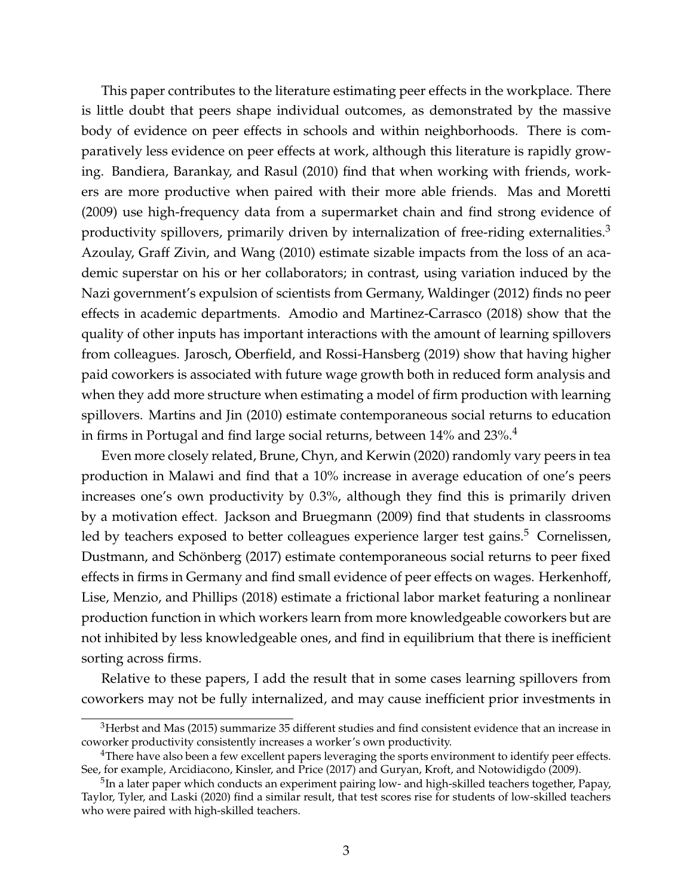This paper contributes to the literature estimating peer effects in the workplace. There is little doubt that peers shape individual outcomes, as demonstrated by the massive body of evidence on peer effects in schools and within neighborhoods. There is comparatively less evidence on peer effects at work, although this literature is rapidly growing. Bandiera, Barankay, and Rasul (2010) find that when working with friends, workers are more productive when paired with their more able friends. Mas and Moretti (2009) use high-frequency data from a supermarket chain and find strong evidence of productivity spillovers, primarily driven by internalization of free-riding externalities.[3] Azoulay, Graff Zivin, and Wang (2010) estimate sizable impacts from the loss of an academic superstar on his or her collaborators; in contrast, using variation induced by the Nazi government's expulsion of scientists from Germany, Waldinger (2012) finds no peer effects in academic departments. Amodio and Martinez-Carrasco (2018) show that the quality of other inputs has important interactions with the amount of learning spillovers from colleagues. Jarosch, Oberfield, and Rossi-Hansberg (2019) show that having higher paid coworkers is associated with future wage growth both in reduced form analysis and when they add more structure when estimating a model of firm production with learning spillovers. Martins and Jin (2010) estimate contemporaneous social returns to education in firms in Portugal and find large social returns, between 14% and 23%.[4]

Even more closely related, Brune, Chyn, and Kerwin (2020) randomly vary peers in tea production in Malawi and find that a 10% increase in average education of one's peers increases one's own productivity by 0.3%, although they find this is primarily driven by a motivation effect. Jackson and Bruegmann (2009) find that students in classrooms led by teachers exposed to better colleagues experience larger test gains.[5] Cornelissen, Dustmann, and Schönberg (2017) estimate contemporaneous social returns to peer fixed effects in firms in Germany and find small evidence of peer effects on wages. Herkenhoff, Lise, Menzio, and Phillips (2018) estimate a frictional labor market featuring a nonlinear production function in which workers learn from more knowledgeable coworkers but are not inhibited by less knowledgeable ones, and find in equilibrium that there is inefficient sorting across firms.

Relative to these papers, I add the result that in some cases learning spillovers from coworkers may not be fully internalized, and may cause inefficient prior investments in

[3] Herbst and Mas (2015) summarize 35 different studies and find consistent evidence that an increase in coworker productivity consistently increases a worker's own productivity.

[4] There have also been a few excellent papers leveraging the sports environment to identify peer effects. See, for example, Arcidiacono, Kinsler, and Price (2017) and Guryan, Kroft, and Notowidigdo (2009).

[5] In a later paper which conducts an experiment pairing low- and high-skilled teachers together, Papay, Taylor, Tyler, and Laski (2020) find a similar result, that test scores rise for students of low-skilled teachers who were paired with high-skilled teachers.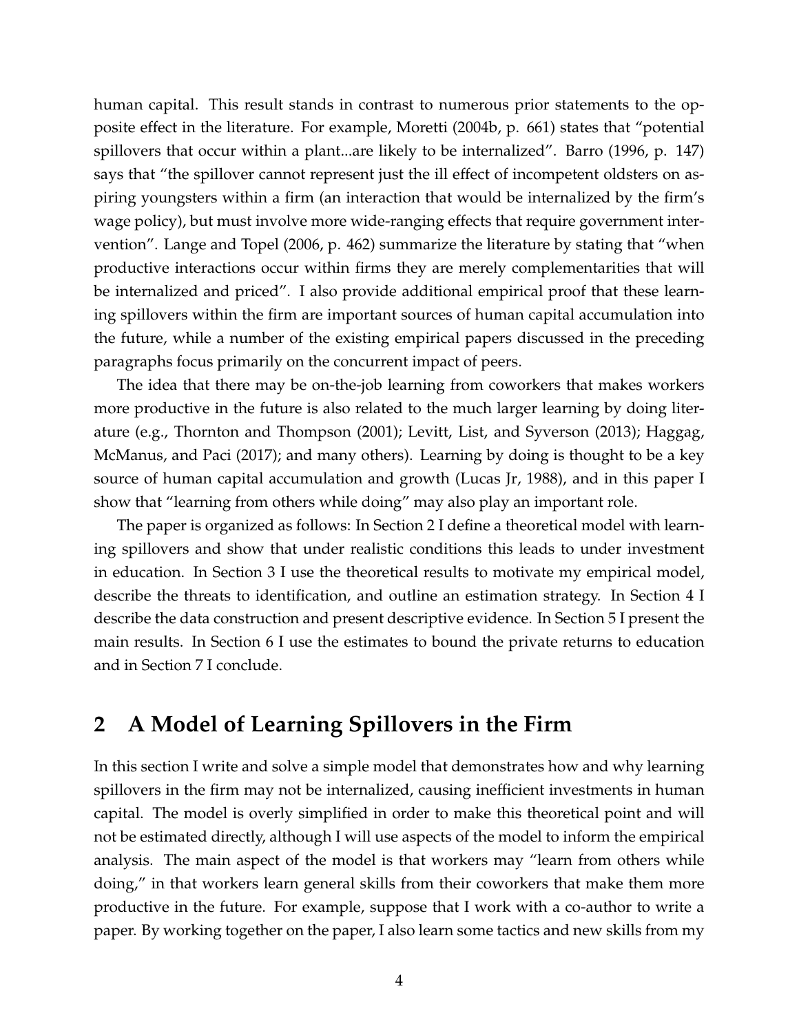human capital. This result stands in contrast to numerous prior statements to the opposite effect in the literature. For example, Moretti (2004b, p. 661) states that "potential spillovers that occur within a plant...are likely to be internalized". Barro (1996, p. 147) says that "the spillover cannot represent just the ill effect of incompetent oldsters on aspiring youngsters within a firm (an interaction that would be internalized by the firm's wage policy), but must involve more wide-ranging effects that require government intervention". Lange and Topel (2006, p. 462) summarize the literature by stating that "when productive interactions occur within firms they are merely complementarities that will be internalized and priced". I also provide additional empirical proof that these learning spillovers within the firm are important sources of human capital accumulation into the future, while a number of the existing empirical papers discussed in the preceding paragraphs focus primarily on the concurrent impact of peers.

The idea that there may be on-the-job learning from coworkers that makes workers more productive in the future is also related to the much larger learning by doing literature (e.g., Thornton and Thompson (2001); Levitt, List, and Syverson (2013); Haggag, McManus, and Paci (2017); and many others). Learning by doing is thought to be a key source of human capital accumulation and growth (Lucas Jr, 1988), and in this paper I show that "learning from others while doing" may also play an important role.

The paper is organized as follows: In Section 2 I define a theoretical model with learning spillovers and show that under realistic conditions this leads to under investment in education. In Section 3 I use the theoretical results to motivate my empirical model, describe the threats to identification, and outline an estimation strategy. In Section 4 I describe the data construction and present descriptive evidence. In Section 5 I present the main results. In Section 6 I use the estimates to bound the private returns to education and in Section 7 I conclude.

## 2 A Model of Learning Spillovers in the Firm

In this section I write and solve a simple model that demonstrates how and why learning spillovers in the firm may not be internalized, causing inefficient investments in human capital. The model is overly simplified in order to make this theoretical point and will not be estimated directly, although I will use aspects of the model to inform the empirical analysis. The main aspect of the model is that workers may "learn from others while doing," in that workers learn general skills from their coworkers that make them more productive in the future. For example, suppose that I work with a co-author to write a paper. By working together on the paper, I also learn some tactics and new skills from my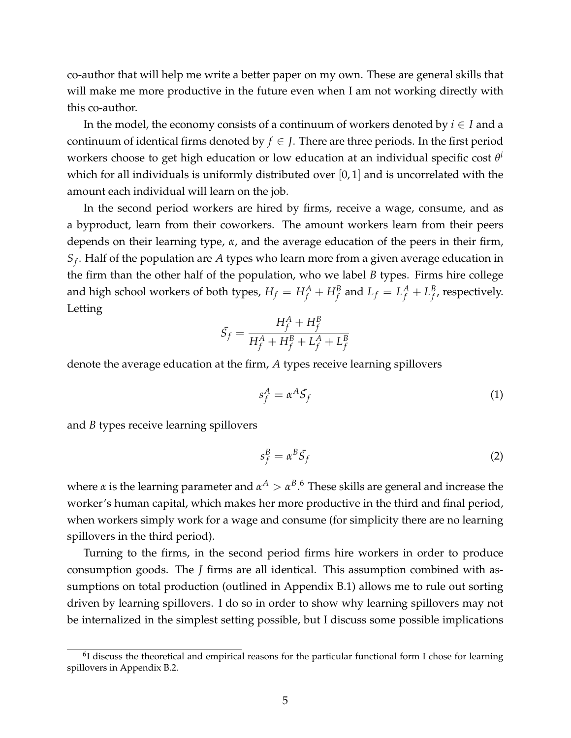co-author that will help me write a better paper on my own. These are general skills that will make me more productive in the future even when I am not working directly with this co-author.

In the model, the economy consists of a continuum of workers denoted by $i \in I$ and a continuum of identical firms denoted by $f \in J$. There are three periods. In the first period workers choose to get high education or low education at an individual specific cost $\theta^i$ which for all individuals is uniformly distributed over $[0, 1]$ and is uncorrelated with the amount each individual will learn on the job.

In the second period workers are hired by firms, receive a wage, consume, and as a byproduct, learn from their coworkers. The amount workers learn from their peers depends on their learning type, $\alpha$, and the average education of the peers in their firm, $S_f$. Half of the population are $A$ types who learn more from a given average education in the firm than the other half of the population, who we label $B$ types. Firms hire college and high school workers of both types, $H_f = H_f^A + H_f^B$ and $L_f = L_f^A + L_f^B$, respectively. Letting

$$\bar{S_f} = \frac{H_f^A + H_f^B}{H_f^A + H_f^B + L_f^A + L_f^B}$$

denote the average education at the firm, $A$ types receive learning spillovers

$$s_f^A = \alpha^A \bar{S_f} \tag{1}$$

and $B$ types receive learning spillovers

$$s_f^B = \alpha^B \bar{S_f} \tag{2}$$

where $\alpha$ is the learning parameter and $\alpha^A > \alpha^B$.[6] These skills are general and increase the worker's human capital, which makes her more productive in the third and final period, when workers simply work for a wage and consume (for simplicity there are no learning spillovers in the third period).

Turning to the firms, in the second period firms hire workers in order to produce consumption goods. The $J$ firms are all identical. This assumption combined with assumptions on total production (outlined in Appendix B.1) allows me to rule out sorting driven by learning spillovers. I do so in order to show why learning spillovers may not be internalized in the simplest setting possible, but I discuss some possible implications

[6] I discuss the theoretical and empirical reasons for the particular functional form I chose for learning spillovers in Appendix B.2.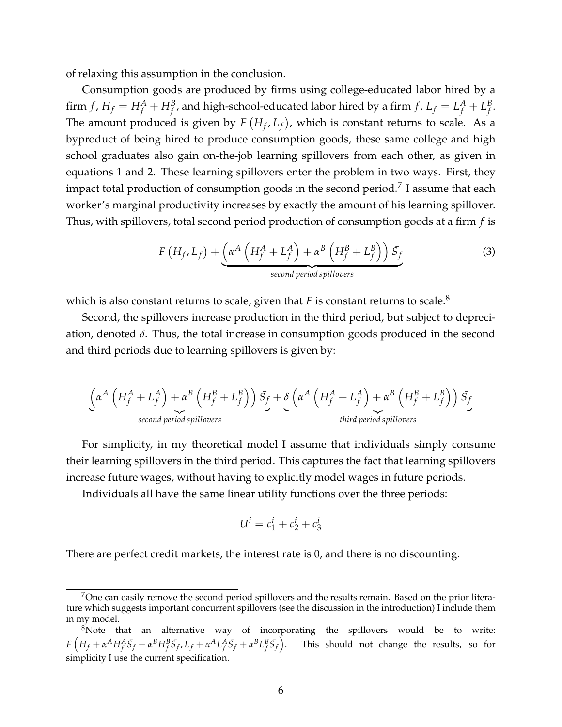of relaxing this assumption in the conclusion.

Consumption goods are produced by firms using college-educated labor hired by a firm $f$, $H_f = H_f^A + H_f^B$, and high-school-educated labor hired by a firm $f$, $L_f = L_f^A + L_f^B$. The amount produced is given by $F(H_f, L_f)$, which is constant returns to scale. As a byproduct of being hired to produce consumption goods, these same college and high school graduates also gain on-the-job learning spillovers from each other, as given in equations 1 and 2. These learning spillovers enter the problem in two ways. First, they impact total production of consumption goods in the second period.[7] I assume that each worker's marginal productivity increases by exactly the amount of his learning spillover. Thus, with spillovers, total second period production of consumption goods at a firm $f$ is

$$F(H_f, L_f) + \underbrace{\left(\alpha^A \left(H_f^A + L_f^A\right) + \alpha^B \left(H_f^B + L_f^B\right)\right) \bar{S_f}}_{\textit{second period spillovers}} \tag{3}$$

which is also constant returns to scale, given that $F$ is constant returns to scale.[8]

Second, the spillovers increase production in the third period, but subject to depreciation, denoted $\delta$. Thus, the total increase in consumption goods produced in the second and third periods due to learning spillovers is given by:

$$\underbrace{\left(\alpha^A \left(H_f^A + L_f^A\right) + \alpha^B \left(H_f^B + L_f^B\right)\right) \bar{S_f}}_{\textit{second period spillovers}} + \underbrace{\delta \left(\alpha^A \left(H_f^A + L_f^A\right) + \alpha^B \left(H_f^B + L_f^B\right)\right) \bar{S_f}}_{\textit{third period spillovers}}$$

For simplicity, in my theoretical model I assume that individuals simply consume their learning spillovers in the third period. This captures the fact that learning spillovers increase future wages, without having to explicitly model wages in future periods.

Individuals all have the same linear utility functions over the three periods:

$$U^i = c_1^i + c_2^i + c_3^i$$

There are perfect credit markets, the interest rate is 0, and there is no discounting.

[7] One can easily remove the second period spillovers and the results remain. Based on the prior literature which suggests important concurrent spillovers (see the discussion in the introduction) I include them in my model.

[8] Note that an alternative way of incorporating the spillovers would be to write: $F\left(H_f + \alpha^A H_f^A \bar{S_f} + \alpha^B H_f^B \bar{S_f}, L_f + \alpha^A L_f^A \bar{S_f} + \alpha^B L_f^B \bar{S_f}\right)$. This should not change the results, so for simplicity I use the current specification.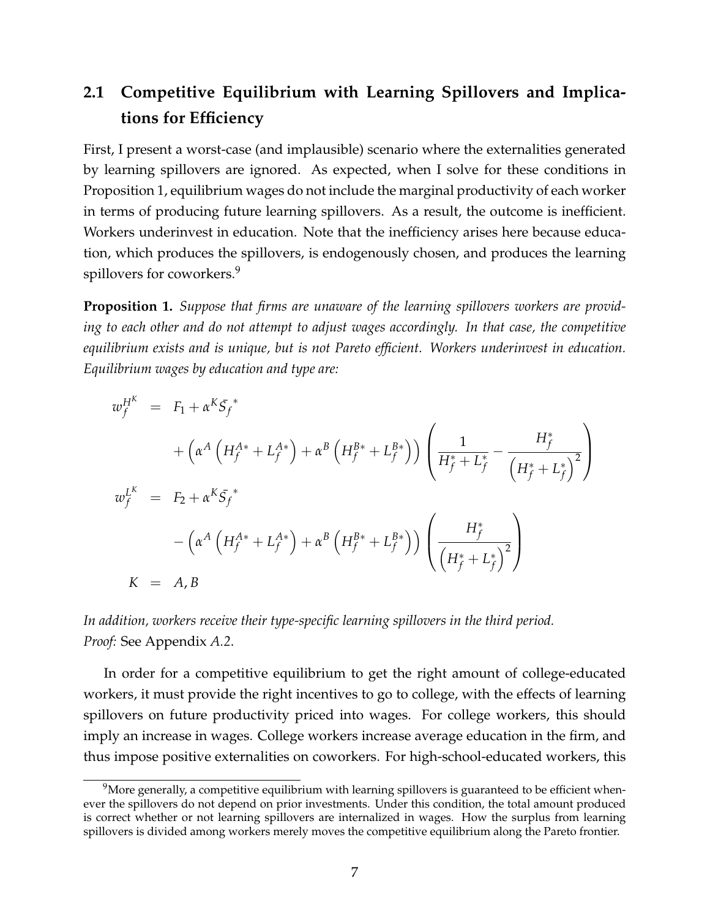## 2.1 Competitive Equilibrium with Learning Spillovers and Implications for Efficiency

First, I present a worst-case (and implausible) scenario where the externalities generated by learning spillovers are ignored. As expected, when I solve for these conditions in Proposition 1, equilibrium wages do not include the marginal productivity of each worker in terms of producing future learning spillovers. As a result, the outcome is inefficient. Workers underinvest in education. Note that the inefficiency arises here because education, which produces the spillovers, is endogenously chosen, and produces the learning spillovers for coworkers.[9]

**Proposition 1.** *Suppose that firms are unaware of the learning spillovers workers are providing to each other and do not attempt to adjust wages accordingly. In that case, the competitive equilibrium exists and is unique, but is not Pareto efficient. Workers underinvest in education. Equilibrium wages by education and type are:*

$$
\begin{aligned}
w_f^{H^K} &= F_1 + \alpha^K \bar{S}_f^{\,*} \\
&\quad + \left(\alpha^A \left(H_f^{A*} + L_f^{A*}\right) + \alpha^B \left(H_f^{B*} + L_f^{B*}\right)\right) \left(\frac{1}{H_f^* + L_f^*} - \frac{H_f^*}{\left(H_f^* + L_f^*\right)^2}\right) \\
w_f^{L^K} &= F_2 + \alpha^K \bar{S}_f^{\,*} \\
&\quad - \left(\alpha^A \left(H_f^{A*} + L_f^{A*}\right) + \alpha^B \left(H_f^{B*} + L_f^{B*}\right)\right) \left(\frac{H_f^*}{\left(H_f^* + L_f^*\right)^2}\right) \\
K &= A, B
\end{aligned}
$$

*In addition, workers receive their type-specific learning spillovers in the third period.*
*Proof:* See Appendix *A.2*.

In order for a competitive equilibrium to get the right amount of college-educated workers, it must provide the right incentives to go to college, with the effects of learning spillovers on future productivity priced into wages. For college workers, this should imply an increase in wages. College workers increase average education in the firm, and thus impose positive externalities on coworkers. For high-school-educated workers, this

[9] More generally, a competitive equilibrium with learning spillovers is guaranteed to be efficient whenever the spillovers do not depend on prior investments. Under this condition, the total amount produced is correct whether or not learning spillovers are internalized in wages. How the surplus from learning spillovers is divided among workers merely moves the competitive equilibrium along the Pareto frontier.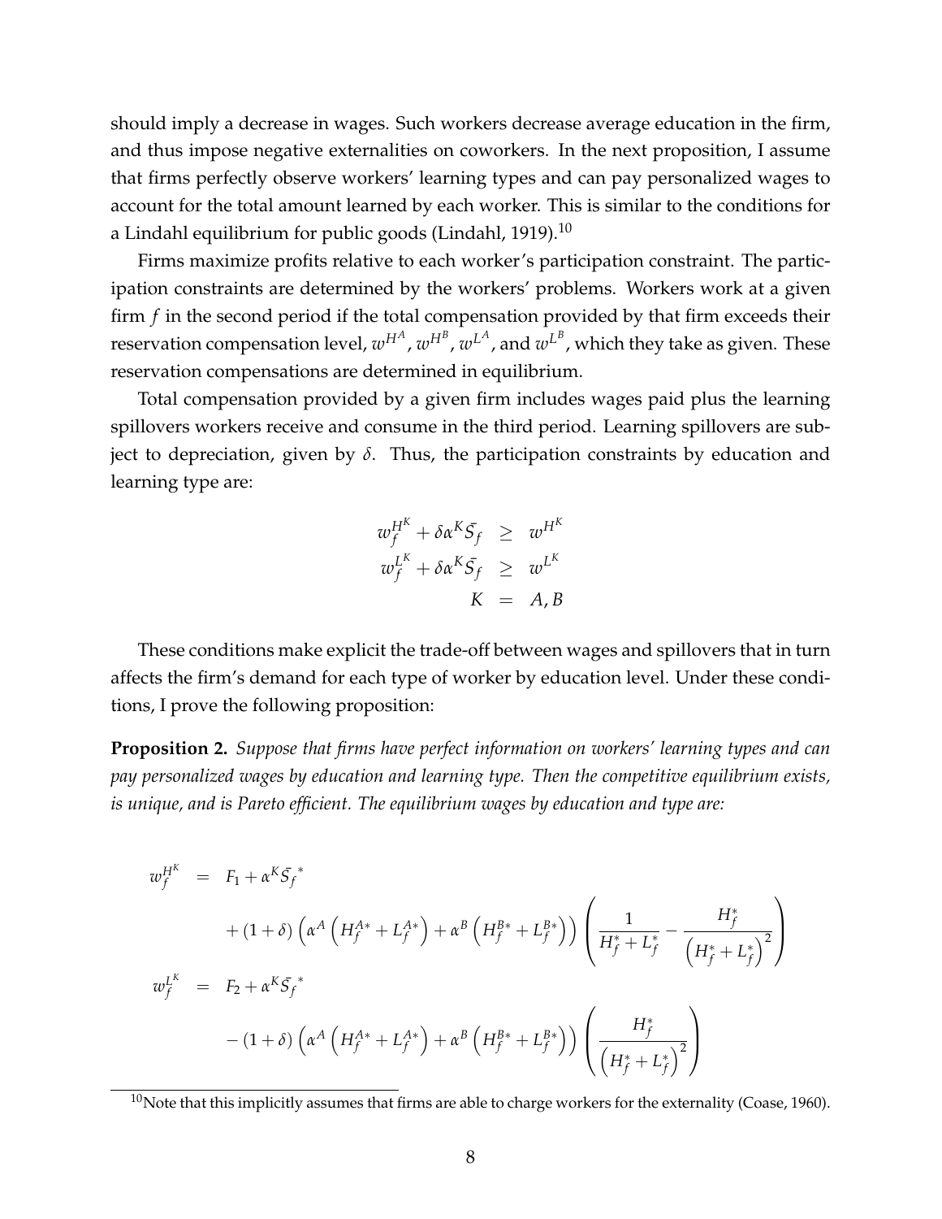should imply a decrease in wages. Such workers decrease average education in the firm, and thus impose negative externalities on coworkers. In the next proposition, I assume that firms perfectly observe workers' learning types and can pay personalized wages to account for the total amount learned by each worker. This is similar to the conditions for a Lindahl equilibrium for public goods (Lindahl, 1919).[10]

Firms maximize profits relative to each worker's participation constraint. The participation constraints are determined by the workers' problems. Workers work at a given firm $f$ in the second period if the total compensation provided by that firm exceeds their reservation compensation level, $w^{H^A}$, $w^{H^B}$, $w^{L^A}$, and $w^{L^B}$, which they take as given. These reservation compensations are determined in equilibrium.

Total compensation provided by a given firm includes wages paid plus the learning spillovers workers receive and consume in the third period. Learning spillovers are subject to depreciation, given by $\delta$. Thus, the participation constraints by education and learning type are:

$$
\begin{aligned}
w_f^{H^K} + \delta\alpha^K \bar{S}_f &\geq w^{H^K} \\
w_f^{L^K} + \delta\alpha^K \bar{S}_f &\geq w^{L^K} \\
K &= A, B
\end{aligned}
$$

These conditions make explicit the trade-off between wages and spillovers that in turn affects the firm's demand for each type of worker by education level. Under these conditions, I prove the following proposition:

**Proposition 2.** *Suppose that firms have perfect information on workers' learning types and can pay personalized wages by education and learning type. Then the competitive equilibrium exists, is unique, and is Pareto efficient. The equilibrium wages by education and type are:*

$$
\begin{aligned}
w_f^{H^K} &= F_1 + \alpha^K \bar{S_f}^* \\
&\quad + (1+\delta)\left(\alpha^A\left(H_f^{A*} + L_f^{A*}\right) + \alpha^B\left(H_f^{B*} + L_f^{B*}\right)\right)\left(\frac{1}{H_f^* + L_f^*} - \frac{H_f^*}{\left(H_f^* + L_f^*\right)^2}\right) \\
w_f^{L^K} &= F_2 + \alpha^K \bar{S_f}^* \\
&\quad - (1+\delta)\left(\alpha^A\left(H_f^{A*} + L_f^{A*}\right) + \alpha^B\left(H_f^{B*} + L_f^{B*}\right)\right)\left(\frac{H_f^*}{\left(H_f^* + L_f^*\right)^2}\right)
\end{aligned}
$$

[10] Note that this implicitly assumes that firms are able to charge workers for the externality (Coase, 1960).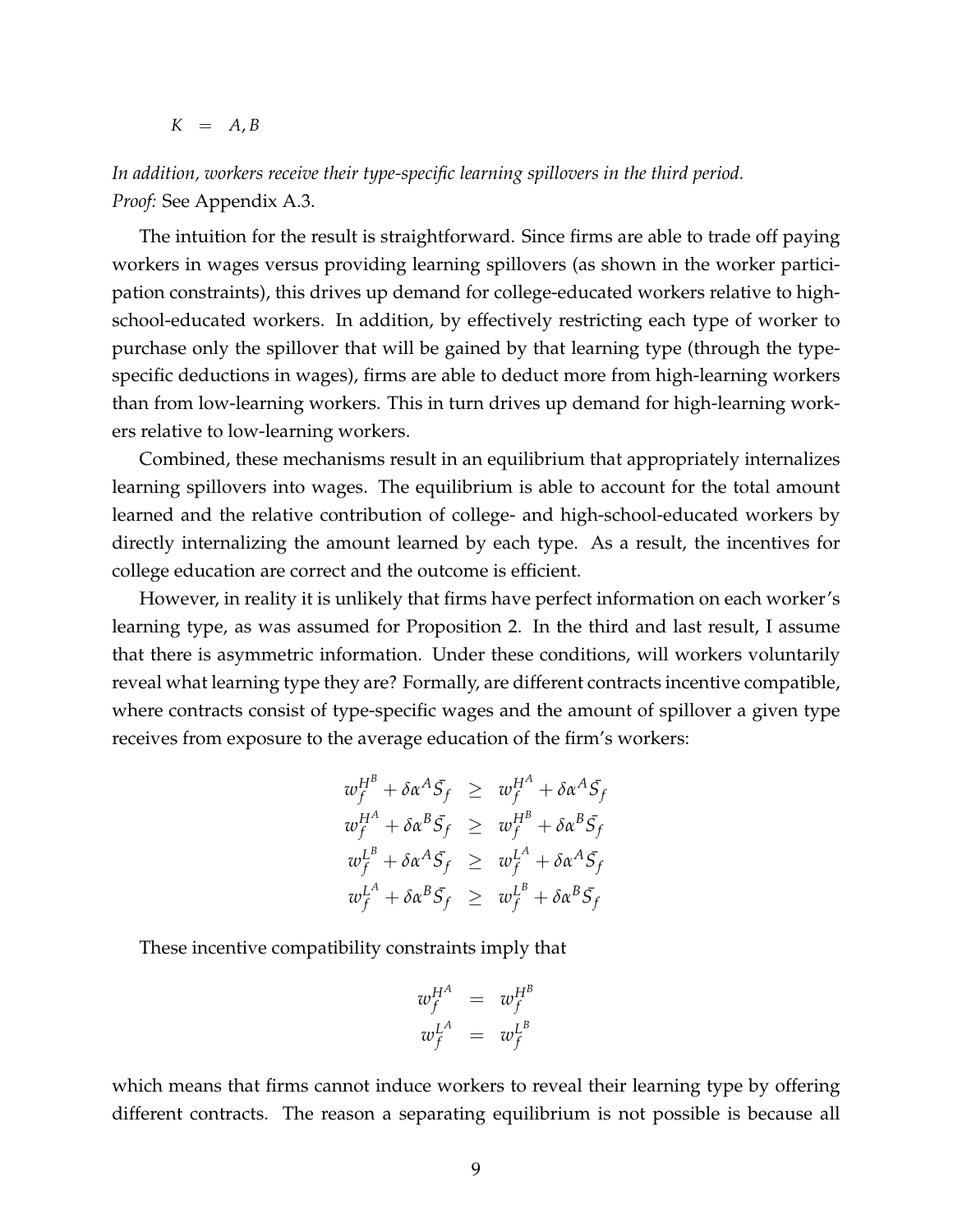$$K = A, B$$

*In addition, workers receive their type-specific learning spillovers in the third period.*
*Proof:* See Appendix A.3.

The intuition for the result is straightforward. Since firms are able to trade off paying workers in wages versus providing learning spillovers (as shown in the worker participation constraints), this drives up demand for college-educated workers relative to high-school-educated workers. In addition, by effectively restricting each type of worker to purchase only the spillover that will be gained by that learning type (through the type-specific deductions in wages), firms are able to deduct more from high-learning workers than from low-learning workers. This in turn drives up demand for high-learning workers relative to low-learning workers.

Combined, these mechanisms result in an equilibrium that appropriately internalizes learning spillovers into wages. The equilibrium is able to account for the total amount learned and the relative contribution of college- and high-school-educated workers by directly internalizing the amount learned by each type. As a result, the incentives for college education are correct and the outcome is efficient.

However, in reality it is unlikely that firms have perfect information on each worker's learning type, as was assumed for Proposition 2. In the third and last result, I assume that there is asymmetric information. Under these conditions, will workers voluntarily reveal what learning type they are? Formally, are different contracts incentive compatible, where contracts consist of type-specific wages and the amount of spillover a given type receives from exposure to the average education of the firm's workers:

$$
\begin{aligned}
w_f^{H^B} + \delta\alpha^A \bar{S_f} &\geq w_f^{H^A} + \delta\alpha^A \bar{S_f} \\
w_f^{H^A} + \delta\alpha^B \bar{S_f} &\geq w_f^{H^B} + \delta\alpha^B \bar{S_f} \\
w_f^{L^B} + \delta\alpha^A \bar{S_f} &\geq w_f^{L^A} + \delta\alpha^A \bar{S_f} \\
w_f^{L^A} + \delta\alpha^B \bar{S_f} &\geq w_f^{L^B} + \delta\alpha^B \bar{S_f}
\end{aligned}
$$

These incentive compatibility constraints imply that

$$
\begin{aligned}
w_f^{H^A} &= w_f^{H^B} \\
w_f^{L^A} &= w_f^{L^B}
\end{aligned}
$$

which means that firms cannot induce workers to reveal their learning type by offering different contracts. The reason a separating equilibrium is not possible is because all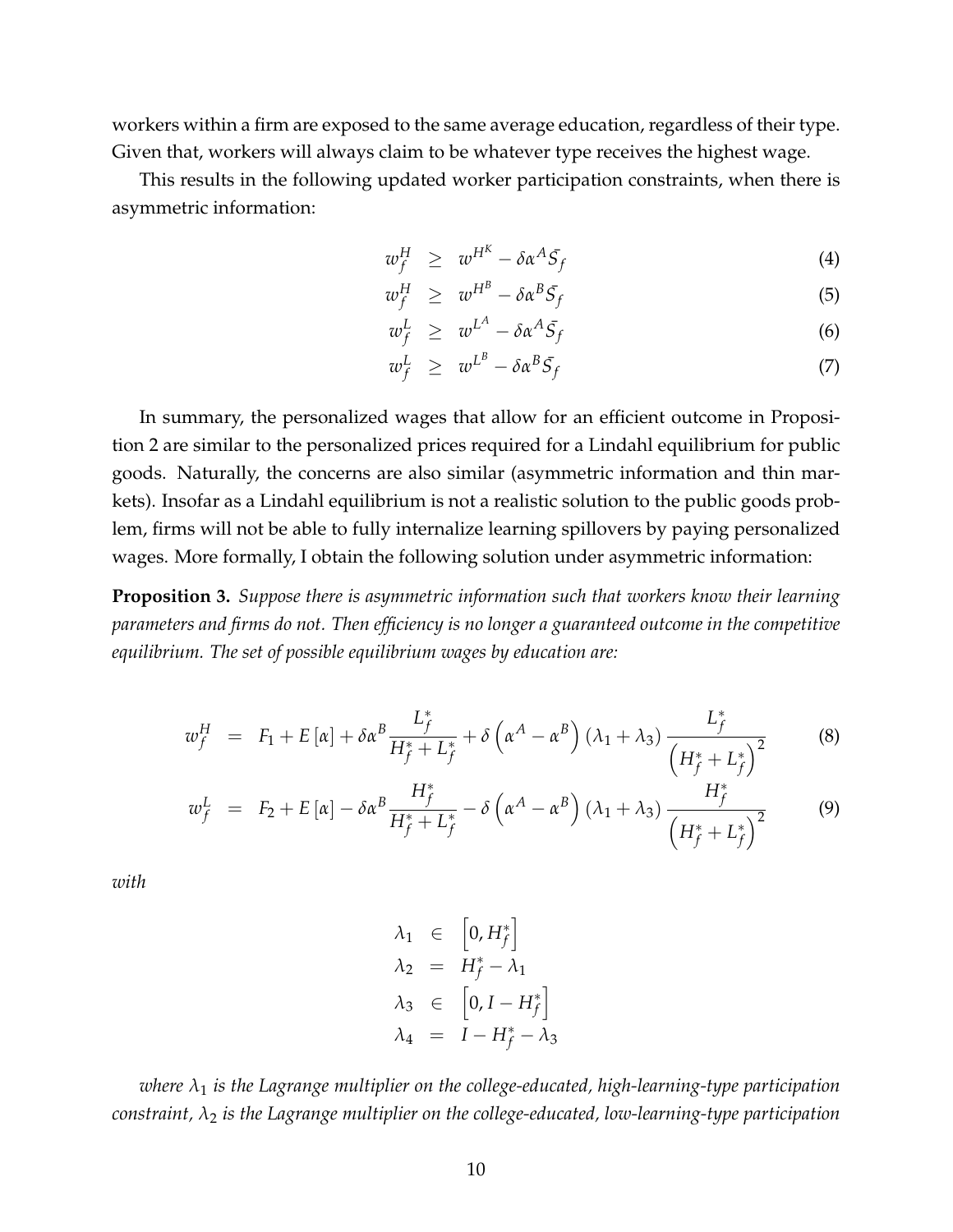workers within a firm are exposed to the same average education, regardless of their type. Given that, workers will always claim to be whatever type receives the highest wage.

This results in the following updated worker participation constraints, when there is asymmetric information:

$$w_f^H \geq w^{H^K} - \delta\alpha^A \bar{S}_f \tag{4}$$

$$w_f^H \geq w^{H^B} - \delta\alpha^B \bar{S}_f \tag{5}$$

$$w_f^L \geq w^{L^A} - \delta\alpha^A \bar{S}_f \tag{6}$$

$$w_f^L \geq w^{L^B} - \delta\alpha^B \bar{S}_f \tag{7}$$

In summary, the personalized wages that allow for an efficient outcome in Proposition 2 are similar to the personalized prices required for a Lindahl equilibrium for public goods. Naturally, the concerns are also similar (asymmetric information and thin markets). Insofar as a Lindahl equilibrium is not a realistic solution to the public goods problem, firms will not be able to fully internalize learning spillovers by paying personalized wages. More formally, I obtain the following solution under asymmetric information:

**Proposition 3.** *Suppose there is asymmetric information such that workers know their learning parameters and firms do not. Then efficiency is no longer a guaranteed outcome in the competitive equilibrium. The set of possible equilibrium wages by education are:*

$$w_f^H = F_1 + E[\alpha] + \delta\alpha^B \frac{L_f^*}{H_f^* + L_f^*} + \delta\left(\alpha^A - \alpha^B\right)(\lambda_1 + \lambda_3)\frac{L_f^*}{\left(H_f^* + L_f^*\right)^2} \tag{8}$$

$$w_f^L = F_2 + E[\alpha] - \delta\alpha^B \frac{H_f^*}{H_f^* + L_f^*} - \delta\left(\alpha^A - \alpha^B\right)(\lambda_1 + \lambda_3)\frac{H_f^*}{\left(H_f^* + L_f^*\right)^2} \tag{9}$$

*with*

$$\begin{aligned}
\lambda_1 &\in \left[0, H_f^*\right] \\
\lambda_2 &= H_f^* - \lambda_1 \\
\lambda_3 &\in \left[0, I - H_f^*\right] \\
\lambda_4 &= I - H_f^* - \lambda_3
\end{aligned}$$

*where $\lambda_1$ is the Lagrange multiplier on the college-educated, high-learning-type participation constraint, $\lambda_2$ is the Lagrange multiplier on the college-educated, low-learning-type participation*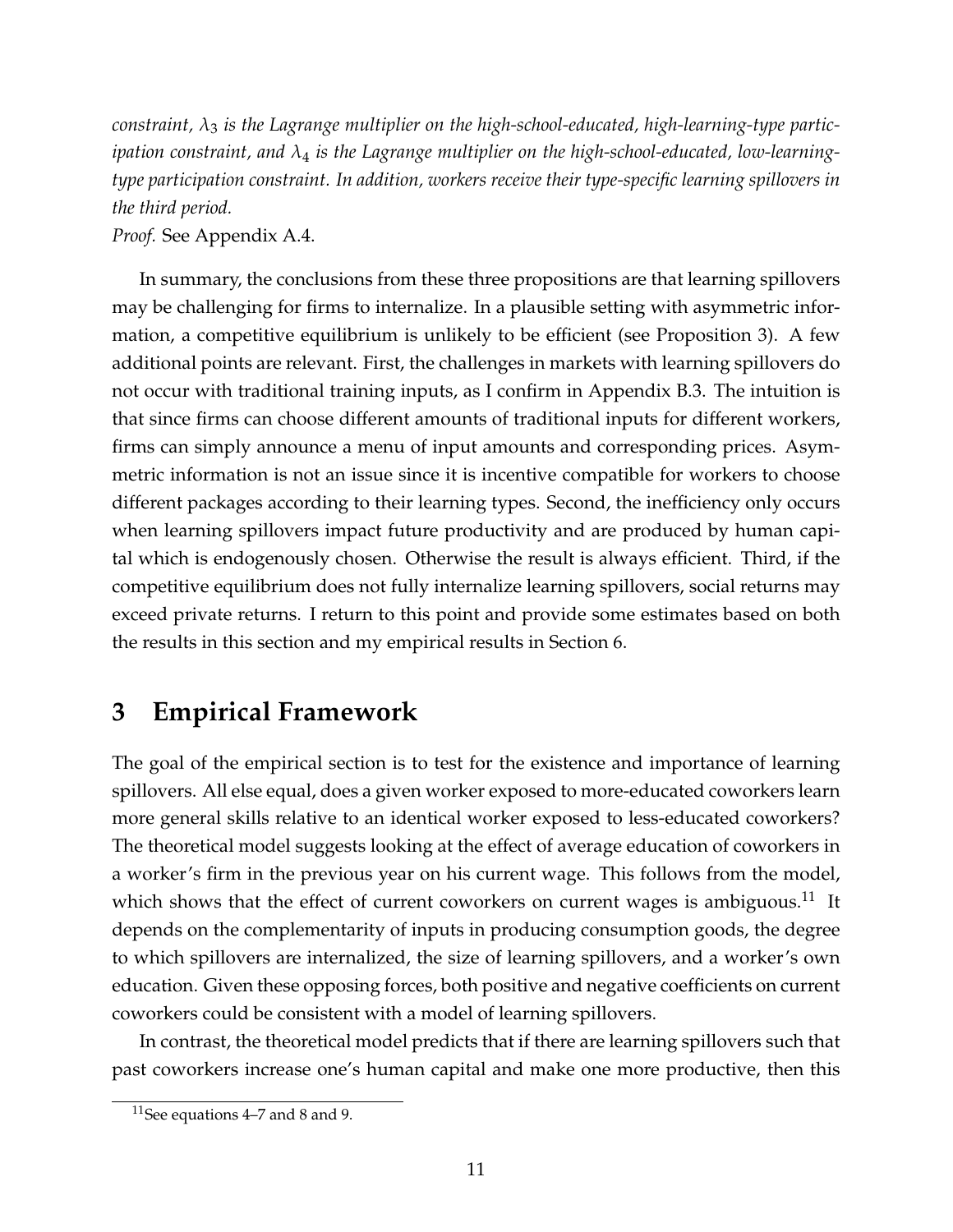*constraint, $\lambda_3$ is the Lagrange multiplier on the high-school-educated, high-learning-type participation constraint, and $\lambda_4$ is the Lagrange multiplier on the high-school-educated, low-learning-type participation constraint. In addition, workers receive their type-specific learning spillovers in the third period.*

*Proof.* See Appendix A.4.

In summary, the conclusions from these three propositions are that learning spillovers may be challenging for firms to internalize. In a plausible setting with asymmetric information, a competitive equilibrium is unlikely to be efficient (see Proposition 3). A few additional points are relevant. First, the challenges in markets with learning spillovers do not occur with traditional training inputs, as I confirm in Appendix B.3. The intuition is that since firms can choose different amounts of traditional inputs for different workers, firms can simply announce a menu of input amounts and corresponding prices. Asymmetric information is not an issue since it is incentive compatible for workers to choose different packages according to their learning types. Second, the inefficiency only occurs when learning spillovers impact future productivity and are produced by human capital which is endogenously chosen. Otherwise the result is always efficient. Third, if the competitive equilibrium does not fully internalize learning spillovers, social returns may exceed private returns. I return to this point and provide some estimates based on both the results in this section and my empirical results in Section 6.

# 3 Empirical Framework

The goal of the empirical section is to test for the existence and importance of learning spillovers. All else equal, does a given worker exposed to more-educated coworkers learn more general skills relative to an identical worker exposed to less-educated coworkers? The theoretical model suggests looking at the effect of average education of coworkers in a worker's firm in the previous year on his current wage. This follows from the model, which shows that the effect of current coworkers on current wages is ambiguous.[11] It depends on the complementarity of inputs in producing consumption goods, the degree to which spillovers are internalized, the size of learning spillovers, and a worker's own education. Given these opposing forces, both positive and negative coefficients on current coworkers could be consistent with a model of learning spillovers.

In contrast, the theoretical model predicts that if there are learning spillovers such that past coworkers increase one's human capital and make one more productive, then this

[11] See equations 4–7 and 8 and 9.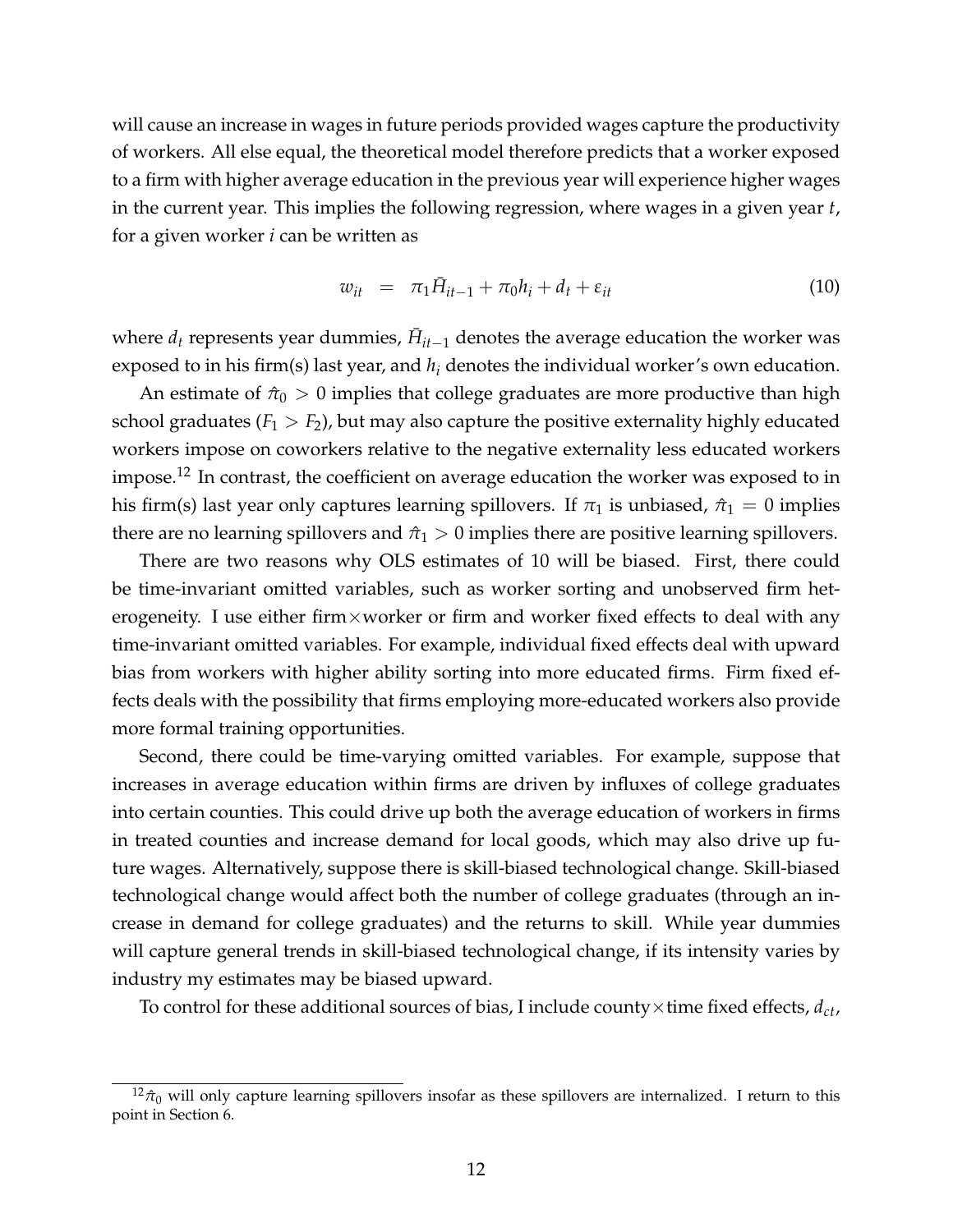will cause an increase in wages in future periods provided wages capture the productivity of workers. All else equal, the theoretical model therefore predicts that a worker exposed to a firm with higher average education in the previous year will experience higher wages in the current year. This implies the following regression, where wages in a given year $t$, for a given worker $i$ can be written as

$$w_{it} = \pi_1 \bar{H}_{it-1} + \pi_0 h_i + d_t + \varepsilon_{it} \tag{10}$$

where $d_t$ represents year dummies, $\bar{H}_{it-1}$ denotes the average education the worker was exposed to in his firm(s) last year, and $h_i$ denotes the individual worker's own education.

An estimate of $\hat{\pi}_0 > 0$ implies that college graduates are more productive than high school graduates ($F_1 > F_2$), but may also capture the positive externality highly educated workers impose on coworkers relative to the negative externality less educated workers impose.[12] In contrast, the coefficient on average education the worker was exposed to in his firm(s) last year only captures learning spillovers. If $\pi_1$ is unbiased, $\hat{\pi}_1 = 0$ implies there are no learning spillovers and $\hat{\pi}_1 > 0$ implies there are positive learning spillovers.

There are two reasons why OLS estimates of 10 will be biased. First, there could be time-invariant omitted variables, such as worker sorting and unobserved firm heterogeneity. I use either firm×worker or firm and worker fixed effects to deal with any time-invariant omitted variables. For example, individual fixed effects deal with upward bias from workers with higher ability sorting into more educated firms. Firm fixed effects deals with the possibility that firms employing more-educated workers also provide more formal training opportunities.

Second, there could be time-varying omitted variables. For example, suppose that increases in average education within firms are driven by influxes of college graduates into certain counties. This could drive up both the average education of workers in firms in treated counties and increase demand for local goods, which may also drive up future wages. Alternatively, suppose there is skill-biased technological change. Skill-biased technological change would affect both the number of college graduates (through an increase in demand for college graduates) and the returns to skill. While year dummies will capture general trends in skill-biased technological change, if its intensity varies by industry my estimates may be biased upward.

To control for these additional sources of bias, I include county×time fixed effects, $d_{ct}$,

[12] $\hat{\pi}_0$ will only capture learning spillovers insofar as these spillovers are internalized. I return to this point in Section 6.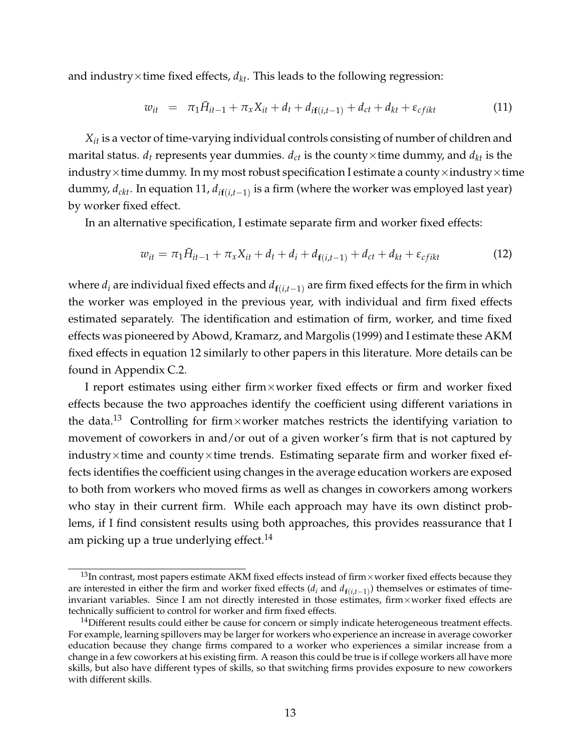and industry×time fixed effects, $d_{kt}$. This leads to the following regression:

$$w_{it} \quad = \quad \pi_1 \bar{H}_{it-1} + \pi_x X_{it} + d_t + d_{i\mathbf{f}(i,t-1)} + d_{ct} + d_{kt} + \varepsilon_{cfikt} \tag{11}$$

$X_{it}$ is a vector of time-varying individual controls consisting of number of children and marital status. $d_t$ represents year dummies. $d_{ct}$ is the county×time dummy, and $d_{kt}$ is the industry×time dummy. In my most robust specification I estimate a county×industry×time dummy, $d_{ckt}$. In equation 11, $d_{i\mathbf{f}(i,t-1)}$ is a firm (where the worker was employed last year) by worker fixed effect.

In an alternative specification, I estimate separate firm and worker fixed effects:

$$w_{it} = \pi_1 \bar{H}_{it-1} + \pi_x X_{it} + d_t + d_i + d_{\mathbf{f}(i,t-1)} + d_{ct} + d_{kt} + \varepsilon_{cfikt} \tag{12}$$

where $d_i$ are individual fixed effects and $d_{\mathbf{f}(i,t-1)}$ are firm fixed effects for the firm in which the worker was employed in the previous year, with individual and firm fixed effects estimated separately. The identification and estimation of firm, worker, and time fixed effects was pioneered by Abowd, Kramarz, and Margolis (1999) and I estimate these AKM fixed effects in equation 12 similarly to other papers in this literature. More details can be found in Appendix C.2.

I report estimates using either firm×worker fixed effects or firm and worker fixed effects because the two approaches identify the coefficient using different variations in the data.[13] Controlling for firm×worker matches restricts the identifying variation to movement of coworkers in and/or out of a given worker's firm that is not captured by industry×time and county×time trends. Estimating separate firm and worker fixed effects identifies the coefficient using changes in the average education workers are exposed to both from workers who moved firms as well as changes in coworkers among workers who stay in their current firm. While each approach may have its own distinct problems, if I find consistent results using both approaches, this provides reassurance that I am picking up a true underlying effect.[14]

[13] In contrast, most papers estimate AKM fixed effects instead of firm×worker fixed effects because they are interested in either the firm and worker fixed effects ($d_i$ and $d_{\mathbf{f}(i,t-1)}$) themselves or estimates of time-invariant variables. Since I am not directly interested in those estimates, firm×worker fixed effects are technically sufficient to control for worker and firm fixed effects.

[14] Different results could either be cause for concern or simply indicate heterogeneous treatment effects. For example, learning spillovers may be larger for workers who experience an increase in average coworker education because they change firms compared to a worker who experiences a similar increase from a change in a few coworkers at his existing firm. A reason this could be true is if college workers all have more skills, but also have different types of skills, so that switching firms provides exposure to new coworkers with different skills.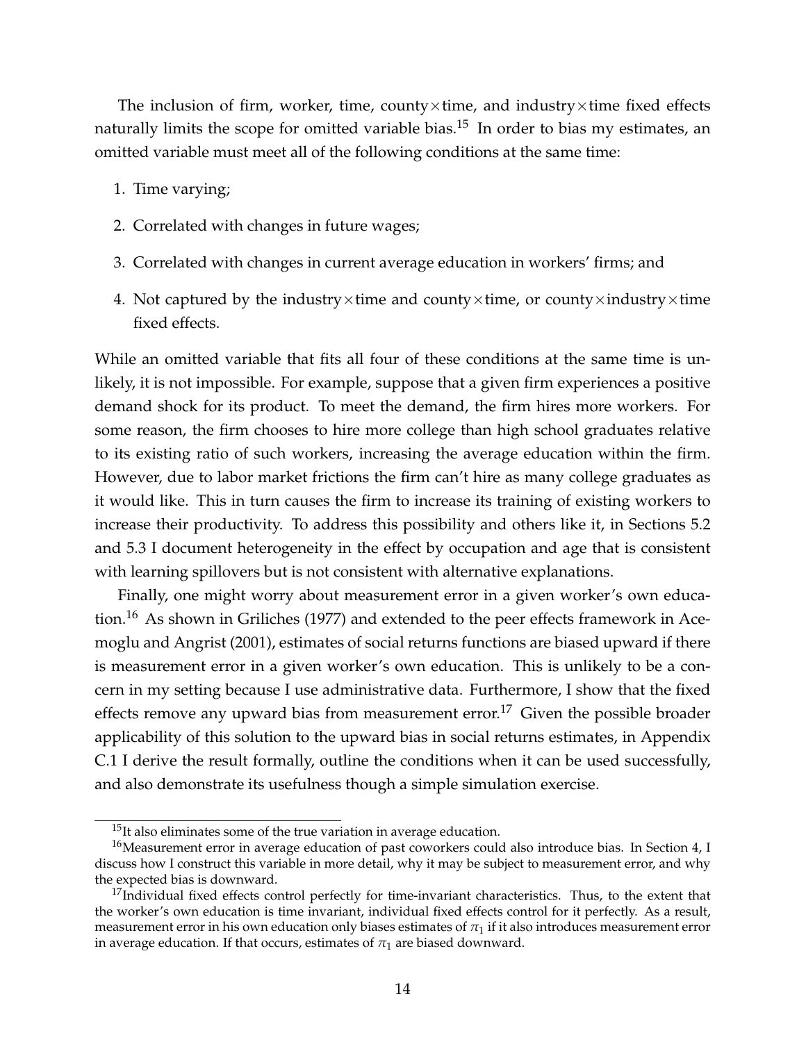The inclusion of firm, worker, time, county×time, and industry×time fixed effects naturally limits the scope for omitted variable bias.[15] In order to bias my estimates, an omitted variable must meet all of the following conditions at the same time:

1. Time varying;
2. Correlated with changes in future wages;
3. Correlated with changes in current average education in workers' firms; and
4. Not captured by the industry×time and county×time, or county×industry×time fixed effects.

While an omitted variable that fits all four of these conditions at the same time is unlikely, it is not impossible. For example, suppose that a given firm experiences a positive demand shock for its product. To meet the demand, the firm hires more workers. For some reason, the firm chooses to hire more college than high school graduates relative to its existing ratio of such workers, increasing the average education within the firm. However, due to labor market frictions the firm can't hire as many college graduates as it would like. This in turn causes the firm to increase its training of existing workers to increase their productivity. To address this possibility and others like it, in Sections 5.2 and 5.3 I document heterogeneity in the effect by occupation and age that is consistent with learning spillovers but is not consistent with alternative explanations.

Finally, one might worry about measurement error in a given worker's own education.[16] As shown in Griliches (1977) and extended to the peer effects framework in Acemoglu and Angrist (2001), estimates of social returns functions are biased upward if there is measurement error in a given worker's own education. This is unlikely to be a concern in my setting because I use administrative data. Furthermore, I show that the fixed effects remove any upward bias from measurement error.[17] Given the possible broader applicability of this solution to the upward bias in social returns estimates, in Appendix C.1 I derive the result formally, outline the conditions when it can be used successfully, and also demonstrate its usefulness though a simple simulation exercise.

[15] It also eliminates some of the true variation in average education.

[16] Measurement error in average education of past coworkers could also introduce bias. In Section 4, I discuss how I construct this variable in more detail, why it may be subject to measurement error, and why the expected bias is downward.

[17] Individual fixed effects control perfectly for time-invariant characteristics. Thus, to the extent that the worker's own education is time invariant, individual fixed effects control for it perfectly. As a result, measurement error in his own education only biases estimates of $\pi_1$ if it also introduces measurement error in average education. If that occurs, estimates of $\pi_1$ are biased downward.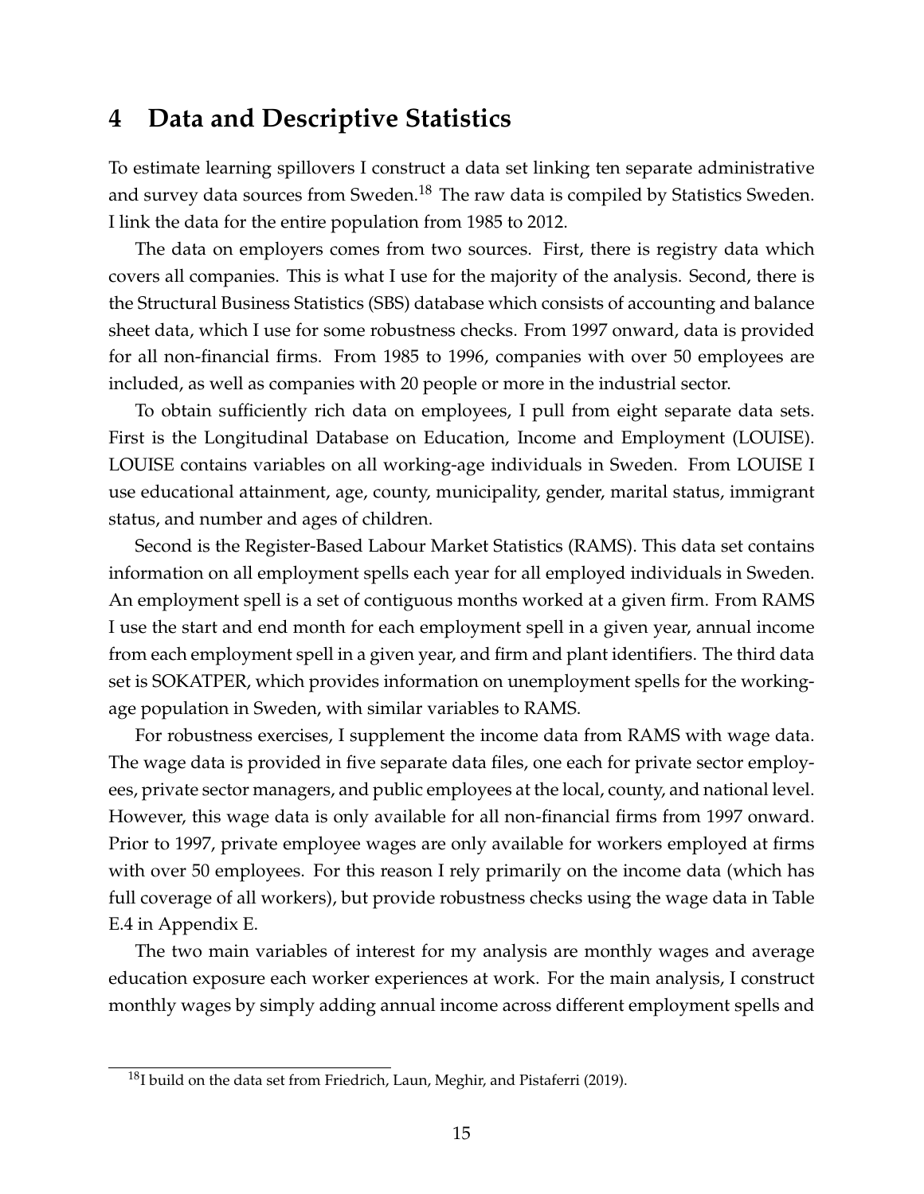# 4 Data and Descriptive Statistics

To estimate learning spillovers I construct a data set linking ten separate administrative and survey data sources from Sweden.[18] The raw data is compiled by Statistics Sweden. I link the data for the entire population from 1985 to 2012.

The data on employers comes from two sources. First, there is registry data which covers all companies. This is what I use for the majority of the analysis. Second, there is the Structural Business Statistics (SBS) database which consists of accounting and balance sheet data, which I use for some robustness checks. From 1997 onward, data is provided for all non-financial firms. From 1985 to 1996, companies with over 50 employees are included, as well as companies with 20 people or more in the industrial sector.

To obtain sufficiently rich data on employees, I pull from eight separate data sets. First is the Longitudinal Database on Education, Income and Employment (LOUISE). LOUISE contains variables on all working-age individuals in Sweden. From LOUISE I use educational attainment, age, county, municipality, gender, marital status, immigrant status, and number and ages of children.

Second is the Register-Based Labour Market Statistics (RAMS). This data set contains information on all employment spells each year for all employed individuals in Sweden. An employment spell is a set of contiguous months worked at a given firm. From RAMS I use the start and end month for each employment spell in a given year, annual income from each employment spell in a given year, and firm and plant identifiers. The third data set is SOKATPER, which provides information on unemployment spells for the working-age population in Sweden, with similar variables to RAMS.

For robustness exercises, I supplement the income data from RAMS with wage data. The wage data is provided in five separate data files, one each for private sector employees, private sector managers, and public employees at the local, county, and national level. However, this wage data is only available for all non-financial firms from 1997 onward. Prior to 1997, private employee wages are only available for workers employed at firms with over 50 employees. For this reason I rely primarily on the income data (which has full coverage of all workers), but provide robustness checks using the wage data in Table E.4 in Appendix E.

The two main variables of interest for my analysis are monthly wages and average education exposure each worker experiences at work. For the main analysis, I construct monthly wages by simply adding annual income across different employment spells and

[18] I build on the data set from Friedrich, Laun, Meghir, and Pistaferri (2019).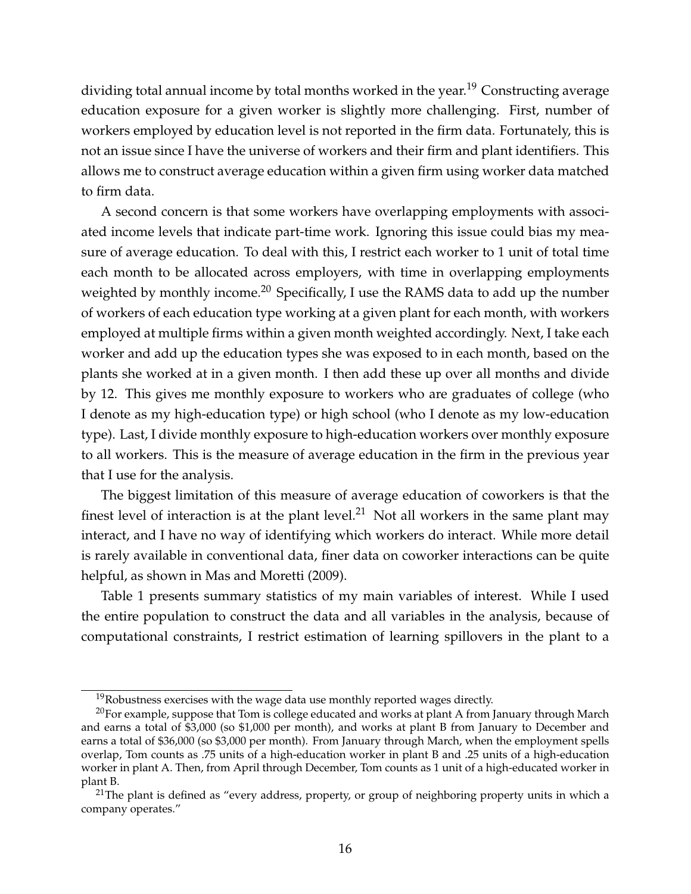dividing total annual income by total months worked in the year.[19] Constructing average education exposure for a given worker is slightly more challenging. First, number of workers employed by education level is not reported in the firm data. Fortunately, this is not an issue since I have the universe of workers and their firm and plant identifiers. This allows me to construct average education within a given firm using worker data matched to firm data.

A second concern is that some workers have overlapping employments with associated income levels that indicate part-time work. Ignoring this issue could bias my measure of average education. To deal with this, I restrict each worker to 1 unit of total time each month to be allocated across employers, with time in overlapping employments weighted by monthly income.[20] Specifically, I use the RAMS data to add up the number of workers of each education type working at a given plant for each month, with workers employed at multiple firms within a given month weighted accordingly. Next, I take each worker and add up the education types she was exposed to in each month, based on the plants she worked at in a given month. I then add these up over all months and divide by 12. This gives me monthly exposure to workers who are graduates of college (who I denote as my high-education type) or high school (who I denote as my low-education type). Last, I divide monthly exposure to high-education workers over monthly exposure to all workers. This is the measure of average education in the firm in the previous year that I use for the analysis.

The biggest limitation of this measure of average education of coworkers is that the finest level of interaction is at the plant level.[21] Not all workers in the same plant may interact, and I have no way of identifying which workers do interact. While more detail is rarely available in conventional data, finer data on coworker interactions can be quite helpful, as shown in Mas and Moretti (2009).

Table 1 presents summary statistics of my main variables of interest. While I used the entire population to construct the data and all variables in the analysis, because of computational constraints, I restrict estimation of learning spillovers in the plant to a

---

[19] Robustness exercises with the wage data use monthly reported wages directly.

[20] For example, suppose that Tom is college educated and works at plant A from January through March and earns a total of $3,000 (so $1,000 per month), and works at plant B from January to December and earns a total of $36,000 (so $3,000 per month). From January through March, when the employment spells overlap, Tom counts as .75 units of a high-education worker in plant B and .25 units of a high-education worker in plant A. Then, from April through December, Tom counts as 1 unit of a high-educated worker in plant B.

[21] The plant is defined as "every address, property, or group of neighboring property units in which a company operates."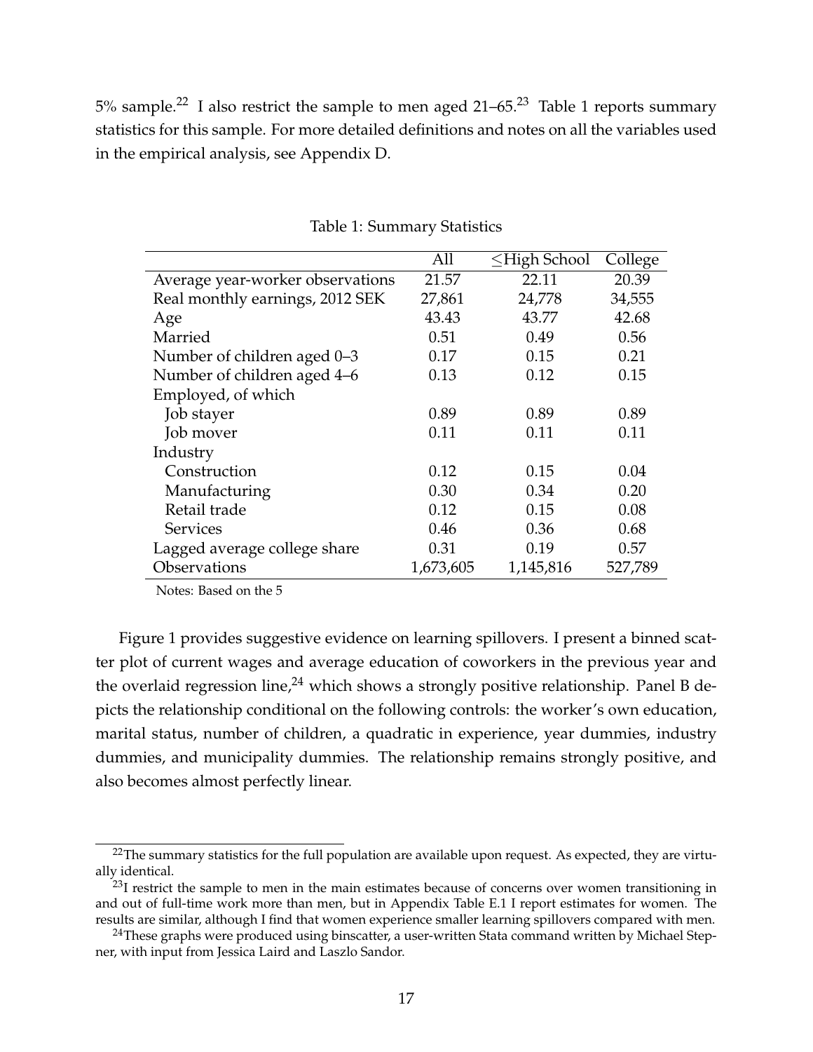5% sample.[22] I also restrict the sample to men aged 21–65.[23] Table 1 reports summary statistics for this sample. For more detailed definitions and notes on all the variables used in the empirical analysis, see Appendix D.

Table 1: Summary Statistics

| | All | $\leq$High School | College |
|---|---|---|---|
| Average year-worker observations | 21.57 | 22.11 | 20.39 |
| Real monthly earnings, 2012 SEK | 27,861 | 24,778 | 34,555 |
| Age | 43.43 | 43.77 | 42.68 |
| Married | 0.51 | 0.49 | 0.56 |
| Number of children aged 0–3 | 0.17 | 0.15 | 0.21 |
| Number of children aged 4–6 | 0.13 | 0.12 | 0.15 |
| Employed, of which | | | |
| Job stayer | 0.89 | 0.89 | 0.89 |
| Job mover | 0.11 | 0.11 | 0.11 |
| Industry | | | |
| Construction | 0.12 | 0.15 | 0.04 |
| Manufacturing | 0.30 | 0.34 | 0.20 |
| Retail trade | 0.12 | 0.15 | 0.08 |
| Services | 0.46 | 0.36 | 0.68 |
| Lagged average college share | 0.31 | 0.19 | 0.57 |
| Observations | 1,673,605 | 1,145,816 | 527,789 |

Notes: Based on the 5

Figure 1 provides suggestive evidence on learning spillovers. I present a binned scatter plot of current wages and average education of coworkers in the previous year and the overlaid regression line,[24] which shows a strongly positive relationship. Panel B depicts the relationship conditional on the following controls: the worker's own education, marital status, number of children, a quadratic in experience, year dummies, industry dummies, and municipality dummies. The relationship remains strongly positive, and also becomes almost perfectly linear.

[22] The summary statistics for the full population are available upon request. As expected, they are virtually identical.

[23] I restrict the sample to men in the main estimates because of concerns over women transitioning in and out of full-time work more than men, but in Appendix Table E.1 I report estimates for women. The results are similar, although I find that women experience smaller learning spillovers compared with men.

[24] These graphs were produced using binscatter, a user-written Stata command written by Michael Stepner, with input from Jessica Laird and Laszlo Sandor.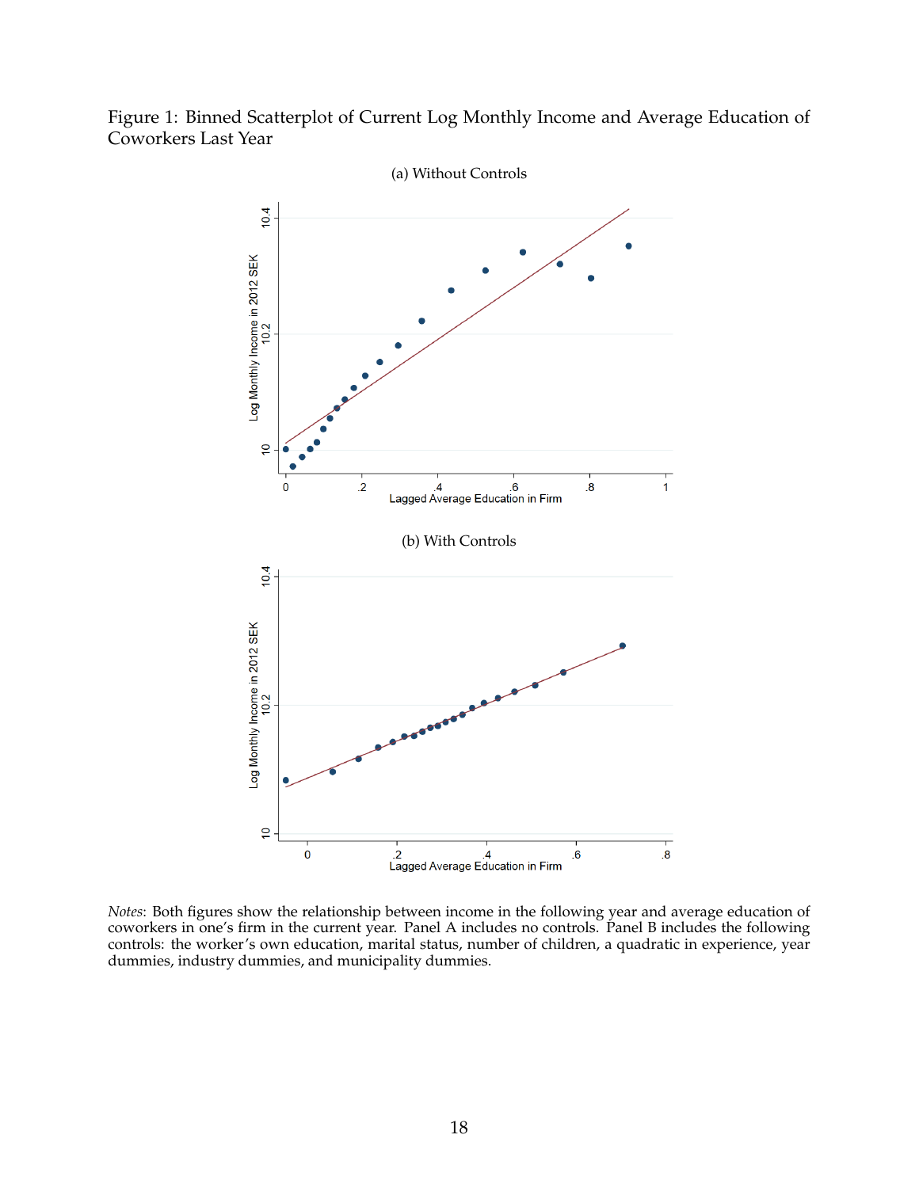Figure 1: Binned Scatterplot of Current Log Monthly Income and Average Education of Coworkers Last Year

(a) Without Controls

(b) With Controls

*Notes*: Both figures show the relationship between income in the following year and average education of coworkers in one's firm in the current year. Panel A includes no controls. Panel B includes the following controls: the worker's own education, marital status, number of children, a quadratic in experience, year dummies, industry dummies, and municipality dummies.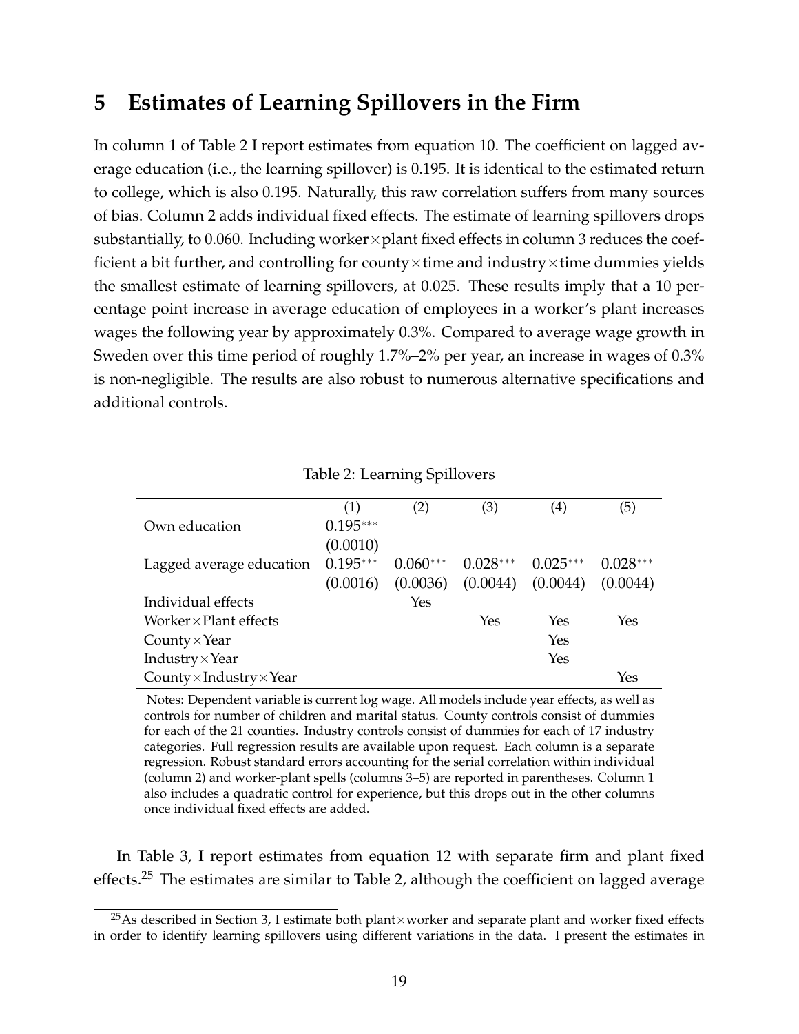# 5 Estimates of Learning Spillovers in the Firm

In column 1 of Table 2 I report estimates from equation 10. The coefficient on lagged average education (i.e., the learning spillover) is 0.195. It is identical to the estimated return to college, which is also 0.195. Naturally, this raw correlation suffers from many sources of bias. Column 2 adds individual fixed effects. The estimate of learning spillovers drops substantially, to 0.060. Including worker×plant fixed effects in column 3 reduces the coefficient a bit further, and controlling for county×time and industry×time dummies yields the smallest estimate of learning spillovers, at 0.025. These results imply that a 10 percentage point increase in average education of employees in a worker's plant increases wages the following year by approximately 0.3%. Compared to average wage growth in Sweden over this time period of roughly 1.7%–2% per year, an increase in wages of 0.3% is non-negligible. The results are also robust to numerous alternative specifications and additional controls.

Table 2: Learning Spillovers

| | (1) | (2) | (3) | (4) | (5) |
|---|---|---|---|---|---|
| Own education | 0.195*** | | | | |
| | (0.0010) | | | | |
| Lagged average education | 0.195*** | 0.060*** | 0.028*** | 0.025*** | 0.028*** |
| | (0.0016) | (0.0036) | (0.0044) | (0.0044) | (0.0044) |
| Individual effects | | Yes | | | |
| Worker×Plant effects | | | Yes | Yes | Yes |
| County×Year | | | | Yes | |
| Industry×Year | | | | Yes | |
| County×Industry×Year | | | | | Yes |

Notes: Dependent variable is current log wage. All models include year effects, as well as controls for number of children and marital status. County controls consist of dummies for each of the 21 counties. Industry controls consist of dummies for each of 17 industry categories. Full regression results are available upon request. Each column is a separate regression. Robust standard errors accounting for the serial correlation within individual (column 2) and worker-plant spells (columns 3–5) are reported in parentheses. Column 1 also includes a quadratic control for experience, but this drops out in the other columns once individual fixed effects are added.

In Table 3, I report estimates from equation 12 with separate firm and plant fixed effects.[25] The estimates are similar to Table 2, although the coefficient on lagged average

[25] As described in Section 3, I estimate both plant×worker and separate plant and worker fixed effects in order to identify learning spillovers using different variations in the data. I present the estimates in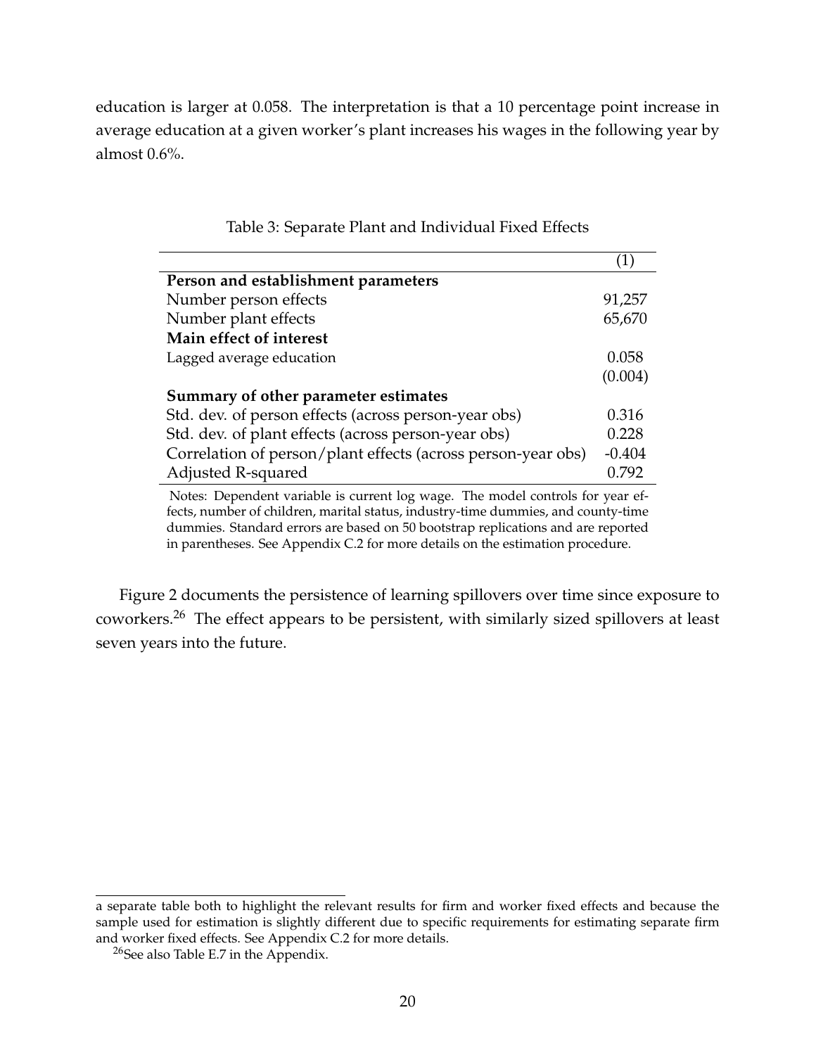education is larger at 0.058. The interpretation is that a 10 percentage point increase in average education at a given worker's plant increases his wages in the following year by almost 0.6%.

Table 3: Separate Plant and Individual Fixed Effects

| | (1) |
|---|---|
| **Person and establishment parameters** | |
| Number person effects | 91,257 |
| Number plant effects | 65,670 |
| **Main effect of interest** | |
| Lagged average education | 0.058 |
| | (0.004) |
| **Summary of other parameter estimates** | |
| Std. dev. of person effects (across person-year obs) | 0.316 |
| Std. dev. of plant effects (across person-year obs) | 0.228 |
| Correlation of person/plant effects (across person-year obs) | -0.404 |
| Adjusted R-squared | 0.792 |

Notes: Dependent variable is current log wage. The model controls for year effects, number of children, marital status, industry-time dummies, and county-time dummies. Standard errors are based on 50 bootstrap replications and are reported in parentheses. See Appendix C.2 for more details on the estimation procedure.

Figure 2 documents the persistence of learning spillovers over time since exposure to coworkers.[26] The effect appears to be persistent, with similarly sized spillovers at least seven years into the future.

a separate table both to highlight the relevant results for firm and worker fixed effects and because the sample used for estimation is slightly different due to specific requirements for estimating separate firm and worker fixed effects. See Appendix C.2 for more details.

[26]See also Table E.7 in the Appendix.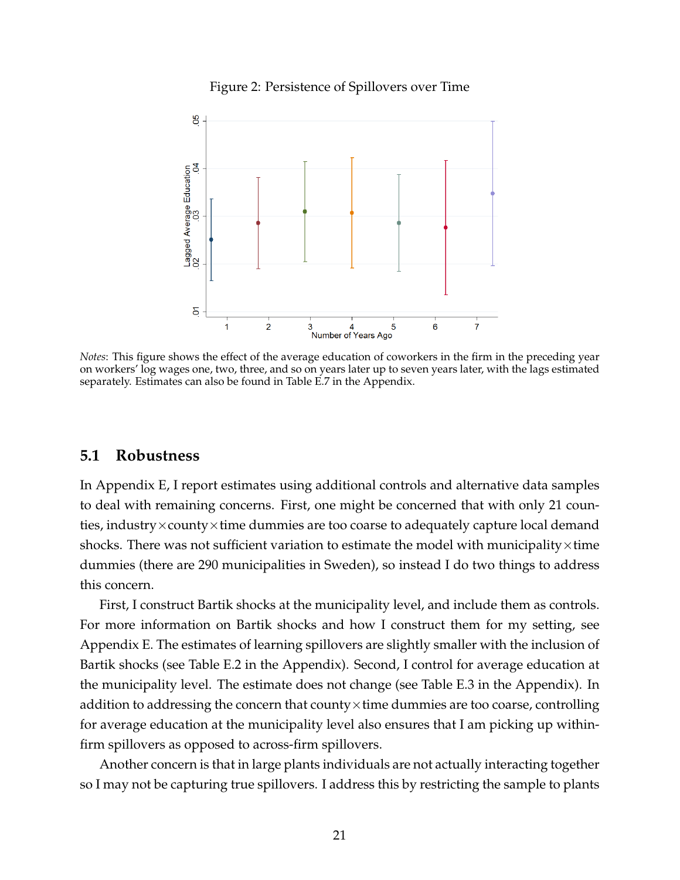Figure 2: Persistence of Spillovers over Time

*Notes*: This figure shows the effect of the average education of coworkers in the firm in the preceding year on workers' log wages one, two, three, and so on years later up to seven years later, with the lags estimated separately. Estimates can also be found in Table E.7 in the Appendix.

## 5.1 Robustness

In Appendix E, I report estimates using additional controls and alternative data samples to deal with remaining concerns. First, one might be concerned that with only 21 counties, industry×county×time dummies are too coarse to adequately capture local demand shocks. There was not sufficient variation to estimate the model with municipality×time dummies (there are 290 municipalities in Sweden), so instead I do two things to address this concern.

First, I construct Bartik shocks at the municipality level, and include them as controls. For more information on Bartik shocks and how I construct them for my setting, see Appendix E. The estimates of learning spillovers are slightly smaller with the inclusion of Bartik shocks (see Table E.2 in the Appendix). Second, I control for average education at the municipality level. The estimate does not change (see Table E.3 in the Appendix). In addition to addressing the concern that county×time dummies are too coarse, controlling for average education at the municipality level also ensures that I am picking up within-firm spillovers as opposed to across-firm spillovers.

Another concern is that in large plants individuals are not actually interacting together so I may not be capturing true spillovers. I address this by restricting the sample to plants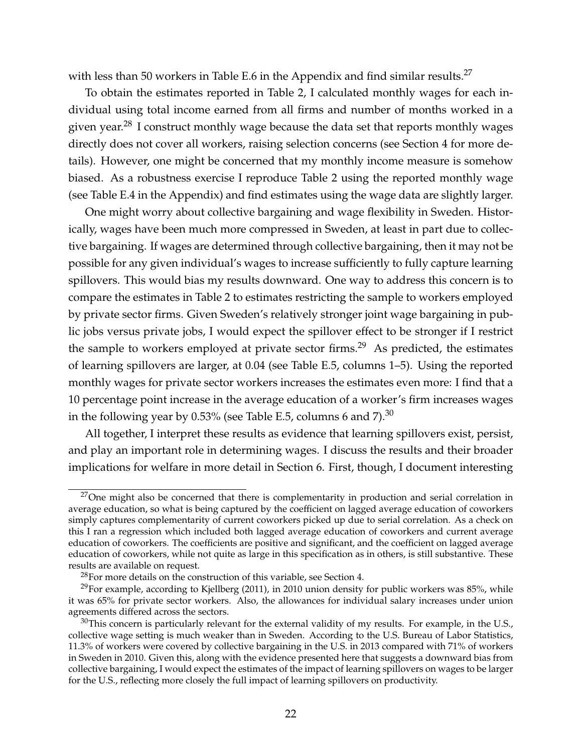with less than 50 workers in Table E.6 in the Appendix and find similar results.[27]

To obtain the estimates reported in Table 2, I calculated monthly wages for each individual using total income earned from all firms and number of months worked in a given year.[28] I construct monthly wage because the data set that reports monthly wages directly does not cover all workers, raising selection concerns (see Section 4 for more details). However, one might be concerned that my monthly income measure is somehow biased. As a robustness exercise I reproduce Table 2 using the reported monthly wage (see Table E.4 in the Appendix) and find estimates using the wage data are slightly larger.

One might worry about collective bargaining and wage flexibility in Sweden. Historically, wages have been much more compressed in Sweden, at least in part due to collective bargaining. If wages are determined through collective bargaining, then it may not be possible for any given individual's wages to increase sufficiently to fully capture learning spillovers. This would bias my results downward. One way to address this concern is to compare the estimates in Table 2 to estimates restricting the sample to workers employed by private sector firms. Given Sweden's relatively stronger joint wage bargaining in public jobs versus private jobs, I would expect the spillover effect to be stronger if I restrict the sample to workers employed at private sector firms.[29] As predicted, the estimates of learning spillovers are larger, at 0.04 (see Table E.5, columns 1–5). Using the reported monthly wages for private sector workers increases the estimates even more: I find that a 10 percentage point increase in the average education of a worker's firm increases wages in the following year by 0.53% (see Table E.5, columns 6 and 7).[30]

All together, I interpret these results as evidence that learning spillovers exist, persist, and play an important role in determining wages. I discuss the results and their broader implications for welfare in more detail in Section 6. First, though, I document interesting

---

[27] One might also be concerned that there is complementarity in production and serial correlation in average education, so what is being captured by the coefficient on lagged average education of coworkers simply captures complementarity of current coworkers picked up due to serial correlation. As a check on this I ran a regression which included both lagged average education of coworkers and current average education of coworkers. The coefficients are positive and significant, and the coefficient on lagged average education of coworkers, while not quite as large in this specification as in others, is still substantive. These results are available on request.

[28] For more details on the construction of this variable, see Section 4.

[29] For example, according to Kjellberg (2011), in 2010 union density for public workers was 85%, while it was 65% for private sector workers. Also, the allowances for individual salary increases under union agreements differed across the sectors.

[30] This concern is particularly relevant for the external validity of my results. For example, in the U.S., collective wage setting is much weaker than in Sweden. According to the U.S. Bureau of Labor Statistics, 11.3% of workers were covered by collective bargaining in the U.S. in 2013 compared with 71% of workers in Sweden in 2010. Given this, along with the evidence presented here that suggests a downward bias from collective bargaining, I would expect the estimates of the impact of learning spillovers on wages to be larger for the U.S., reflecting more closely the full impact of learning spillovers on productivity.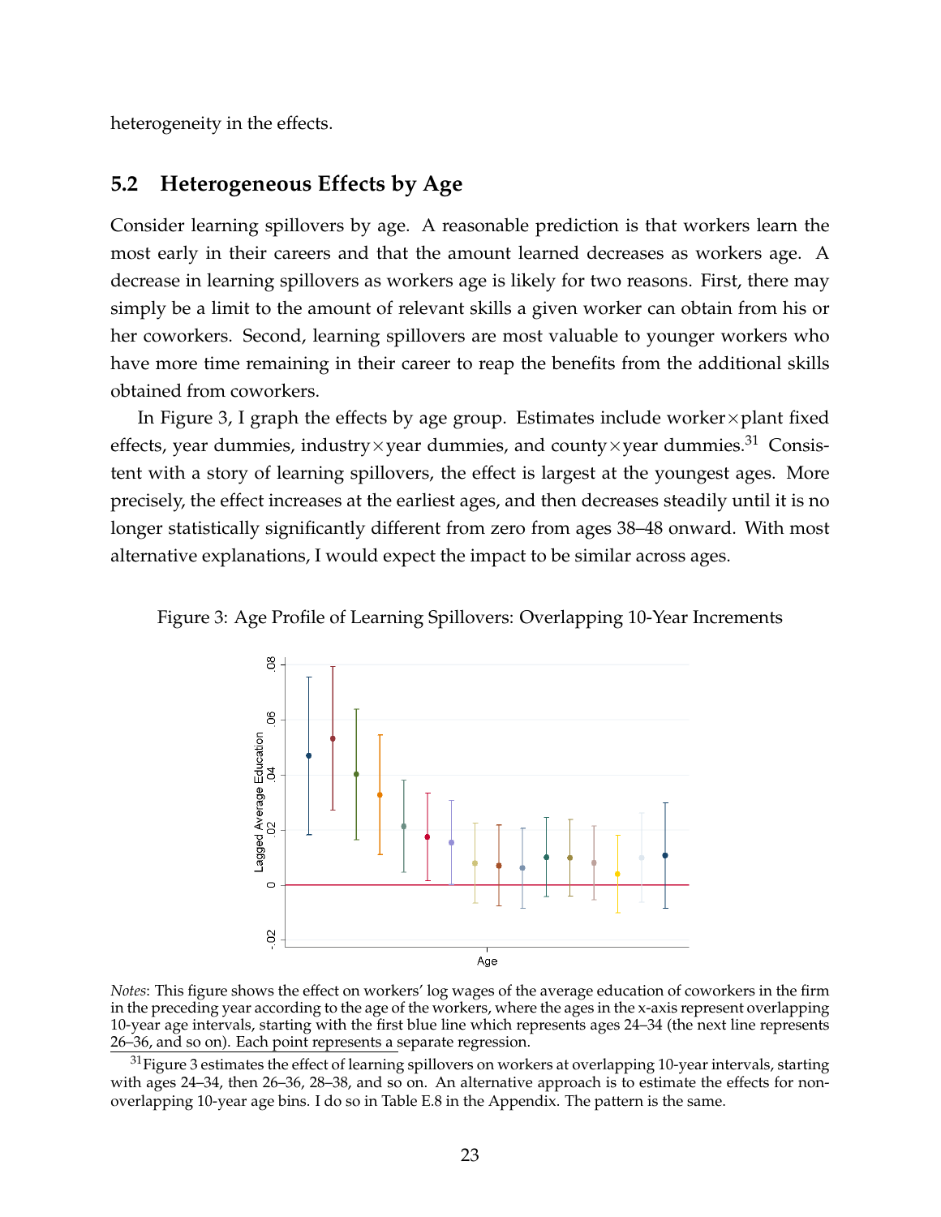heterogeneity in the effects.

## 5.2 Heterogeneous Effects by Age

Consider learning spillovers by age. A reasonable prediction is that workers learn the most early in their careers and that the amount learned decreases as workers age. A decrease in learning spillovers as workers age is likely for two reasons. First, there may simply be a limit to the amount of relevant skills a given worker can obtain from his or her coworkers. Second, learning spillovers are most valuable to younger workers who have more time remaining in their career to reap the benefits from the additional skills obtained from coworkers.

In Figure 3, I graph the effects by age group. Estimates include worker×plant fixed effects, year dummies, industry×year dummies, and county×year dummies.[31] Consistent with a story of learning spillovers, the effect is largest at the youngest ages. More precisely, the effect increases at the earliest ages, and then decreases steadily until it is no longer statistically significantly different from zero from ages 38–48 onward. With most alternative explanations, I would expect the impact to be similar across ages.

Figure 3: Age Profile of Learning Spillovers: Overlapping 10-Year Increments

*Notes*: This figure shows the effect on workers' log wages of the average education of coworkers in the firm in the preceding year according to the age of the workers, where the ages in the x-axis represent overlapping 10-year age intervals, starting with the first blue line which represents ages 24–34 (the next line represents 26–36, and so on). Each point represents a separate regression.

[31] Figure 3 estimates the effect of learning spillovers on workers at overlapping 10-year intervals, starting with ages 24–34, then 26–36, 28–38, and so on. An alternative approach is to estimate the effects for non-overlapping 10-year age bins. I do so in Table E.8 in the Appendix. The pattern is the same.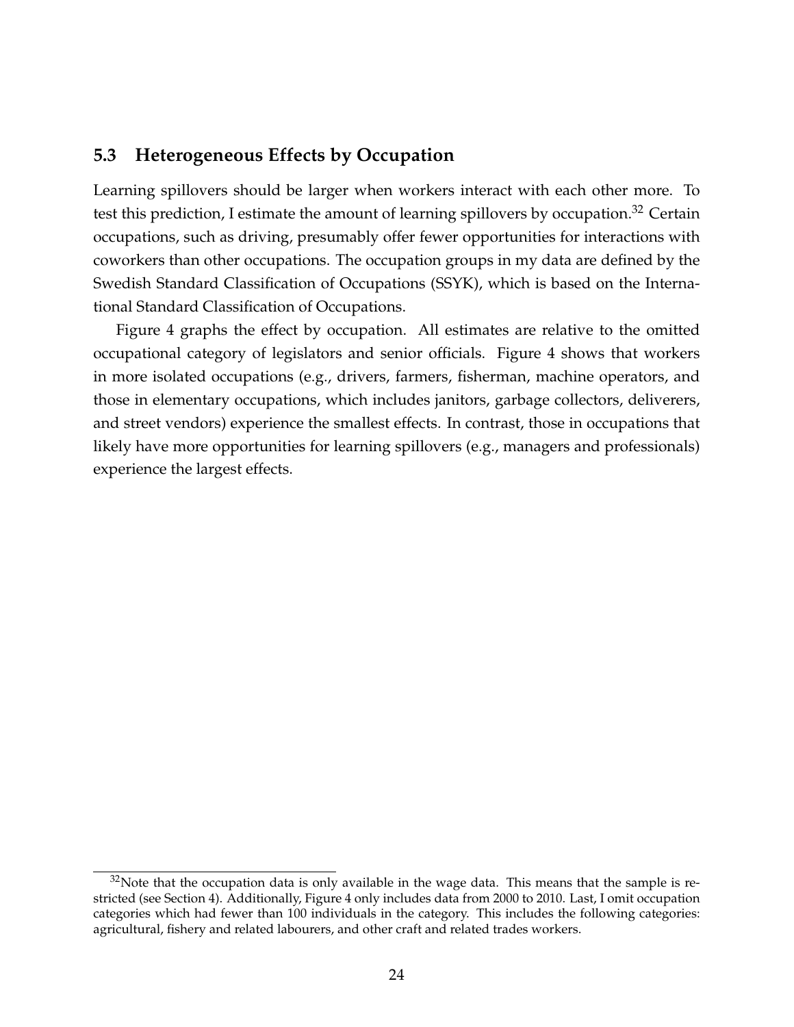### 5.3 Heterogeneous Effects by Occupation

Learning spillovers should be larger when workers interact with each other more. To test this prediction, I estimate the amount of learning spillovers by occupation.[32] Certain occupations, such as driving, presumably offer fewer opportunities for interactions with coworkers than other occupations. The occupation groups in my data are defined by the Swedish Standard Classification of Occupations (SSYK), which is based on the International Standard Classification of Occupations.

Figure 4 graphs the effect by occupation. All estimates are relative to the omitted occupational category of legislators and senior officials. Figure 4 shows that workers in more isolated occupations (e.g., drivers, farmers, fisherman, machine operators, and those in elementary occupations, which includes janitors, garbage collectors, deliverers, and street vendors) experience the smallest effects. In contrast, those in occupations that likely have more opportunities for learning spillovers (e.g., managers and professionals) experience the largest effects.

[32] Note that the occupation data is only available in the wage data. This means that the sample is restricted (see Section 4). Additionally, Figure 4 only includes data from 2000 to 2010. Last, I omit occupation categories which had fewer than 100 individuals in the category. This includes the following categories: agricultural, fishery and related labourers, and other craft and related trades workers.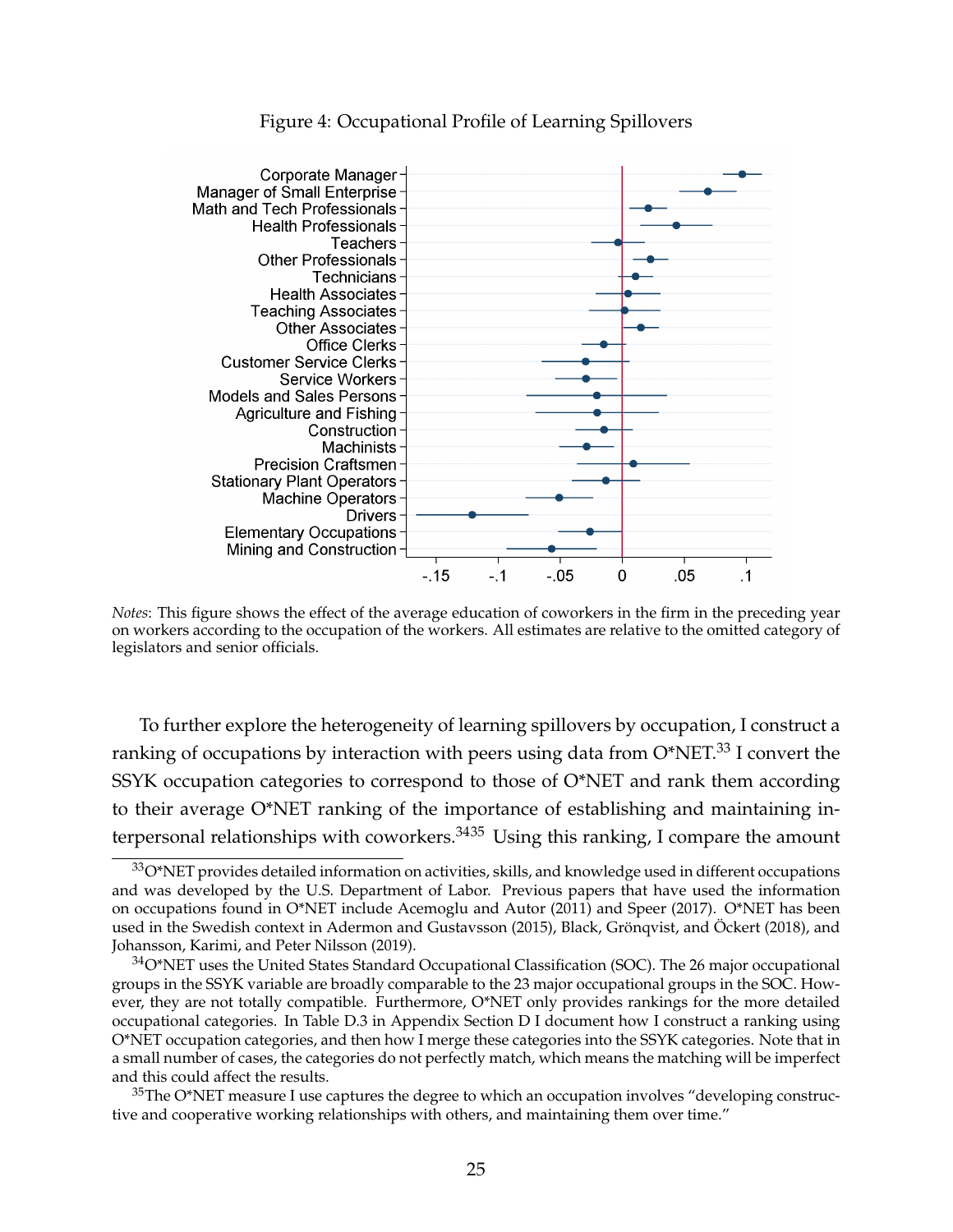Figure 4: Occupational Profile of Learning Spillovers

*Notes*: This figure shows the effect of the average education of coworkers in the firm in the preceding year on workers according to the occupation of the workers. All estimates are relative to the omitted category of legislators and senior officials.

To further explore the heterogeneity of learning spillovers by occupation, I construct a ranking of occupations by interaction with peers using data from O*NET.[33] I convert the SSYK occupation categories to correspond to those of O*NET and rank them according to their average O*NET ranking of the importance of establishing and maintaining interpersonal relationships with coworkers.[34][35] Using this ranking, I compare the amount

[33] O*NET provides detailed information on activities, skills, and knowledge used in different occupations and was developed by the U.S. Department of Labor. Previous papers that have used the information on occupations found in O*NET include Acemoglu and Autor (2011) and Speer (2017). O*NET has been used in the Swedish context in Adermon and Gustavsson (2015), Black, Grönqvist, and Öckert (2018), and Johansson, Karimi, and Peter Nilsson (2019).

[34] O*NET uses the United States Standard Occupational Classification (SOC). The 26 major occupational groups in the SSYK variable are broadly comparable to the 23 major occupational groups in the SOC. However, they are not totally compatible. Furthermore, O*NET only provides rankings for the more detailed occupational categories. In Table D.3 in Appendix Section D I document how I construct a ranking using O*NET occupation categories, and then how I merge these categories into the SSYK categories. Note that in a small number of cases, the categories do not perfectly match, which means the matching will be imperfect and this could affect the results.

[35] The O*NET measure I use captures the degree to which an occupation involves "developing constructive and cooperative working relationships with others, and maintaining them over time."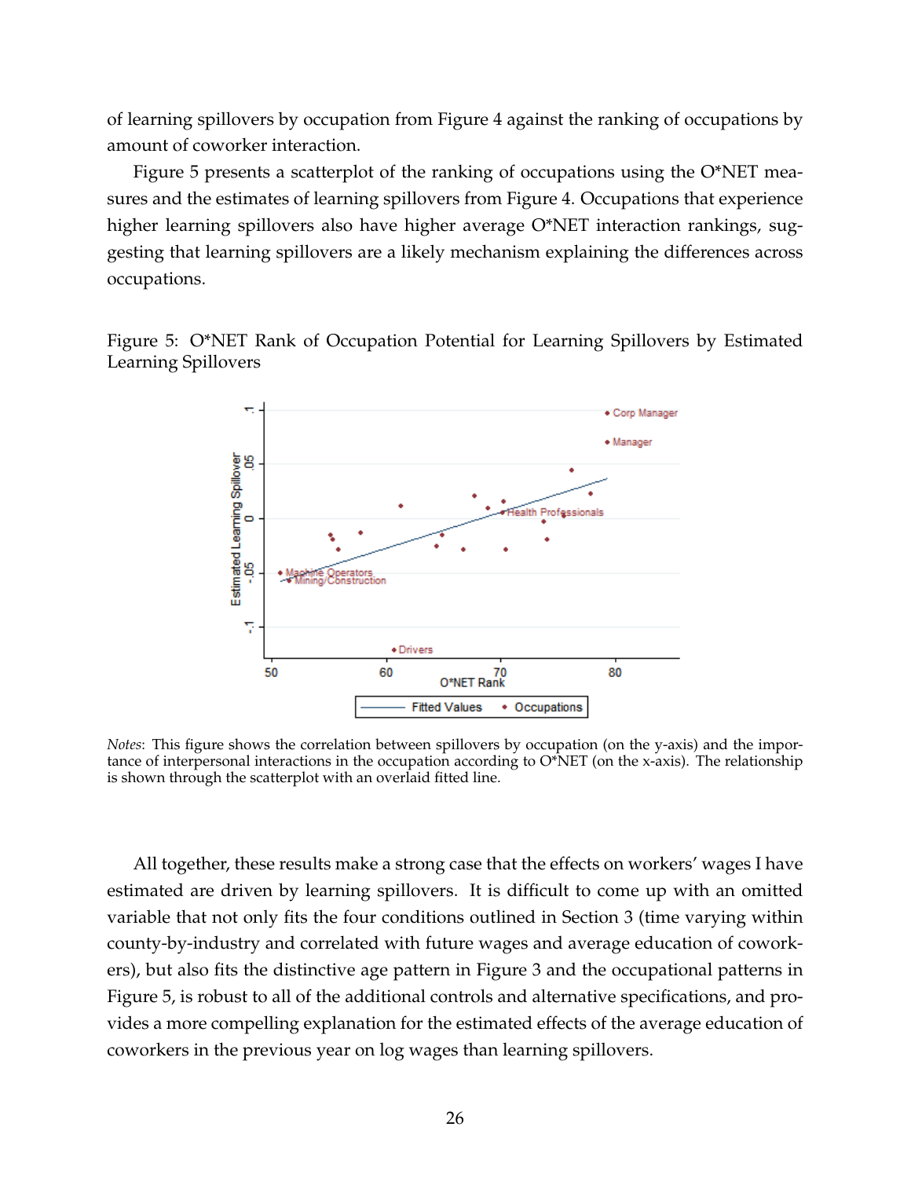of learning spillovers by occupation from Figure 4 against the ranking of occupations by amount of coworker interaction.

Figure 5 presents a scatterplot of the ranking of occupations using the O*NET measures and the estimates of learning spillovers from Figure 4. Occupations that experience higher learning spillovers also have higher average O*NET interaction rankings, suggesting that learning spillovers are a likely mechanism explaining the differences across occupations.

Figure 5: O*NET Rank of Occupation Potential for Learning Spillovers by Estimated Learning Spillovers

*Notes*: This figure shows the correlation between spillovers by occupation (on the y-axis) and the importance of interpersonal interactions in the occupation according to O*NET (on the x-axis). The relationship is shown through the scatterplot with an overlaid fitted line.

All together, these results make a strong case that the effects on workers' wages I have estimated are driven by learning spillovers. It is difficult to come up with an omitted variable that not only fits the four conditions outlined in Section 3 (time varying within county-by-industry and correlated with future wages and average education of coworkers), but also fits the distinctive age pattern in Figure 3 and the occupational patterns in Figure 5, is robust to all of the additional controls and alternative specifications, and provides a more compelling explanation for the estimated effects of the average education of coworkers in the previous year on log wages than learning spillovers.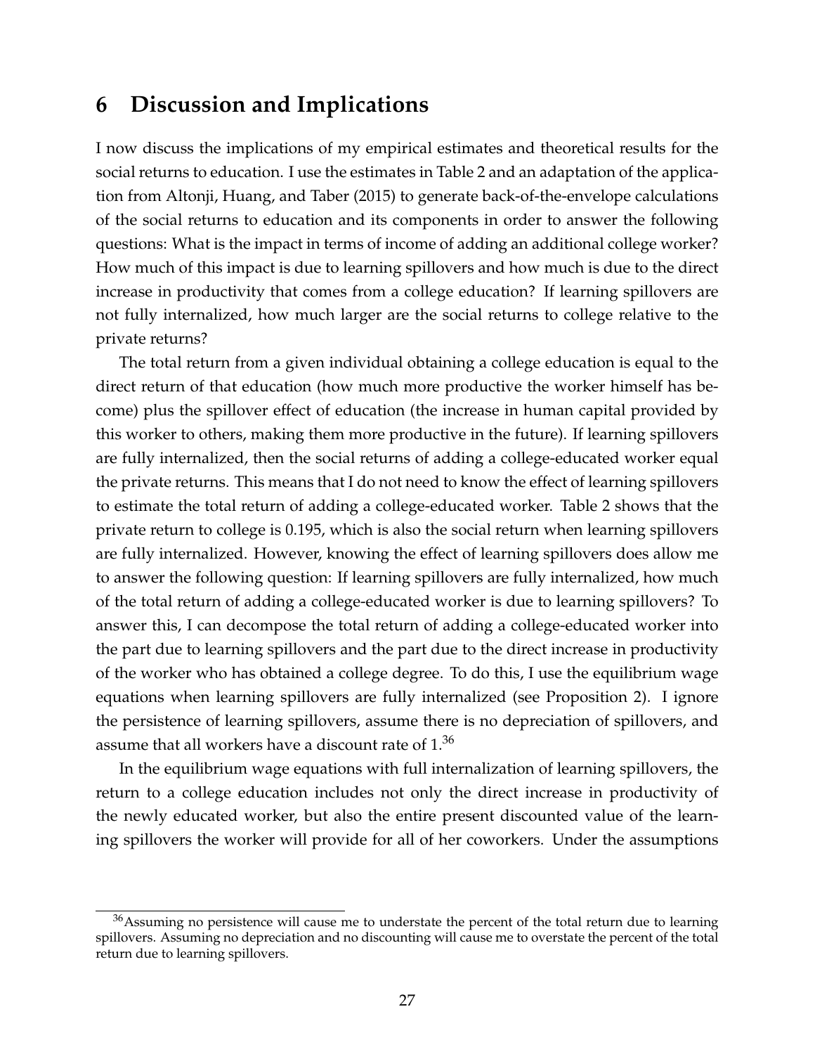# 6 Discussion and Implications

I now discuss the implications of my empirical estimates and theoretical results for the social returns to education. I use the estimates in Table 2 and an adaptation of the application from Altonji, Huang, and Taber (2015) to generate back-of-the-envelope calculations of the social returns to education and its components in order to answer the following questions: What is the impact in terms of income of adding an additional college worker? How much of this impact is due to learning spillovers and how much is due to the direct increase in productivity that comes from a college education? If learning spillovers are not fully internalized, how much larger are the social returns to college relative to the private returns?

The total return from a given individual obtaining a college education is equal to the direct return of that education (how much more productive the worker himself has become) plus the spillover effect of education (the increase in human capital provided by this worker to others, making them more productive in the future). If learning spillovers are fully internalized, then the social returns of adding a college-educated worker equal the private returns. This means that I do not need to know the effect of learning spillovers to estimate the total return of adding a college-educated worker. Table 2 shows that the private return to college is 0.195, which is also the social return when learning spillovers are fully internalized. However, knowing the effect of learning spillovers does allow me to answer the following question: If learning spillovers are fully internalized, how much of the total return of adding a college-educated worker is due to learning spillovers? To answer this, I can decompose the total return of adding a college-educated worker into the part due to learning spillovers and the part due to the direct increase in productivity of the worker who has obtained a college degree. To do this, I use the equilibrium wage equations when learning spillovers are fully internalized (see Proposition 2). I ignore the persistence of learning spillovers, assume there is no depreciation of spillovers, and assume that all workers have a discount rate of 1.[36]

In the equilibrium wage equations with full internalization of learning spillovers, the return to a college education includes not only the direct increase in productivity of the newly educated worker, but also the entire present discounted value of the learning spillovers the worker will provide for all of her coworkers. Under the assumptions

[36] Assuming no persistence will cause me to understate the percent of the total return due to learning spillovers. Assuming no depreciation and no discounting will cause me to overstate the percent of the total return due to learning spillovers.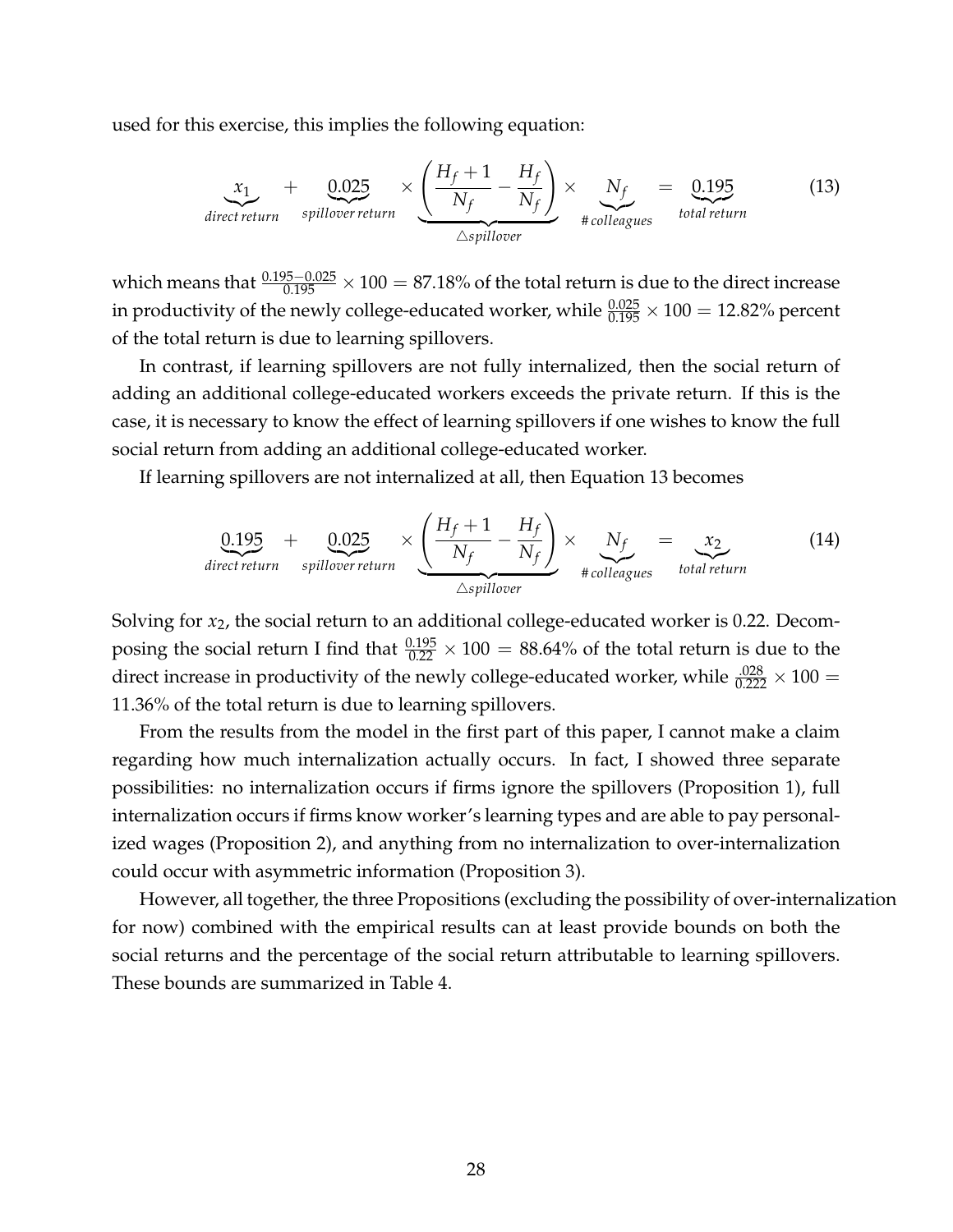used for this exercise, this implies the following equation:

$$\underbrace{x_1}_{direct\ return} + \underbrace{0.025}_{spillover\ return} \times \underbrace{\left( \frac{H_f + 1}{N_f} - \frac{H_f}{N_f} \right)}_{\triangle spillover} \times \underbrace{N_f}_{\#\ colleagues} = \underbrace{0.195}_{total\ return} \tag{13}$$

which means that $\frac{0.195-0.025}{0.195} \times 100 = 87.18\%$ of the total return is due to the direct increase in productivity of the newly college-educated worker, while $\frac{0.025}{0.195} \times 100 = 12.82\%$ percent of the total return is due to learning spillovers.

In contrast, if learning spillovers are not fully internalized, then the social return of adding an additional college-educated workers exceeds the private return. If this is the case, it is necessary to know the effect of learning spillovers if one wishes to know the full social return from adding an additional college-educated worker.

If learning spillovers are not internalized at all, then Equation 13 becomes

$$\underbrace{0.195}_{direct\ return} + \underbrace{0.025}_{spillover\ return} \times \underbrace{\left( \frac{H_f + 1}{N_f} - \frac{H_f}{N_f} \right)}_{\triangle spillover} \times \underbrace{N_f}_{\#\ colleagues} = \underbrace{x_2}_{total\ return} \tag{14}$$

Solving for $x_2$, the social return to an additional college-educated worker is 0.22. Decomposing the social return I find that $\frac{0.195}{0.22} \times 100 = 88.64\%$ of the total return is due to the direct increase in productivity of the newly college-educated worker, while $\frac{.028}{0.222} \times 100 = 11.36\%$ of the total return is due to learning spillovers.

From the results from the model in the first part of this paper, I cannot make a claim regarding how much internalization actually occurs. In fact, I showed three separate possibilities: no internalization occurs if firms ignore the spillovers (Proposition 1), full internalization occurs if firms know worker's learning types and are able to pay personalized wages (Proposition 2), and anything from no internalization to over-internalization could occur with asymmetric information (Proposition 3).

However, all together, the three Propositions (excluding the possibility of over-internalization for now) combined with the empirical results can at least provide bounds on both the social returns and the percentage of the social return attributable to learning spillovers. These bounds are summarized in Table 4.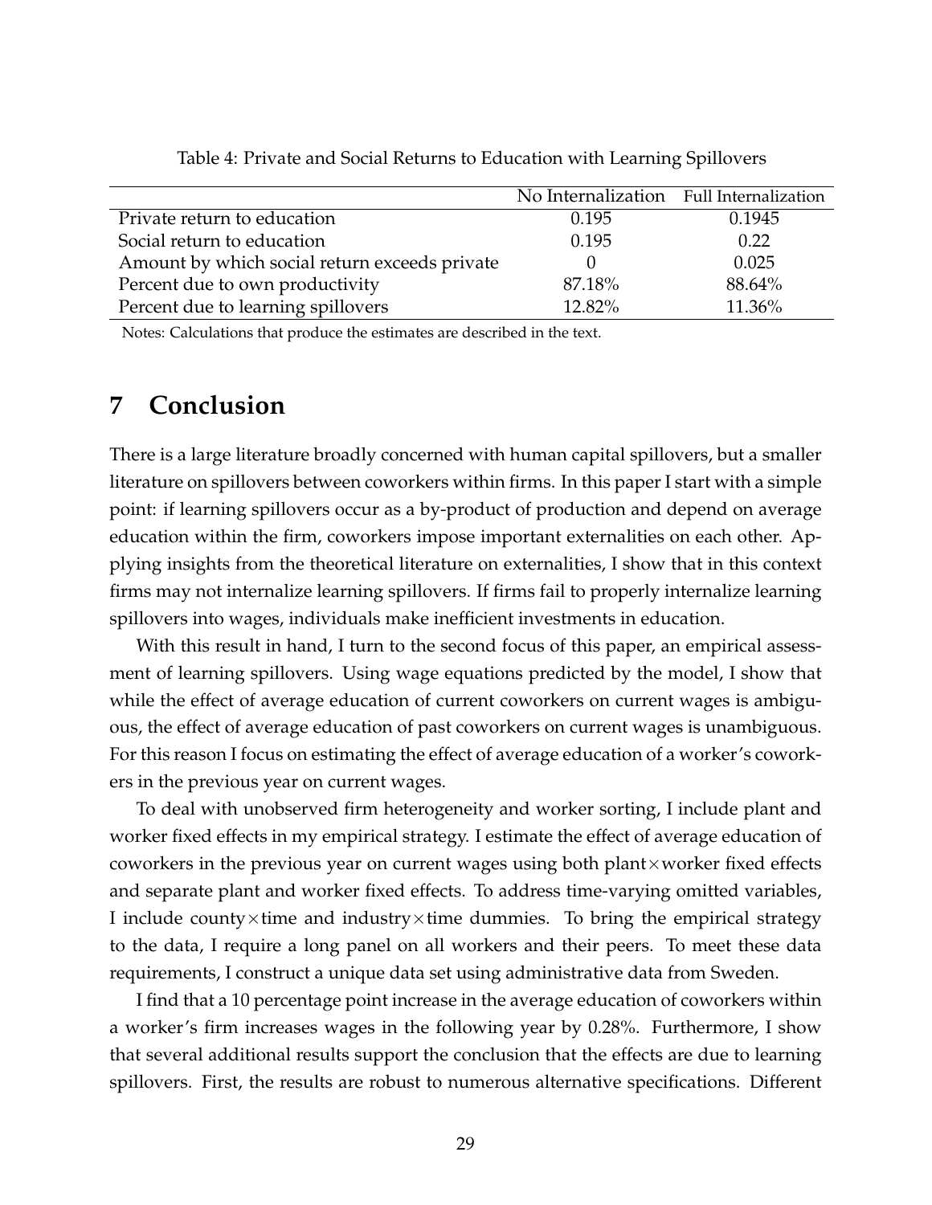Table 4: Private and Social Returns to Education with Learning Spillovers

| | No Internalization | Full Internalization |
|---|---|---|
| Private return to education | 0.195 | 0.1945 |
| Social return to education | 0.195 | 0.22 |
| Amount by which social return exceeds private | 0 | 0.025 |
| Percent due to own productivity | 87.18% | 88.64% |
| Percent due to learning spillovers | 12.82% | 11.36% |

Notes: Calculations that produce the estimates are described in the text.

# 7 Conclusion

There is a large literature broadly concerned with human capital spillovers, but a smaller literature on spillovers between coworkers within firms. In this paper I start with a simple point: if learning spillovers occur as a by-product of production and depend on average education within the firm, coworkers impose important externalities on each other. Applying insights from the theoretical literature on externalities, I show that in this context firms may not internalize learning spillovers. If firms fail to properly internalize learning spillovers into wages, individuals make inefficient investments in education.

With this result in hand, I turn to the second focus of this paper, an empirical assessment of learning spillovers. Using wage equations predicted by the model, I show that while the effect of average education of current coworkers on current wages is ambiguous, the effect of average education of past coworkers on current wages is unambiguous. For this reason I focus on estimating the effect of average education of a worker's coworkers in the previous year on current wages.

To deal with unobserved firm heterogeneity and worker sorting, I include plant and worker fixed effects in my empirical strategy. I estimate the effect of average education of coworkers in the previous year on current wages using both plant×worker fixed effects and separate plant and worker fixed effects. To address time-varying omitted variables, I include county×time and industry×time dummies. To bring the empirical strategy to the data, I require a long panel on all workers and their peers. To meet these data requirements, I construct a unique data set using administrative data from Sweden.

I find that a 10 percentage point increase in the average education of coworkers within a worker's firm increases wages in the following year by 0.28%. Furthermore, I show that several additional results support the conclusion that the effects are due to learning spillovers. First, the results are robust to numerous alternative specifications. Different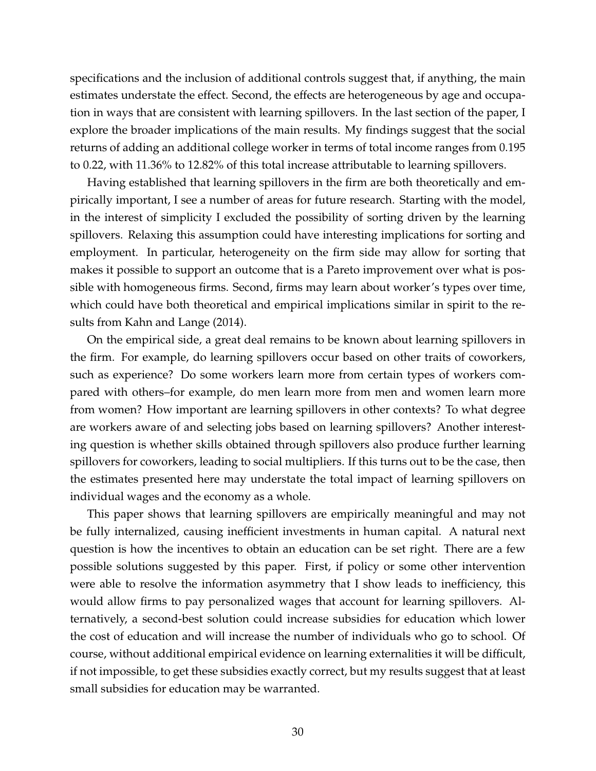specifications and the inclusion of additional controls suggest that, if anything, the main estimates understate the effect. Second, the effects are heterogeneous by age and occupation in ways that are consistent with learning spillovers. In the last section of the paper, I explore the broader implications of the main results. My findings suggest that the social returns of adding an additional college worker in terms of total income ranges from 0.195 to 0.22, with 11.36% to 12.82% of this total increase attributable to learning spillovers.

Having established that learning spillovers in the firm are both theoretically and empirically important, I see a number of areas for future research. Starting with the model, in the interest of simplicity I excluded the possibility of sorting driven by the learning spillovers. Relaxing this assumption could have interesting implications for sorting and employment. In particular, heterogeneity on the firm side may allow for sorting that makes it possible to support an outcome that is a Pareto improvement over what is possible with homogeneous firms. Second, firms may learn about worker's types over time, which could have both theoretical and empirical implications similar in spirit to the results from Kahn and Lange (2014).

On the empirical side, a great deal remains to be known about learning spillovers in the firm. For example, do learning spillovers occur based on other traits of coworkers, such as experience? Do some workers learn more from certain types of workers compared with others–for example, do men learn more from men and women learn more from women? How important are learning spillovers in other contexts? To what degree are workers aware of and selecting jobs based on learning spillovers? Another interesting question is whether skills obtained through spillovers also produce further learning spillovers for coworkers, leading to social multipliers. If this turns out to be the case, then the estimates presented here may understate the total impact of learning spillovers on individual wages and the economy as a whole.

This paper shows that learning spillovers are empirically meaningful and may not be fully internalized, causing inefficient investments in human capital. A natural next question is how the incentives to obtain an education can be set right. There are a few possible solutions suggested by this paper. First, if policy or some other intervention were able to resolve the information asymmetry that I show leads to inefficiency, this would allow firms to pay personalized wages that account for learning spillovers. Alternatively, a second-best solution could increase subsidies for education which lower the cost of education and will increase the number of individuals who go to school. Of course, without additional empirical evidence on learning externalities it will be difficult, if not impossible, to get these subsidies exactly correct, but my results suggest that at least small subsidies for education may be warranted.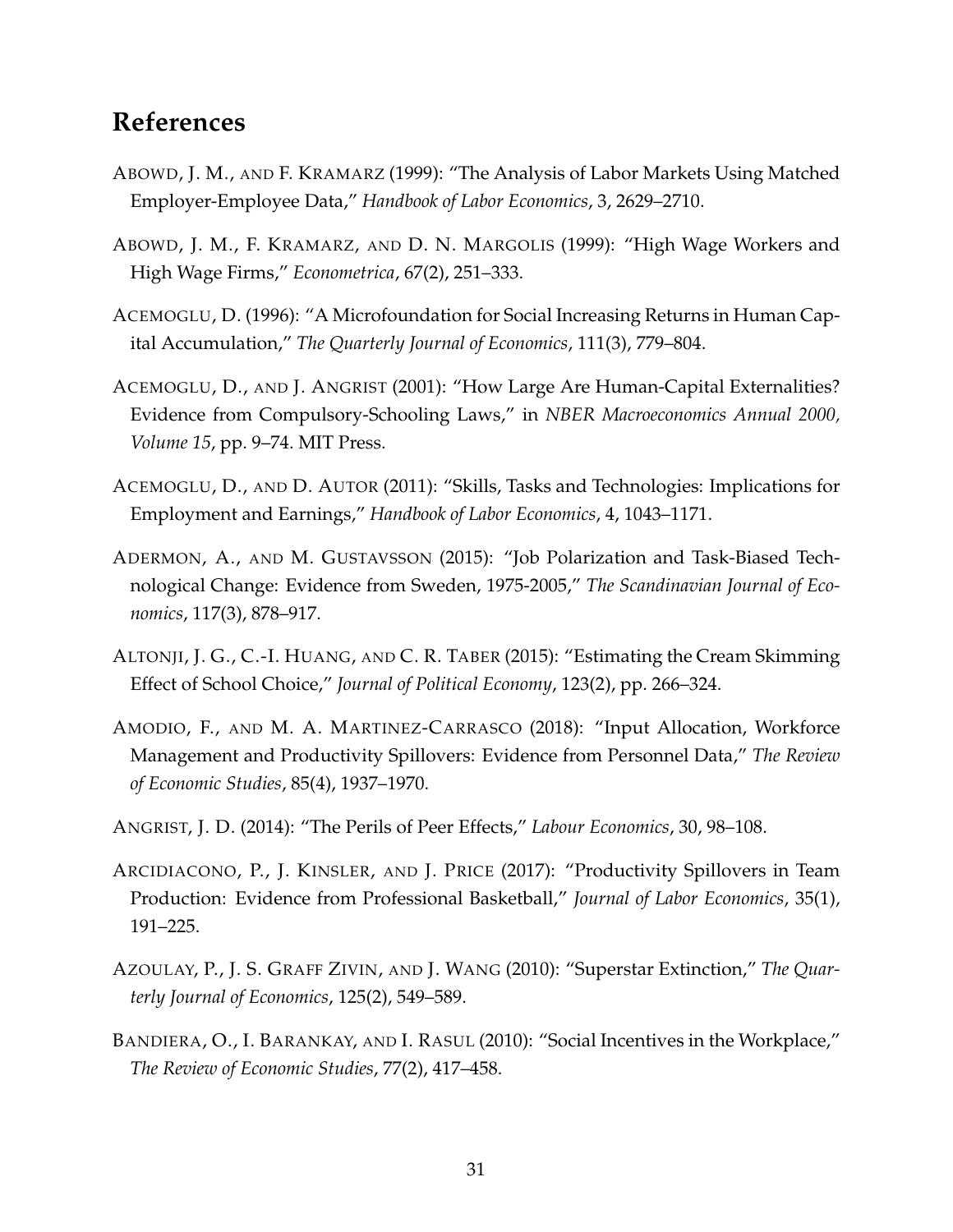## References

ABOWD, J. M., AND F. KRAMARZ (1999): "The Analysis of Labor Markets Using Matched Employer-Employee Data," *Handbook of Labor Economics*, 3, 2629–2710.

ABOWD, J. M., F. KRAMARZ, AND D. N. MARGOLIS (1999): "High Wage Workers and High Wage Firms," *Econometrica*, 67(2), 251–333.

ACEMOGLU, D. (1996): "A Microfoundation for Social Increasing Returns in Human Capital Accumulation," *The Quarterly Journal of Economics*, 111(3), 779–804.

ACEMOGLU, D., AND J. ANGRIST (2001): "How Large Are Human-Capital Externalities? Evidence from Compulsory-Schooling Laws," in *NBER Macroeconomics Annual 2000, Volume 15*, pp. 9–74. MIT Press.

ACEMOGLU, D., AND D. AUTOR (2011): "Skills, Tasks and Technologies: Implications for Employment and Earnings," *Handbook of Labor Economics*, 4, 1043–1171.

ADERMON, A., AND M. GUSTAVSSON (2015): "Job Polarization and Task-Biased Technological Change: Evidence from Sweden, 1975-2005," *The Scandinavian Journal of Economics*, 117(3), 878–917.

ALTONJI, J. G., C.-I. HUANG, AND C. R. TABER (2015): "Estimating the Cream Skimming Effect of School Choice," *Journal of Political Economy*, 123(2), pp. 266–324.

AMODIO, F., AND M. A. MARTINEZ-CARRASCO (2018): "Input Allocation, Workforce Management and Productivity Spillovers: Evidence from Personnel Data," *The Review of Economic Studies*, 85(4), 1937–1970.

ANGRIST, J. D. (2014): "The Perils of Peer Effects," *Labour Economics*, 30, 98–108.

ARCIDIACONO, P., J. KINSLER, AND J. PRICE (2017): "Productivity Spillovers in Team Production: Evidence from Professional Basketball," *Journal of Labor Economics*, 35(1), 191–225.

AZOULAY, P., J. S. GRAFF ZIVIN, AND J. WANG (2010): "Superstar Extinction," *The Quarterly Journal of Economics*, 125(2), 549–589.

BANDIERA, O., I. BARANKAY, AND I. RASUL (2010): "Social Incentives in the Workplace," *The Review of Economic Studies*, 77(2), 417–458.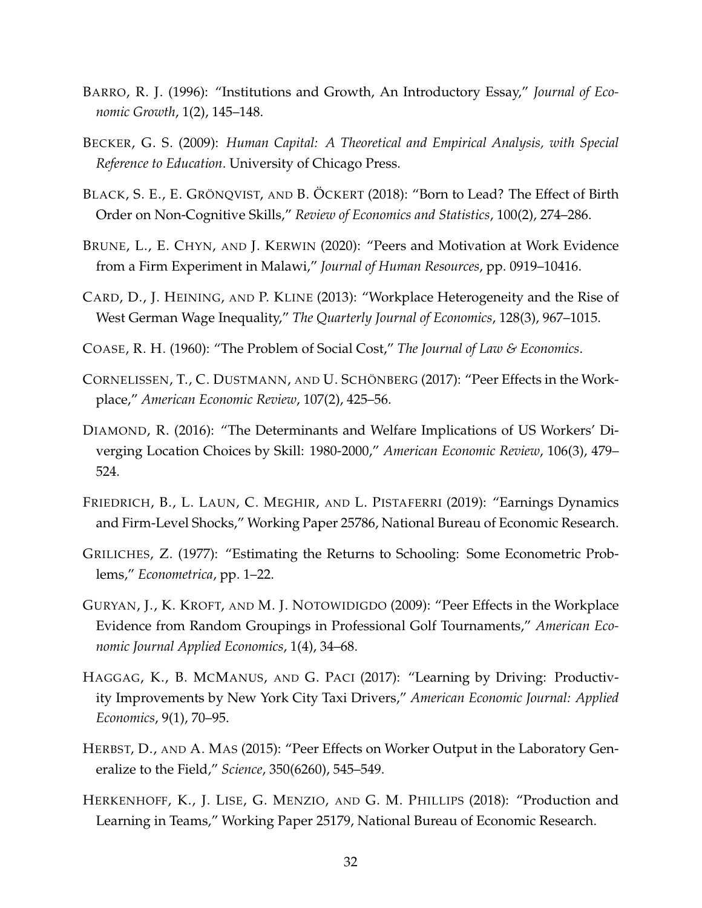BARRO, R. J. (1996): "Institutions and Growth, An Introductory Essay," *Journal of Economic Growth*, 1(2), 145–148.

BECKER, G. S. (2009): *Human Capital: A Theoretical and Empirical Analysis, with Special Reference to Education*. University of Chicago Press.

BLACK, S. E., E. GRÖNQVIST, AND B. ÖCKERT (2018): "Born to Lead? The Effect of Birth Order on Non-Cognitive Skills," *Review of Economics and Statistics*, 100(2), 274–286.

BRUNE, L., E. CHYN, AND J. KERWIN (2020): "Peers and Motivation at Work Evidence from a Firm Experiment in Malawi," *Journal of Human Resources*, pp. 0919–10416.

CARD, D., J. HEINING, AND P. KLINE (2013): "Workplace Heterogeneity and the Rise of West German Wage Inequality," *The Quarterly Journal of Economics*, 128(3), 967–1015.

COASE, R. H. (1960): "The Problem of Social Cost," *The Journal of Law & Economics*.

CORNELISSEN, T., C. DUSTMANN, AND U. SCHÖNBERG (2017): "Peer Effects in the Workplace," *American Economic Review*, 107(2), 425–56.

DIAMOND, R. (2016): "The Determinants and Welfare Implications of US Workers' Diverging Location Choices by Skill: 1980-2000," *American Economic Review*, 106(3), 479–524.

FRIEDRICH, B., L. LAUN, C. MEGHIR, AND L. PISTAFERRI (2019): "Earnings Dynamics and Firm-Level Shocks," Working Paper 25786, National Bureau of Economic Research.

GRILICHES, Z. (1977): "Estimating the Returns to Schooling: Some Econometric Problems," *Econometrica*, pp. 1–22.

GURYAN, J., K. KROFT, AND M. J. NOTOWIDIGDO (2009): "Peer Effects in the Workplace Evidence from Random Groupings in Professional Golf Tournaments," *American Economic Journal Applied Economics*, 1(4), 34–68.

HAGGAG, K., B. MCMANUS, AND G. PACI (2017): "Learning by Driving: Productivity Improvements by New York City Taxi Drivers," *American Economic Journal: Applied Economics*, 9(1), 70–95.

HERBST, D., AND A. MAS (2015): "Peer Effects on Worker Output in the Laboratory Generalize to the Field," *Science*, 350(6260), 545–549.

HERKENHOFF, K., J. LISE, G. MENZIO, AND G. M. PHILLIPS (2018): "Production and Learning in Teams," Working Paper 25179, National Bureau of Economic Research.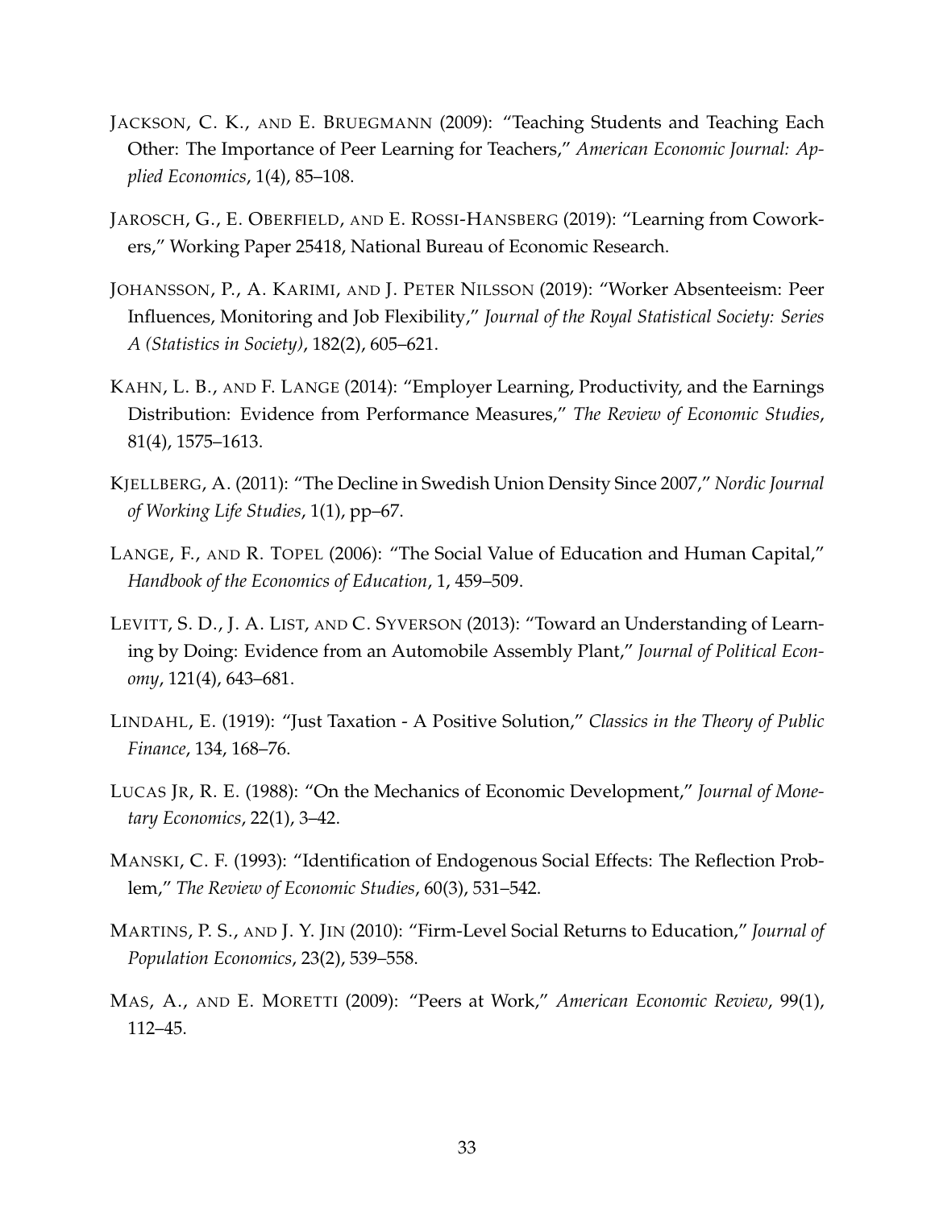JACKSON, C. K., AND E. BRUEGMANN (2009): "Teaching Students and Teaching Each Other: The Importance of Peer Learning for Teachers," *American Economic Journal: Applied Economics*, 1(4), 85–108.

JAROSCH, G., E. OBERFIELD, AND E. ROSSI-HANSBERG (2019): "Learning from Coworkers," Working Paper 25418, National Bureau of Economic Research.

JOHANSSON, P., A. KARIMI, AND J. PETER NILSSON (2019): "Worker Absenteeism: Peer Influences, Monitoring and Job Flexibility," *Journal of the Royal Statistical Society: Series A (Statistics in Society)*, 182(2), 605–621.

KAHN, L. B., AND F. LANGE (2014): "Employer Learning, Productivity, and the Earnings Distribution: Evidence from Performance Measures," *The Review of Economic Studies*, 81(4), 1575–1613.

KJELLBERG, A. (2011): "The Decline in Swedish Union Density Since 2007," *Nordic Journal of Working Life Studies*, 1(1), pp–67.

LANGE, F., AND R. TOPEL (2006): "The Social Value of Education and Human Capital," *Handbook of the Economics of Education*, 1, 459–509.

LEVITT, S. D., J. A. LIST, AND C. SYVERSON (2013): "Toward an Understanding of Learning by Doing: Evidence from an Automobile Assembly Plant," *Journal of Political Economy*, 121(4), 643–681.

LINDAHL, E. (1919): "Just Taxation - A Positive Solution," *Classics in the Theory of Public Finance*, 134, 168–76.

LUCAS JR, R. E. (1988): "On the Mechanics of Economic Development," *Journal of Monetary Economics*, 22(1), 3–42.

MANSKI, C. F. (1993): "Identification of Endogenous Social Effects: The Reflection Problem," *The Review of Economic Studies*, 60(3), 531–542.

MARTINS, P. S., AND J. Y. JIN (2010): "Firm-Level Social Returns to Education," *Journal of Population Economics*, 23(2), 539–558.

MAS, A., AND E. MORETTI (2009): "Peers at Work," *American Economic Review*, 99(1), 112–45.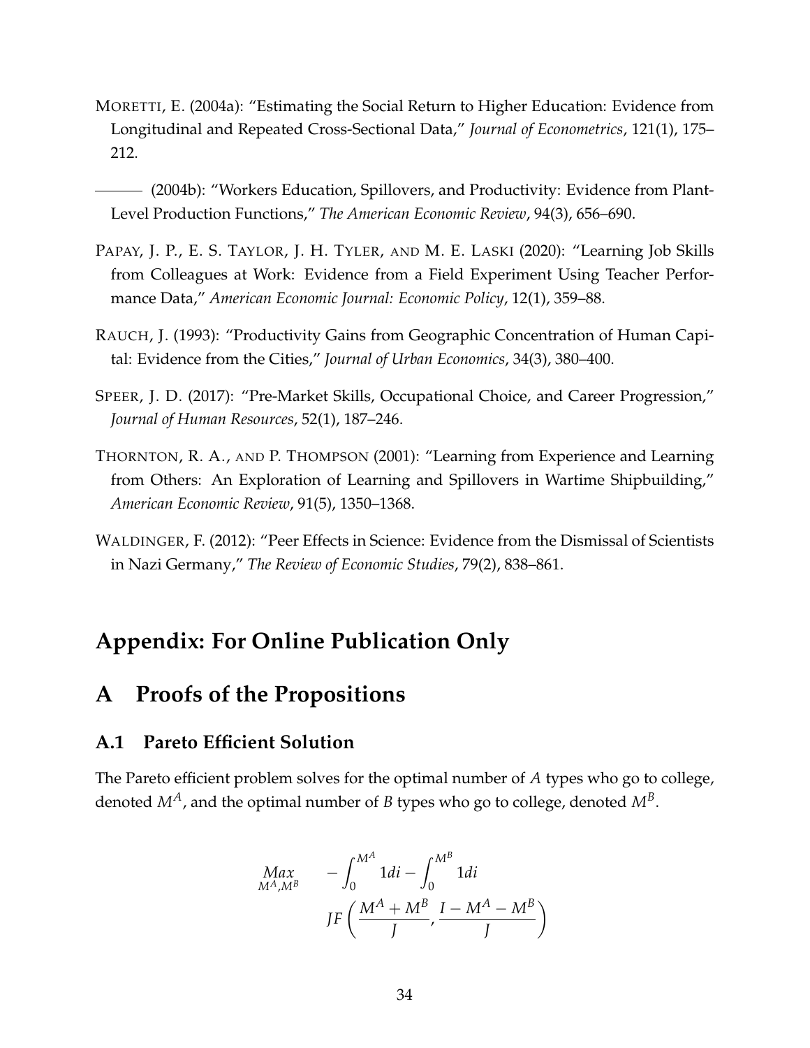MORETTI, E. (2004a): "Estimating the Social Return to Higher Education: Evidence from Longitudinal and Repeated Cross-Sectional Data," *Journal of Econometrics*, 121(1), 175–212.

——— (2004b): "Workers Education, Spillovers, and Productivity: Evidence from Plant-Level Production Functions," *The American Economic Review*, 94(3), 656–690.

PAPAY, J. P., E. S. TAYLOR, J. H. TYLER, AND M. E. LASKI (2020): "Learning Job Skills from Colleagues at Work: Evidence from a Field Experiment Using Teacher Performance Data," *American Economic Journal: Economic Policy*, 12(1), 359–88.

RAUCH, J. (1993): "Productivity Gains from Geographic Concentration of Human Capital: Evidence from the Cities," *Journal of Urban Economics*, 34(3), 380–400.

SPEER, J. D. (2017): "Pre-Market Skills, Occupational Choice, and Career Progression," *Journal of Human Resources*, 52(1), 187–246.

THORNTON, R. A., AND P. THOMPSON (2001): "Learning from Experience and Learning from Others: An Exploration of Learning and Spillovers in Wartime Shipbuilding," *American Economic Review*, 91(5), 1350–1368.

WALDINGER, F. (2012): "Peer Effects in Science: Evidence from the Dismissal of Scientists in Nazi Germany," *The Review of Economic Studies*, 79(2), 838–861.

# Appendix: For Online Publication Only

## A Proofs of the Propositions

### A.1 Pareto Efficient Solution

The Pareto efficient problem solves for the optimal number of $A$ types who go to college, denoted $M^A$, and the optimal number of $B$ types who go to college, denoted $M^B$.

$$\underset{M^A, M^B}{Max} \quad -\int_0^{M^A} 1di - \int_0^{M^B} 1di$$
$$JF\left(\frac{M^A + M^B}{J}, \frac{I - M^A - M^B}{J}\right)$$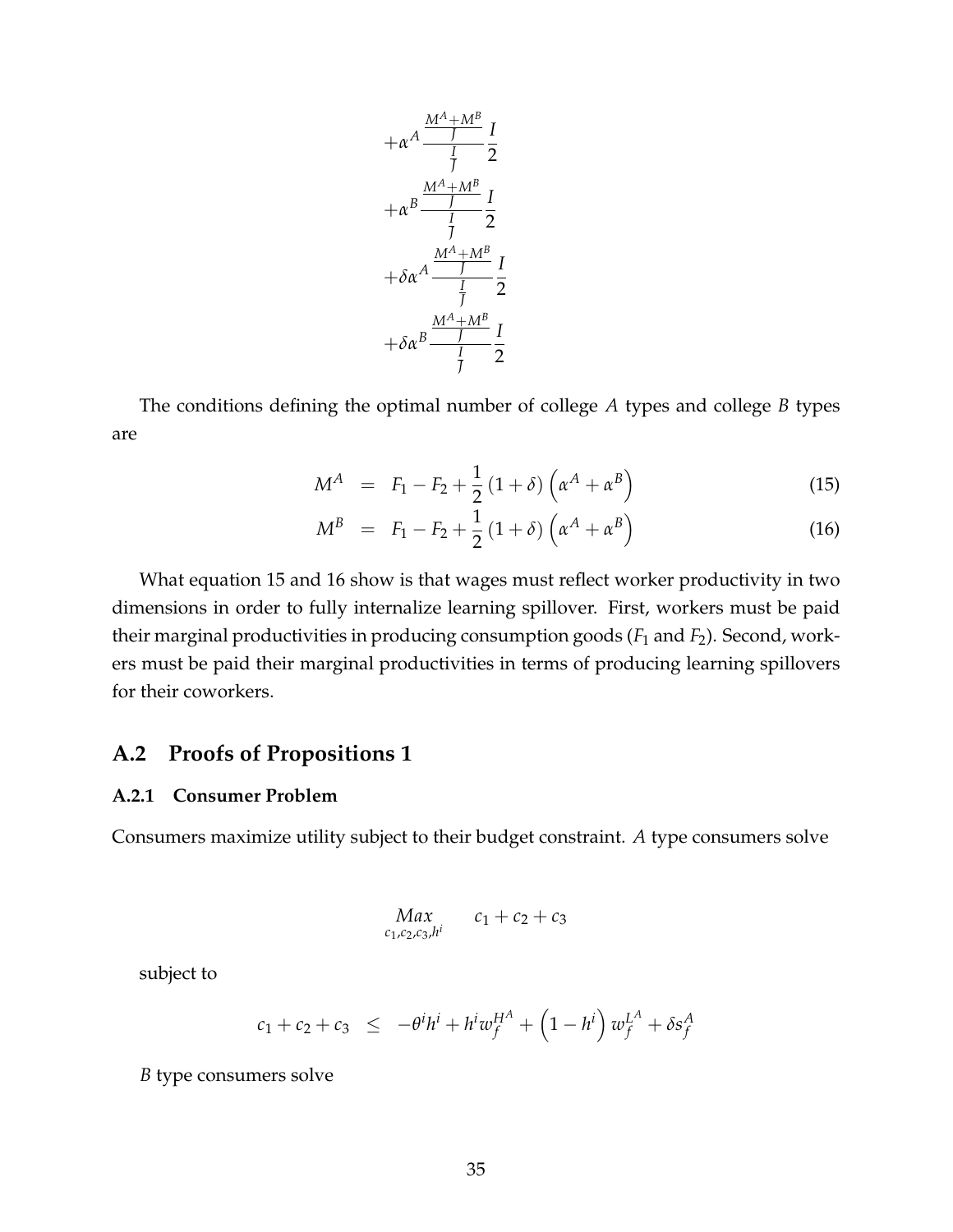$$
\begin{aligned}
&+\alpha^A \frac{\frac{M^A+M^B}{J}}{\frac{I}{J}} \frac{I}{2} \\
&+\alpha^B \frac{\frac{M^A+M^B}{J}}{\frac{I}{J}} \frac{I}{2} \\
&+\delta\alpha^A \frac{\frac{M^A+M^B}{J}}{\frac{I}{J}} \frac{I}{2} \\
&+\delta\alpha^B \frac{\frac{M^A+M^B}{J}}{\frac{I}{J}} \frac{I}{2}
\end{aligned}
$$

The conditions defining the optimal number of college $A$ types and college $B$ types are

$$
M^A = F_1 - F_2 + \frac{1}{2}(1+\delta)\left(\alpha^A + \alpha^B\right) \tag{15}
$$

$$
M^B = F_1 - F_2 + \frac{1}{2}(1+\delta)\left(\alpha^A + \alpha^B\right) \tag{16}
$$

What equation 15 and 16 show is that wages must reflect worker productivity in two dimensions in order to fully internalize learning spillover. First, workers must be paid their marginal productivities in producing consumption goods ($F_1$ and $F_2$). Second, workers must be paid their marginal productivities in terms of producing learning spillovers for their coworkers.

## A.2 Proofs of Propositions 1

### A.2.1 Consumer Problem

Consumers maximize utility subject to their budget constraint. $A$ type consumers solve

$$
\underset{c_1,c_2,c_3,h^i}{Max} \quad c_1 + c_2 + c_3
$$

subject to

$$
c_1 + c_2 + c_3 \leq -\theta^i h^i + h^i w_f^{H^A} + \left(1-h^i\right) w_f^{L^A} + \delta s_f^A
$$

$B$ type consumers solve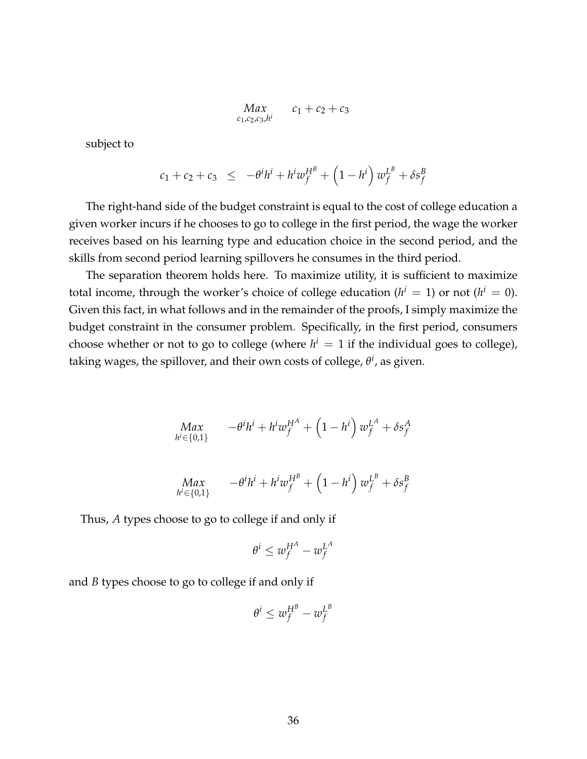$$\underset{c_1,c_2,c_3,h^i}{Max} \qquad c_1 + c_2 + c_3$$

subject to

$$c_1 + c_2 + c_3 \quad \leq \quad -\theta^i h^i + h^i w_f^{H^B} + \left(1 - h^i\right) w_f^{L^B} + \delta s_f^B$$

The right-hand side of the budget constraint is equal to the cost of college education a given worker incurs if he chooses to go to college in the first period, the wage the worker receives based on his learning type and education choice in the second period, and the skills from second period learning spillovers he consumes in the third period.

The separation theorem holds here. To maximize utility, it is sufficient to maximize total income, through the worker's choice of college education ($h^i = 1$) or not ($h^i = 0$). Given this fact, in what follows and in the remainder of the proofs, I simply maximize the budget constraint in the consumer problem. Specifically, in the first period, consumers choose whether or not to go to college (where $h^i = 1$ if the individual goes to college), taking wages, the spillover, and their own costs of college, $\theta^i$, as given.

$$\underset{h^i \in \{0,1\}}{Max} \qquad -\theta^i h^i + h^i w_f^{H^A} + \left(1 - h^i\right) w_f^{L^A} + \delta s_f^A$$

$$\underset{h^i \in \{0,1\}}{Max} \qquad -\theta^i h^i + h^i w_f^{H^B} + \left(1 - h^i\right) w_f^{L^B} + \delta s_f^B$$

Thus, $A$ types choose to go to college if and only if

$$\theta^i \leq w_f^{H^A} - w_f^{L^A}$$

and $B$ types choose to go to college if and only if

$$\theta^i \leq w_f^{H^B} - w_f^{L^B}$$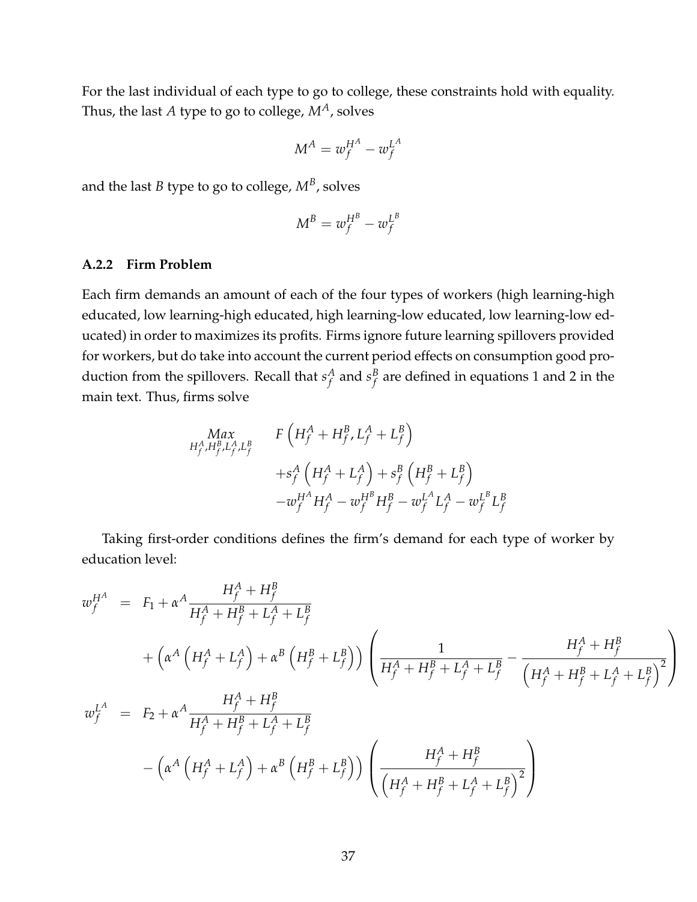For the last individual of each type to go to college, these constraints hold with equality. Thus, the last $A$ type to go to college, $M^A$, solves

$$M^A = w_f^{H^A} - w_f^{L^A}$$

and the last $B$ type to go to college, $M^B$, solves

$$M^B = w_f^{H^B} - w_f^{L^B}$$

### A.2.2 Firm Problem

Each firm demands an amount of each of the four types of workers (high learning-high educated, low learning-high educated, high learning-low educated, low learning-low educated) in order to maximizes its profits. Firms ignore future learning spillovers provided for workers, but do take into account the current period effects on consumption good production from the spillovers. Recall that $s_f^A$ and $s_f^B$ are defined in equations 1 and 2 in the main text. Thus, firms solve

$$\begin{aligned}
\underset{H_f^A, H_f^B, L_f^A, L_f^B}{Max} \quad & F\left(H_f^A + H_f^B, L_f^A + L_f^B\right) \\
& + s_f^A \left(H_f^A + L_f^A\right) + s_f^B \left(H_f^B + L_f^B\right) \\
& - w_f^{H^A} H_f^A - w_f^{H^B} H_f^B - w_f^{L^A} L_f^A - w_f^{L^B} L_f^B
\end{aligned}$$

Taking first-order conditions defines the firm's demand for each type of worker by education level:

$$\begin{aligned}
w_f^{H^A} &= F_1 + \alpha^A \frac{H_f^A + H_f^B}{H_f^A + H_f^B + L_f^A + L_f^B} \\
& \quad + \left(\alpha^A \left(H_f^A + L_f^A\right) + \alpha^B \left(H_f^B + L_f^B\right)\right) \left( \frac{1}{H_f^A + H_f^B + L_f^A + L_f^B} - \frac{H_f^A + H_f^B}{\left(H_f^A + H_f^B + L_f^A + L_f^B\right)^2} \right) \\
w_f^{L^A} &= F_2 + \alpha^A \frac{H_f^A + H_f^B}{H_f^A + H_f^B + L_f^A + L_f^B} \\
& \quad - \left(\alpha^A \left(H_f^A + L_f^A\right) + \alpha^B \left(H_f^B + L_f^B\right)\right) \left( \frac{H_f^A + H_f^B}{\left(H_f^A + H_f^B + L_f^A + L_f^B\right)^2} \right)
\end{aligned}$$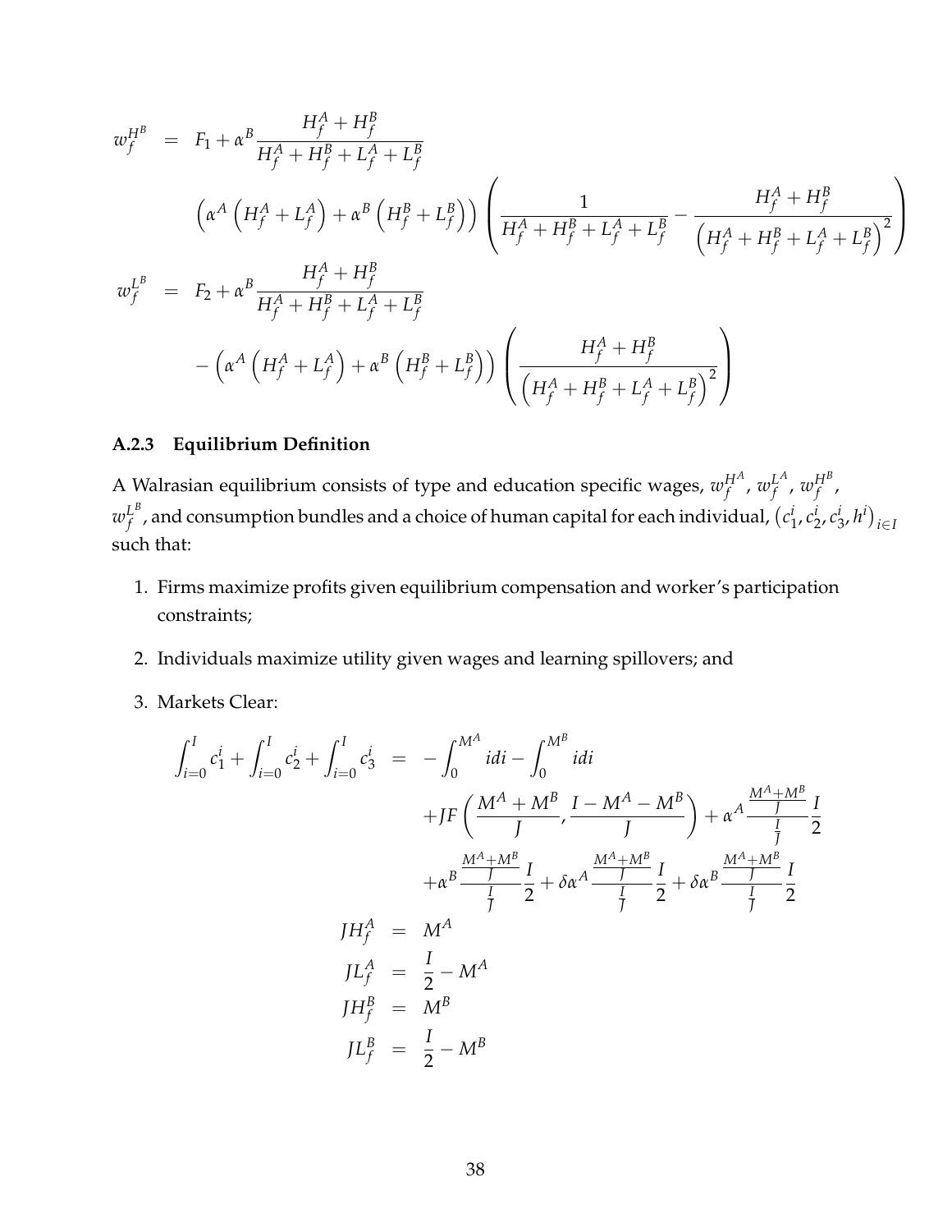$$
\begin{aligned}
w_f^{H^B} &= F_1 + \alpha^B \frac{H_f^A + H_f^B}{H_f^A + H_f^B + L_f^A + L_f^B} \\
&\quad \left(\alpha^A \left(H_f^A + L_f^A\right) + \alpha^B \left(H_f^B + L_f^B\right)\right) \left( \frac{1}{H_f^A + H_f^B + L_f^A + L_f^B} - \frac{H_f^A + H_f^B}{\left(H_f^A + H_f^B + L_f^A + L_f^B\right)^2} \right) \\
w_f^{L^B} &= F_2 + \alpha^B \frac{H_f^A + H_f^B}{H_f^A + H_f^B + L_f^A + L_f^B} \\
&\quad - \left(\alpha^A \left(H_f^A + L_f^A\right) + \alpha^B \left(H_f^B + L_f^B\right)\right) \left( \frac{H_f^A + H_f^B}{\left(H_f^A + H_f^B + L_f^A + L_f^B\right)^2} \right)
\end{aligned}
$$

### A.2.3 Equilibrium Definition

A Walrasian equilibrium consists of type and education specific wages, $w_f^{H^A}$, $w_f^{L^A}$, $w_f^{H^B}$, $w_f^{L^B}$, and consumption bundles and a choice of human capital for each individual, $\left(c_1^i, c_2^i, c_3^i, h^i\right)_{i \in I}$ such that:

1. Firms maximize profits given equilibrium compensation and worker's participation constraints;
2. Individuals maximize utility given wages and learning spillovers; and
3. Markets Clear:

$$
\begin{aligned}
\int_{i=0}^{I} c_1^i + \int_{i=0}^{I} c_2^i + \int_{i=0}^{I} c_3^i &= -\int_0^{M^A} i di - \int_0^{M^B} i di \\
&\quad + JF\left(\frac{M^A + M^B}{J}, \frac{I - M^A - M^B}{J}\right) + \alpha^A \frac{\frac{M^A + M^B}{J}}{\frac{I}{J}} \frac{I}{2} \\
&\quad + \alpha^B \frac{\frac{M^A + M^B}{J}}{\frac{I}{J}} \frac{I}{2} + \delta \alpha^A \frac{\frac{M^A + M^B}{J}}{\frac{I}{J}} \frac{I}{2} + \delta \alpha^B \frac{\frac{M^A + M^B}{J}}{\frac{I}{J}} \frac{I}{2} \\
JH_f^A &= M^A \\
JL_f^A &= \frac{I}{2} - M^A \\
JH_f^B &= M^B \\
JL_f^B &= \frac{I}{2} - M^B
\end{aligned}
$$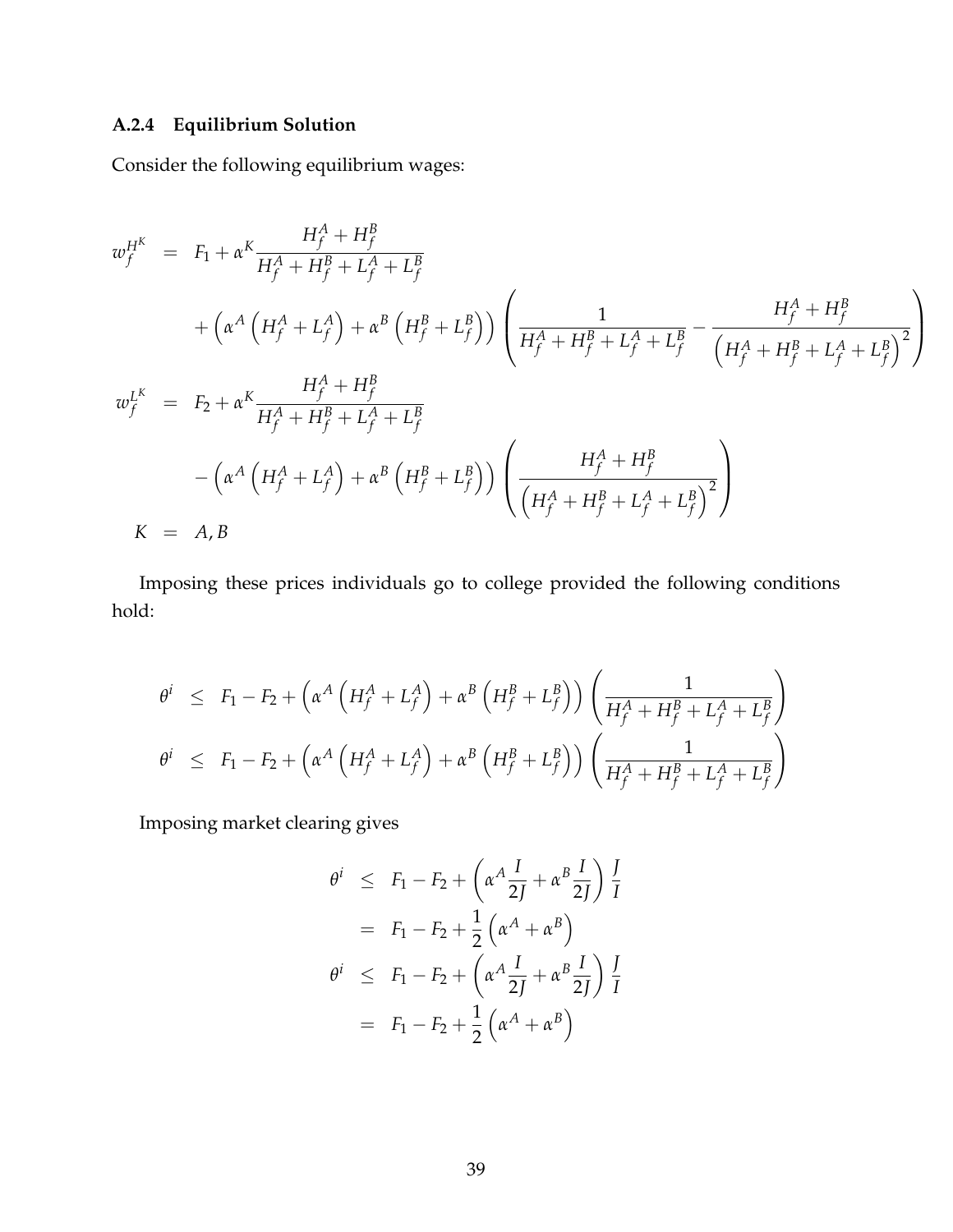### A.2.4 Equilibrium Solution

Consider the following equilibrium wages:

$$
\begin{aligned}
w_f^{H^K} &= F_1 + \alpha^K \frac{H_f^A + H_f^B}{H_f^A + H_f^B + L_f^A + L_f^B} \\
&\quad + \left(\alpha^A \left(H_f^A + L_f^A\right) + \alpha^B \left(H_f^B + L_f^B\right)\right) \left(\frac{1}{H_f^A + H_f^B + L_f^A + L_f^B} - \frac{H_f^A + H_f^B}{\left(H_f^A + H_f^B + L_f^A + L_f^B\right)^2}\right) \\
w_f^{L^K} &= F_2 + \alpha^K \frac{H_f^A + H_f^B}{H_f^A + H_f^B + L_f^A + L_f^B} \\
&\quad - \left(\alpha^A \left(H_f^A + L_f^A\right) + \alpha^B \left(H_f^B + L_f^B\right)\right) \left(\frac{H_f^A + H_f^B}{\left(H_f^A + H_f^B + L_f^A + L_f^B\right)^2}\right) \\
K &= A, B
\end{aligned}
$$

Imposing these prices individuals go to college provided the following conditions hold:

$$
\begin{aligned}
\theta^i &\leq F_1 - F_2 + \left(\alpha^A \left(H_f^A + L_f^A\right) + \alpha^B \left(H_f^B + L_f^B\right)\right) \left(\frac{1}{H_f^A + H_f^B + L_f^A + L_f^B}\right) \\
\theta^i &\leq F_1 - F_2 + \left(\alpha^A \left(H_f^A + L_f^A\right) + \alpha^B \left(H_f^B + L_f^B\right)\right) \left(\frac{1}{H_f^A + H_f^B + L_f^A + L_f^B}\right)
\end{aligned}
$$

Imposing market clearing gives

$$
\begin{aligned}
\theta^i &\leq F_1 - F_2 + \left(\alpha^A \frac{I}{2J} + \alpha^B \frac{I}{2J}\right) \frac{J}{I} \\
&= F_1 - F_2 + \frac{1}{2}\left(\alpha^A + \alpha^B\right) \\
\theta^i &\leq F_1 - F_2 + \left(\alpha^A \frac{I}{2J} + \alpha^B \frac{I}{2J}\right) \frac{J}{I} \\
&= F_1 - F_2 + \frac{1}{2}\left(\alpha^A + \alpha^B\right)
\end{aligned}
$$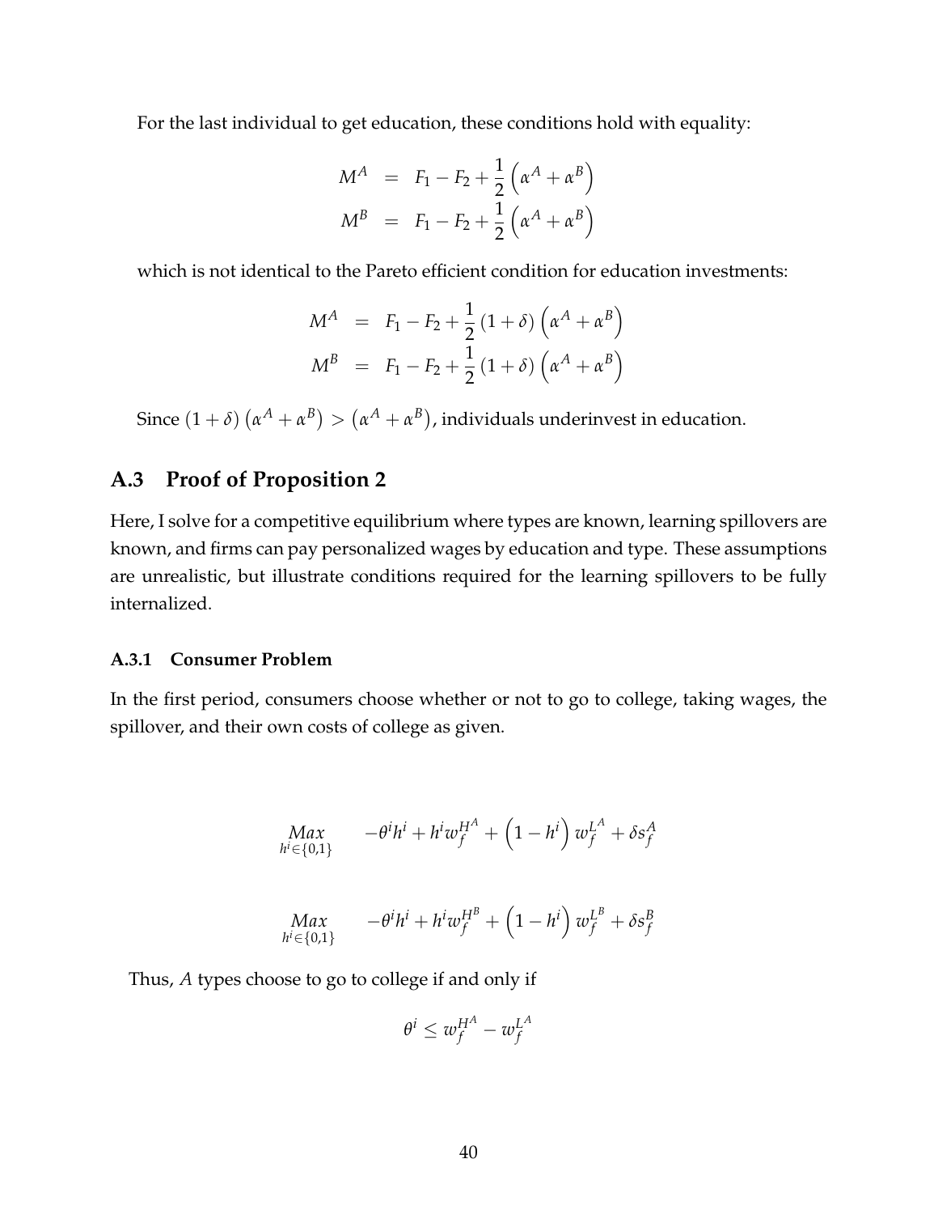For the last individual to get education, these conditions hold with equality:

$$
\begin{aligned}
M^A &= F_1 - F_2 + \frac{1}{2}\left(\alpha^A + \alpha^B\right) \\
M^B &= F_1 - F_2 + \frac{1}{2}\left(\alpha^A + \alpha^B\right)
\end{aligned}
$$

which is not identical to the Pareto efficient condition for education investments:

$$
\begin{aligned}
M^A &= F_1 - F_2 + \frac{1}{2}(1+\delta)\left(\alpha^A + \alpha^B\right) \\
M^B &= F_1 - F_2 + \frac{1}{2}(1+\delta)\left(\alpha^A + \alpha^B\right)
\end{aligned}
$$

Since $(1+\delta)\left(\alpha^A + \alpha^B\right) > \left(\alpha^A + \alpha^B\right)$, individuals underinvest in education.

## A.3 Proof of Proposition 2

Here, I solve for a competitive equilibrium where types are known, learning spillovers are known, and firms can pay personalized wages by education and type. These assumptions are unrealistic, but illustrate conditions required for the learning spillovers to be fully internalized.

### A.3.1 Consumer Problem

In the first period, consumers choose whether or not to go to college, taking wages, the spillover, and their own costs of college as given.

$$
\underset{h^i \in \{0,1\}}{Max} \quad -\theta^i h^i + h^i w_f^{H^A} + \left(1 - h^i\right) w_f^{L^A} + \delta s_f^A
$$

$$
\underset{h^i \in \{0,1\}}{Max} \quad -\theta^i h^i + h^i w_f^{H^B} + \left(1 - h^i\right) w_f^{L^B} + \delta s_f^B
$$

Thus, $A$ types choose to go to college if and only if

$$
\theta^i \leq w_f^{H^A} - w_f^{L^A}
$$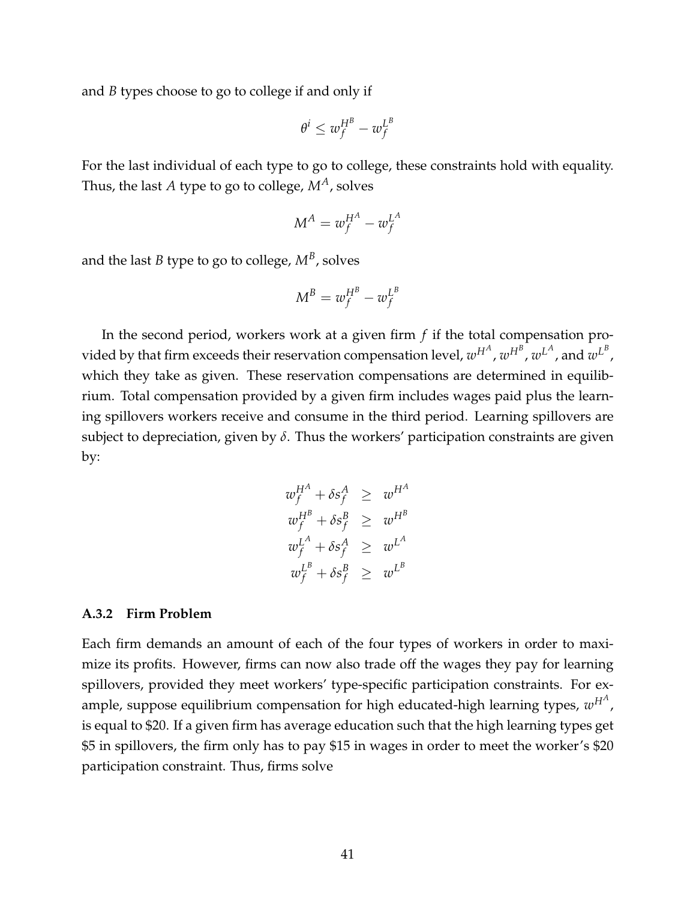and $B$ types choose to go to college if and only if

$$\theta^i \leq w_f^{H^B} - w_f^{L^B}$$

For the last individual of each type to go to college, these constraints hold with equality. Thus, the last $A$ type to go to college, $M^A$, solves

$$M^A = w_f^{H^A} - w_f^{L^A}$$

and the last $B$ type to go to college, $M^B$, solves

$$M^B = w_f^{H^B} - w_f^{L^B}$$

In the second period, workers work at a given firm $f$ if the total compensation provided by that firm exceeds their reservation compensation level, $w^{H^A}$, $w^{H^B}$, $w^{L^A}$, and $w^{L^B}$, which they take as given. These reservation compensations are determined in equilibrium. Total compensation provided by a given firm includes wages paid plus the learning spillovers workers receive and consume in the third period. Learning spillovers are subject to depreciation, given by $\delta$. Thus the workers' participation constraints are given by:

$$\begin{aligned}
w_f^{H^A} + \delta s_f^A &\geq w^{H^A} \\
w_f^{H^B} + \delta s_f^B &\geq w^{H^B} \\
w_f^{L^A} + \delta s_f^A &\geq w^{L^A} \\
w_f^{L^B} + \delta s_f^B &\geq w^{L^B}
\end{aligned}$$

### A.3.2 Firm Problem

Each firm demands an amount of each of the four types of workers in order to maximize its profits. However, firms can now also trade off the wages they pay for learning spillovers, provided they meet workers' type-specific participation constraints. For example, suppose equilibrium compensation for high educated-high learning types, $w^{H^A}$, is equal to \$20. If a given firm has average education such that the high learning types get \$5 in spillovers, the firm only has to pay \$15 in wages in order to meet the worker's \$20 participation constraint. Thus, firms solve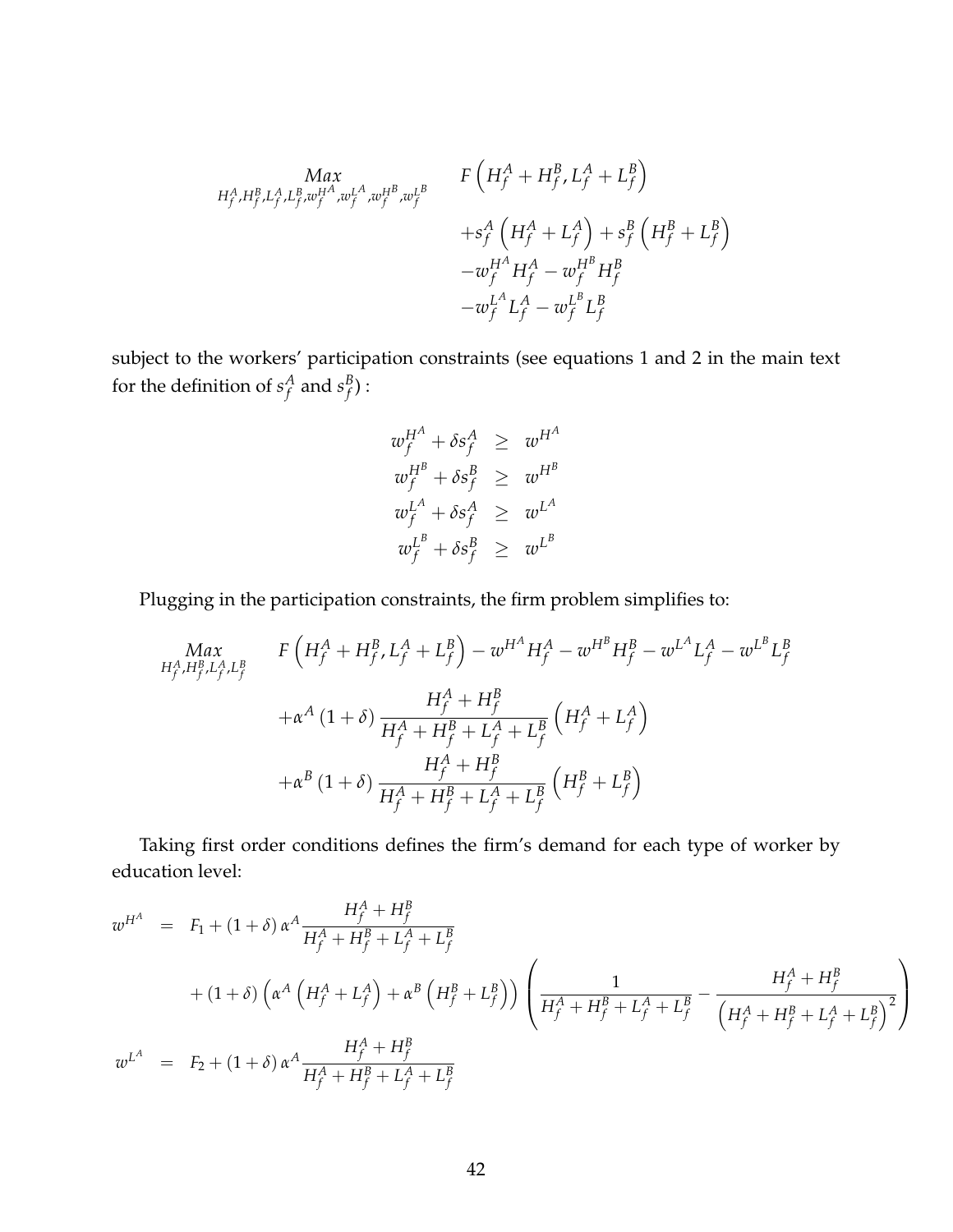$$
\begin{aligned}
\underset{H_f^A, H_f^B, L_f^A, L_f^B, w_f^{H^A}, w_f^{L^A}, w_f^{H^B}, w_f^{L^B}}{Max} \quad & F\left(H_f^A + H_f^B, L_f^A + L_f^B\right) \\
& + s_f^A \left(H_f^A + L_f^A\right) + s_f^B \left(H_f^B + L_f^B\right) \\
& - w_f^{H^A} H_f^A - w_f^{H^B} H_f^B \\
& - w_f^{L^A} L_f^A - w_f^{L^B} L_f^B
\end{aligned}
$$

subject to the workers' participation constraints (see equations 1 and 2 in the main text for the definition of $s_f^A$ and $s_f^B$) :

$$
\begin{aligned}
w_f^{H^A} + \delta s_f^A & \geq w^{H^A} \\
w_f^{H^B} + \delta s_f^B & \geq w^{H^B} \\
w_f^{L^A} + \delta s_f^A & \geq w^{L^A} \\
w_f^{L^B} + \delta s_f^B & \geq w^{L^B}
\end{aligned}
$$

Plugging in the participation constraints, the firm problem simplifies to:

$$
\begin{aligned}
\underset{H_f^A, H_f^B, L_f^A, L_f^B}{Max} \quad & F\left(H_f^A + H_f^B, L_f^A + L_f^B\right) - w^{H^A} H_f^A - w^{H^B} H_f^B - w^{L^A} L_f^A - w^{L^B} L_f^B \\
& + \alpha^A (1+\delta) \frac{H_f^A + H_f^B}{H_f^A + H_f^B + L_f^A + L_f^B} \left(H_f^A + L_f^A\right) \\
& + \alpha^B (1+\delta) \frac{H_f^A + H_f^B}{H_f^A + H_f^B + L_f^A + L_f^B} \left(H_f^B + L_f^B\right)
\end{aligned}
$$

Taking first order conditions defines the firm's demand for each type of worker by education level:

$$
\begin{aligned}
w^{H^A} &= F_1 + (1+\delta) \alpha^A \frac{H_f^A + H_f^B}{H_f^A + H_f^B + L_f^A + L_f^B} \\
& \quad + (1+\delta) \left(\alpha^A \left(H_f^A + L_f^A\right) + \alpha^B \left(H_f^B + L_f^B\right)\right) \left(\frac{1}{H_f^A + H_f^B + L_f^A + L_f^B} - \frac{H_f^A + H_f^B}{\left(H_f^A + H_f^B + L_f^A + L_f^B\right)^2}\right) \\
w^{L^A} &= F_2 + (1+\delta) \alpha^A \frac{H_f^A + H_f^B}{H_f^A + H_f^B + L_f^A + L_f^B}
\end{aligned}
$$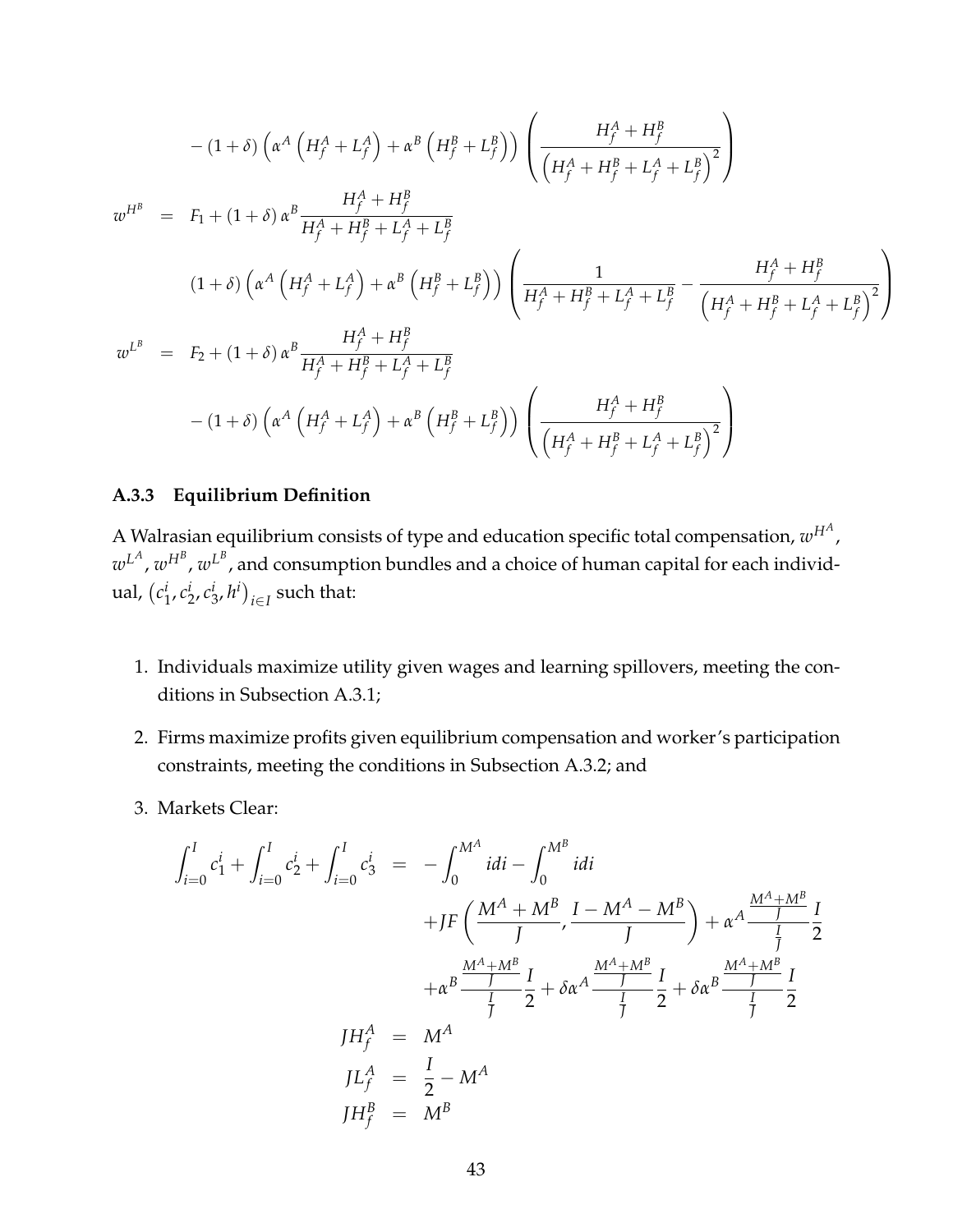$$
- (1+\delta)\left(\alpha^A\left(H_f^A+L_f^A\right)+\alpha^B\left(H_f^B+L_f^B\right)\right)\left(\frac{H_f^A+H_f^B}{\left(H_f^A+H_f^B+L_f^A+L_f^B\right)^2}\right)
$$

$$
\begin{aligned}
w^{H^B} &= F_1+(1+\delta)\,\alpha^B\frac{H_f^A+H_f^B}{H_f^A+H_f^B+L_f^A+L_f^B} \\
&\quad (1+\delta)\left(\alpha^A\left(H_f^A+L_f^A\right)+\alpha^B\left(H_f^B+L_f^B\right)\right)\left(\frac{1}{H_f^A+H_f^B+L_f^A+L_f^B}-\frac{H_f^A+H_f^B}{\left(H_f^A+H_f^B+L_f^A+L_f^B\right)^2}\right) \\
w^{L^B} &= F_2+(1+\delta)\,\alpha^B\frac{H_f^A+H_f^B}{H_f^A+H_f^B+L_f^A+L_f^B} \\
&\quad -(1+\delta)\left(\alpha^A\left(H_f^A+L_f^A\right)+\alpha^B\left(H_f^B+L_f^B\right)\right)\left(\frac{H_f^A+H_f^B}{\left(H_f^A+H_f^B+L_f^A+L_f^B\right)^2}\right)
\end{aligned}
$$

### A.3.3 Equilibrium Definition

A Walrasian equilibrium consists of type and education specific total compensation, $w^{H^A}$, $w^{L^A}$, $w^{H^B}$, $w^{L^B}$, and consumption bundles and a choice of human capital for each individual, $\left(c_1^i, c_2^i, c_3^i, h^i\right)_{i\in I}$ such that:

1. Individuals maximize utility given wages and learning spillovers, meeting the conditions in Subsection A.3.1;
2. Firms maximize profits given equilibrium compensation and worker's participation constraints, meeting the conditions in Subsection A.3.2; and
3. Markets Clear:

$$
\begin{aligned}
\int_{i=0}^{I} c_1^i+\int_{i=0}^{I} c_2^i+\int_{i=0}^{I} c_3^i &= -\int_0^{M^A} i di-\int_0^{M^B} i di \\
&\quad +JF\left(\frac{M^A+M^B}{J},\frac{I-M^A-M^B}{J}\right)+\alpha^A\frac{\frac{M^A+M^B}{J}}{\frac{I}{J}}\frac{I}{2} \\
&\quad +\alpha^B\frac{\frac{M^A+M^B}{J}}{\frac{I}{J}}\frac{I}{2}+\delta\alpha^A\frac{\frac{M^A+M^B}{J}}{\frac{I}{J}}\frac{I}{2}+\delta\alpha^B\frac{\frac{M^A+M^B}{J}}{\frac{I}{J}}\frac{I}{2} \\
JH_f^A &= M^A \\
JL_f^A &= \frac{I}{2}-M^A \\
JH_f^B &= M^B
\end{aligned}
$$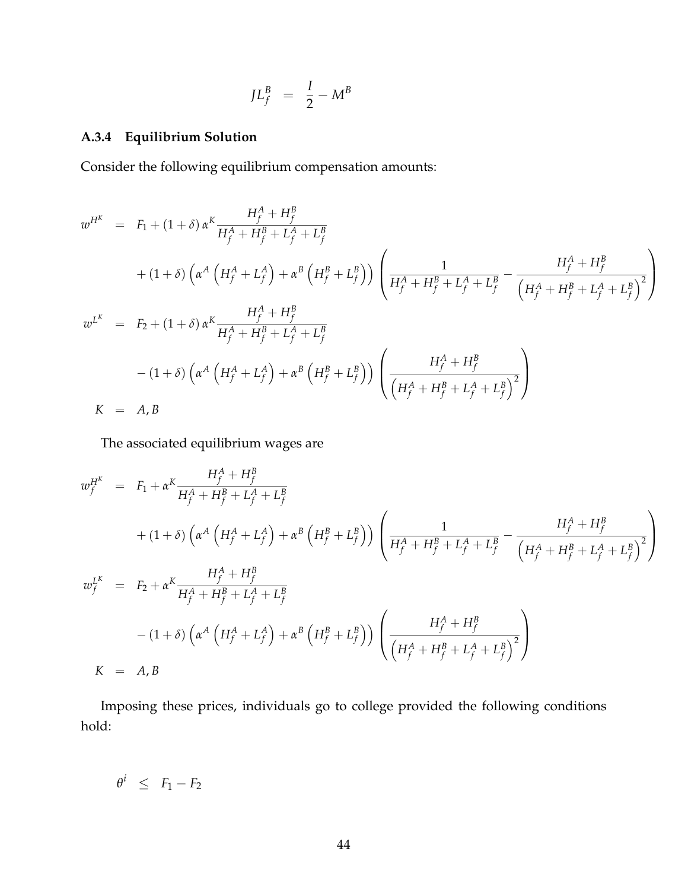$$JL_f^B = \frac{I}{2} - M^B$$

### A.3.4 Equilibrium Solution

Consider the following equilibrium compensation amounts:

$$
\begin{aligned}
w^{H^K} &= F_1 + (1+\delta)\,\alpha^K \frac{H_f^A + H_f^B}{H_f^A + H_f^B + L_f^A + L_f^B} \\
&\quad + (1+\delta)\left(\alpha^A\left(H_f^A + L_f^A\right) + \alpha^B\left(H_f^B + L_f^B\right)\right)\left(\frac{1}{H_f^A + H_f^B + L_f^A + L_f^B} - \frac{H_f^A + H_f^B}{\left(H_f^A + H_f^B + L_f^A + L_f^B\right)^2}\right) \\
w^{L^K} &= F_2 + (1+\delta)\,\alpha^K \frac{H_f^A + H_f^B}{H_f^A + H_f^B + L_f^A + L_f^B} \\
&\quad - (1+\delta)\left(\alpha^A\left(H_f^A + L_f^A\right) + \alpha^B\left(H_f^B + L_f^B\right)\right)\left(\frac{H_f^A + H_f^B}{\left(H_f^A + H_f^B + L_f^A + L_f^B\right)^2}\right) \\
K &= A, B
\end{aligned}
$$

The associated equilibrium wages are

$$
\begin{aligned}
w_f^{H^K} &= F_1 + \alpha^K \frac{H_f^A + H_f^B}{H_f^A + H_f^B + L_f^A + L_f^B} \\
&\quad + (1+\delta)\left(\alpha^A\left(H_f^A + L_f^A\right) + \alpha^B\left(H_f^B + L_f^B\right)\right)\left(\frac{1}{H_f^A + H_f^B + L_f^A + L_f^B} - \frac{H_f^A + H_f^B}{\left(H_f^A + H_f^B + L_f^A + L_f^B\right)^2}\right) \\
w_f^{L^K} &= F_2 + \alpha^K \frac{H_f^A + H_f^B}{H_f^A + H_f^B + L_f^A + L_f^B} \\
&\quad - (1+\delta)\left(\alpha^A\left(H_f^A + L_f^A\right) + \alpha^B\left(H_f^B + L_f^B\right)\right)\left(\frac{H_f^A + H_f^B}{\left(H_f^A + H_f^B + L_f^A + L_f^B\right)^2}\right) \\
K &= A, B
\end{aligned}
$$

Imposing these prices, individuals go to college provided the following conditions hold:

$$\theta^i \leq F_1 - F_2$$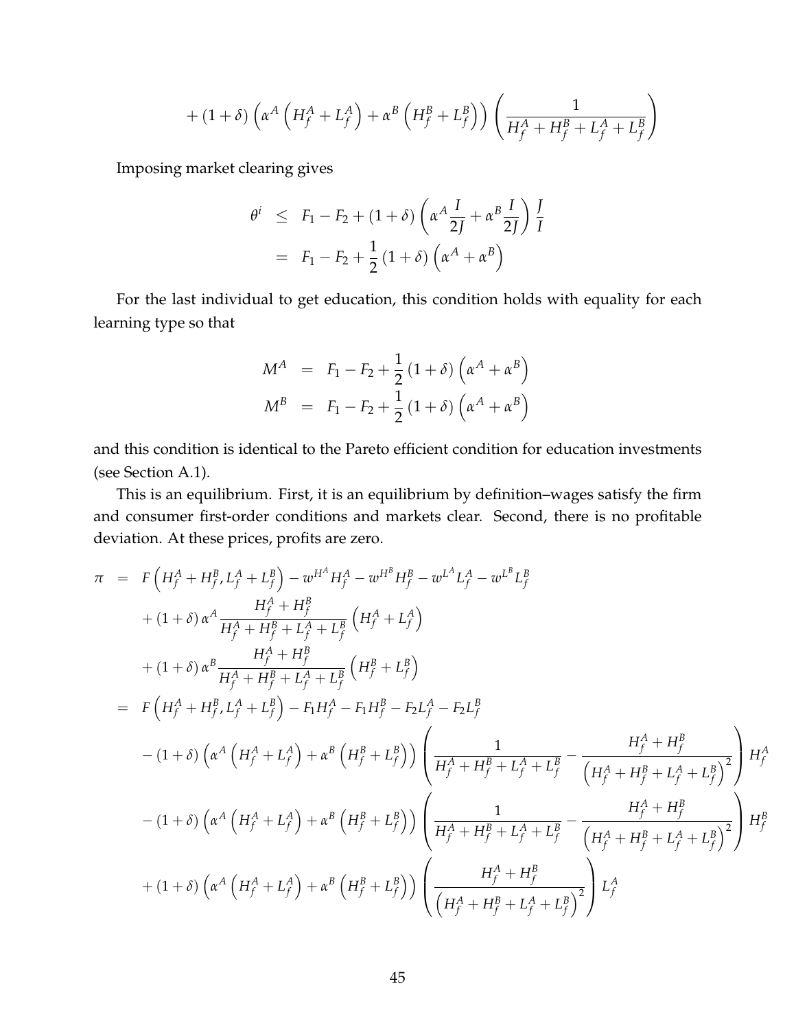$$
+ (1+\delta)\left(\alpha^A\left(H_f^A + L_f^A\right) + \alpha^B\left(H_f^B + L_f^B\right)\right)\left(\frac{1}{H_f^A + H_f^B + L_f^A + L_f^B}\right)
$$

Imposing market clearing gives

$$
\begin{aligned}
\theta^i &\leq F_1 - F_2 + (1+\delta)\left(\alpha^A \frac{I}{2J} + \alpha^B \frac{I}{2J}\right)\frac{J}{I} \\
&= F_1 - F_2 + \frac{1}{2}(1+\delta)\left(\alpha^A + \alpha^B\right)
\end{aligned}
$$

For the last individual to get education, this condition holds with equality for each learning type so that

$$
\begin{aligned}
M^A &= F_1 - F_2 + \frac{1}{2}(1+\delta)\left(\alpha^A + \alpha^B\right) \\
M^B &= F_1 - F_2 + \frac{1}{2}(1+\delta)\left(\alpha^A + \alpha^B\right)
\end{aligned}
$$

and this condition is identical to the Pareto efficient condition for education investments (see Section A.1).

This is an equilibrium. First, it is an equilibrium by definition–wages satisfy the firm and consumer first-order conditions and markets clear. Second, there is no profitable deviation. At these prices, profits are zero.

$$
\begin{aligned}
\pi &= F\left(H_f^A + H_f^B, L_f^A + L_f^B\right) - w^{H^A} H_f^A - w^{H^B} H_f^B - w^{L^A} L_f^A - w^{L^B} L_f^B \\
&\quad + (1+\delta)\,\alpha^A \frac{H_f^A + H_f^B}{H_f^A + H_f^B + L_f^A + L_f^B}\left(H_f^A + L_f^A\right) \\
&\quad + (1+\delta)\,\alpha^B \frac{H_f^A + H_f^B}{H_f^A + H_f^B + L_f^A + L_f^B}\left(H_f^B + L_f^B\right) \\
&= F\left(H_f^A + H_f^B, L_f^A + L_f^B\right) - F_1 H_f^A - F_1 H_f^B - F_2 L_f^A - F_2 L_f^B \\
&\quad - (1+\delta)\left(\alpha^A\left(H_f^A + L_f^A\right) + \alpha^B\left(H_f^B + L_f^B\right)\right)\left(\frac{1}{H_f^A + H_f^B + L_f^A + L_f^B} - \frac{H_f^A + H_f^B}{\left(H_f^A + H_f^B + L_f^A + L_f^B\right)^2}\right) H_f^A \\
&\quad - (1+\delta)\left(\alpha^A\left(H_f^A + L_f^A\right) + \alpha^B\left(H_f^B + L_f^B\right)\right)\left(\frac{1}{H_f^A + H_f^B + L_f^A + L_f^B} - \frac{H_f^A + H_f^B}{\left(H_f^A + H_f^B + L_f^A + L_f^B\right)^2}\right) H_f^B \\
&\quad + (1+\delta)\left(\alpha^A\left(H_f^A + L_f^A\right) + \alpha^B\left(H_f^B + L_f^B\right)\right)\left(\frac{H_f^A + H_f^B}{\left(H_f^A + H_f^B + L_f^A + L_f^B\right)^2}\right) L_f^A
\end{aligned}
$$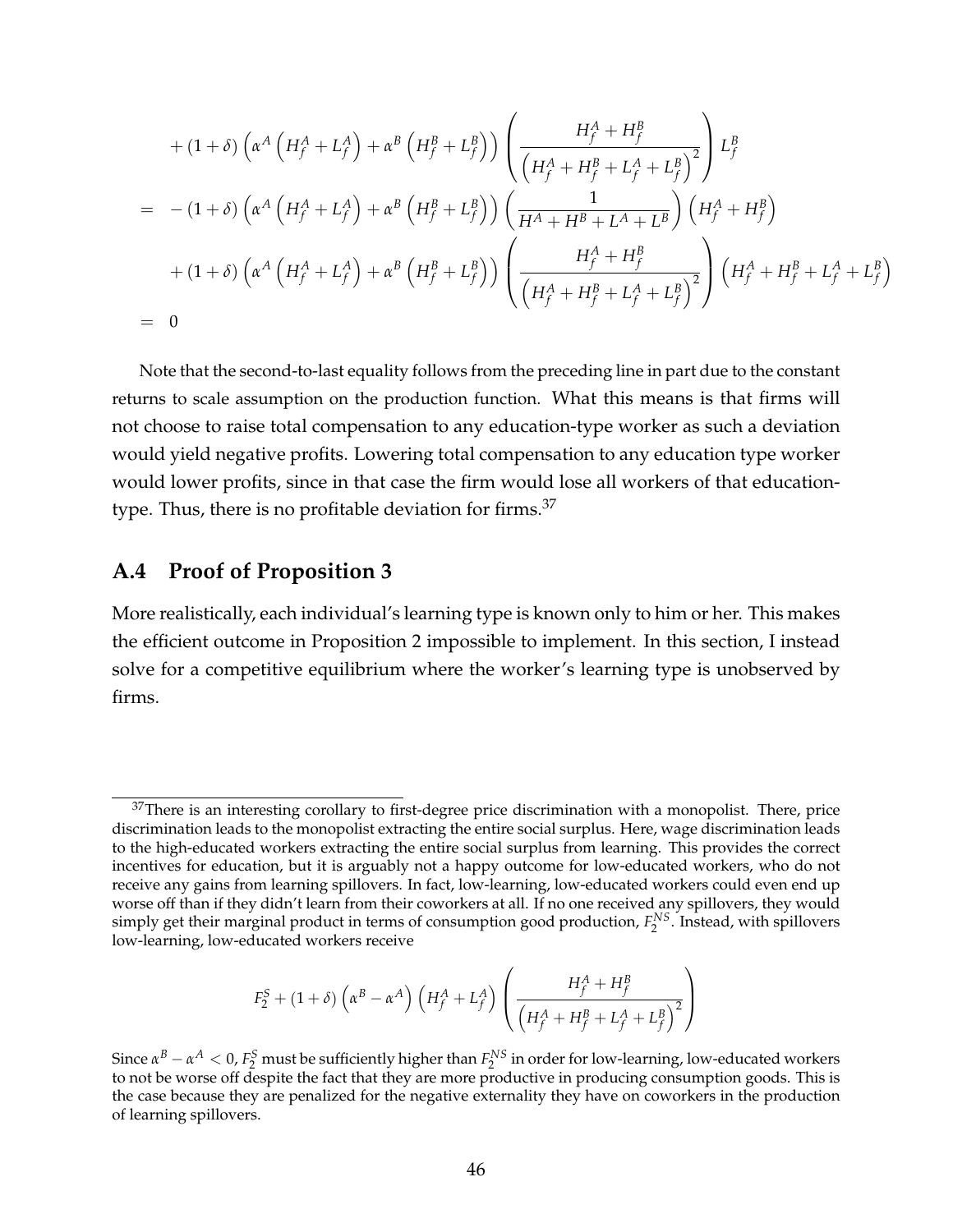$$
\begin{aligned}
&+ (1+\delta)\left(\alpha^A\left(H_f^A + L_f^A\right) + \alpha^B\left(H_f^B + L_f^B\right)\right)\left(\frac{H_f^A + H_f^B}{\left(H_f^A + H_f^B + L_f^A + L_f^B\right)^2}\right) L_f^B \\
= \;& -(1+\delta)\left(\alpha^A\left(H_f^A + L_f^A\right) + \alpha^B\left(H_f^B + L_f^B\right)\right)\left(\frac{1}{H^A + H^B + L^A + L^B}\right)\left(H_f^A + H_f^B\right) \\
&+ (1+\delta)\left(\alpha^A\left(H_f^A + L_f^A\right) + \alpha^B\left(H_f^B + L_f^B\right)\right)\left(\frac{H_f^A + H_f^B}{\left(H_f^A + H_f^B + L_f^A + L_f^B\right)^2}\right)\left(H_f^A + H_f^B + L_f^A + L_f^B\right) \\
= \;& 0
\end{aligned}
$$

Note that the second-to-last equality follows from the preceding line in part due to the constant returns to scale assumption on the production function. What this means is that firms will not choose to raise total compensation to any education-type worker as such a deviation would yield negative profits. Lowering total compensation to any education type worker would lower profits, since in that case the firm would lose all workers of that education-type. Thus, there is no profitable deviation for firms.[37]

## A.4 Proof of Proposition 3

More realistically, each individual's learning type is known only to him or her. This makes the efficient outcome in Proposition 2 impossible to implement. In this section, I instead solve for a competitive equilibrium where the worker's learning type is unobserved by firms.

---

[37] There is an interesting corollary to first-degree price discrimination with a monopolist. There, price discrimination leads to the monopolist extracting the entire social surplus. Here, wage discrimination leads to the high-educated workers extracting the entire social surplus from learning. This provides the correct incentives for education, but it is arguably not a happy outcome for low-educated workers, who do not receive any gains from learning spillovers. In fact, low-learning, low-educated workers could even end up worse off than if they didn't learn from their coworkers at all. If no one received any spillovers, they would simply get their marginal product in terms of consumption good production, $F_2^{NS}$. Instead, with spillovers low-learning, low-educated workers receive

$$
F_2^S + (1+\delta)\left(\alpha^B - \alpha^A\right)\left(H_f^A + L_f^A\right)\left(\frac{H_f^A + H_f^B}{\left(H_f^A + H_f^B + L_f^A + L_f^B\right)^2}\right)
$$

Since $\alpha^B - \alpha^A < 0$, $F_2^S$ must be sufficiently higher than $F_2^{NS}$ in order for low-learning, low-educated workers to not be worse off despite the fact that they are more productive in producing consumption goods. This is the case because they are penalized for the negative externality they have on coworkers in the production of learning spillovers.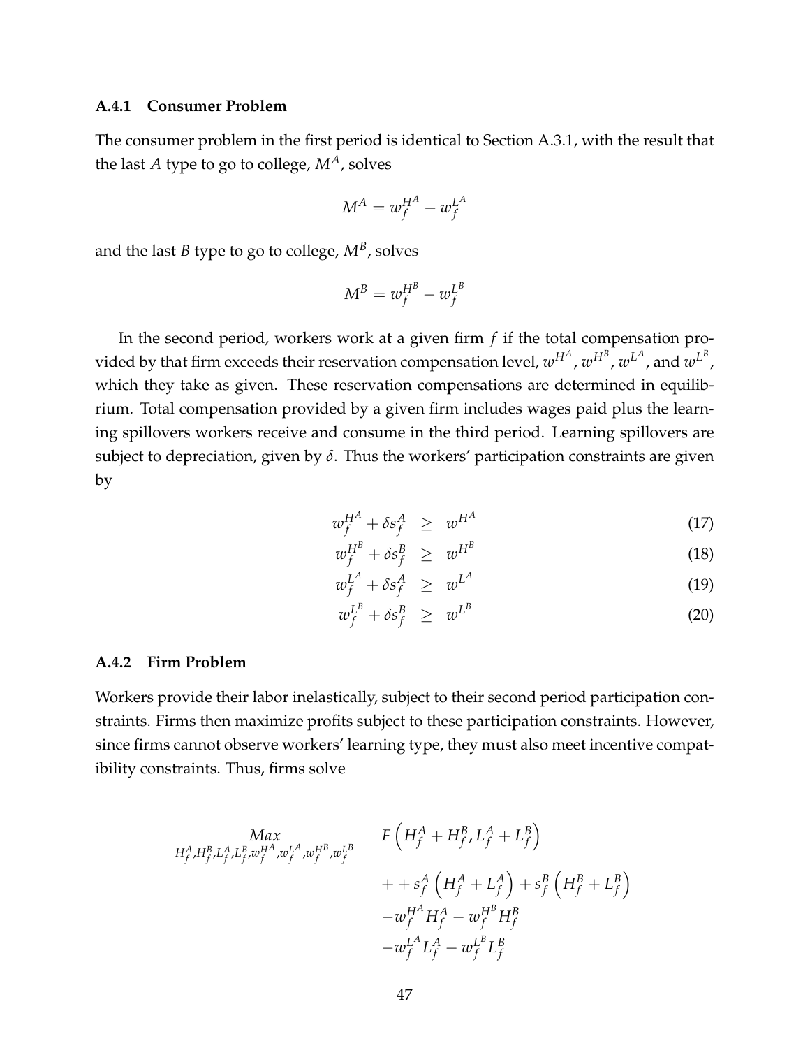### A.4.1 Consumer Problem

The consumer problem in the first period is identical to Section A.3.1, with the result that the last $A$ type to go to college, $M^A$, solves

$$M^A = w_f^{H^A} - w_f^{L^A}$$

and the last $B$ type to go to college, $M^B$, solves

$$M^B = w_f^{H^B} - w_f^{L^B}$$

In the second period, workers work at a given firm $f$ if the total compensation provided by that firm exceeds their reservation compensation level, $w^{H^A}$, $w^{H^B}$, $w^{L^A}$, and $w^{L^B}$, which they take as given. These reservation compensations are determined in equilibrium. Total compensation provided by a given firm includes wages paid plus the learning spillovers workers receive and consume in the third period. Learning spillovers are subject to depreciation, given by $\delta$. Thus the workers' participation constraints are given by

$$w_f^{H^A} + \delta s_f^A \geq w^{H^A} \tag{17}$$

$$w_f^{H^B} + \delta s_f^B \geq w^{H^B} \tag{18}$$

$$w_f^{L^A} + \delta s_f^A \geq w^{L^A} \tag{19}$$

$$w_f^{L^B} + \delta s_f^B \geq w^{L^B} \tag{20}$$

### A.4.2 Firm Problem

Workers provide their labor inelastically, subject to their second period participation constraints. Firms then maximize profits subject to these participation constraints. However, since firms cannot observe workers' learning type, they must also meet incentive compatibility constraints. Thus, firms solve

$$\begin{aligned}
\underset{H_f^A, H_f^B, L_f^A, L_f^B, w_f^{H^A}, w_f^{L^A}, w_f^{H^B}, w_f^{L^B}}{Max} \quad & F\left(H_f^A + H_f^B, L_f^A + L_f^B\right) \\
& + + s_f^A \left(H_f^A + L_f^A\right) + s_f^B \left(H_f^B + L_f^B\right) \\
& - w_f^{H^A} H_f^A - w_f^{H^B} H_f^B \\
& - w_f^{L^A} L_f^A - w_f^{L^B} L_f^B
\end{aligned}$$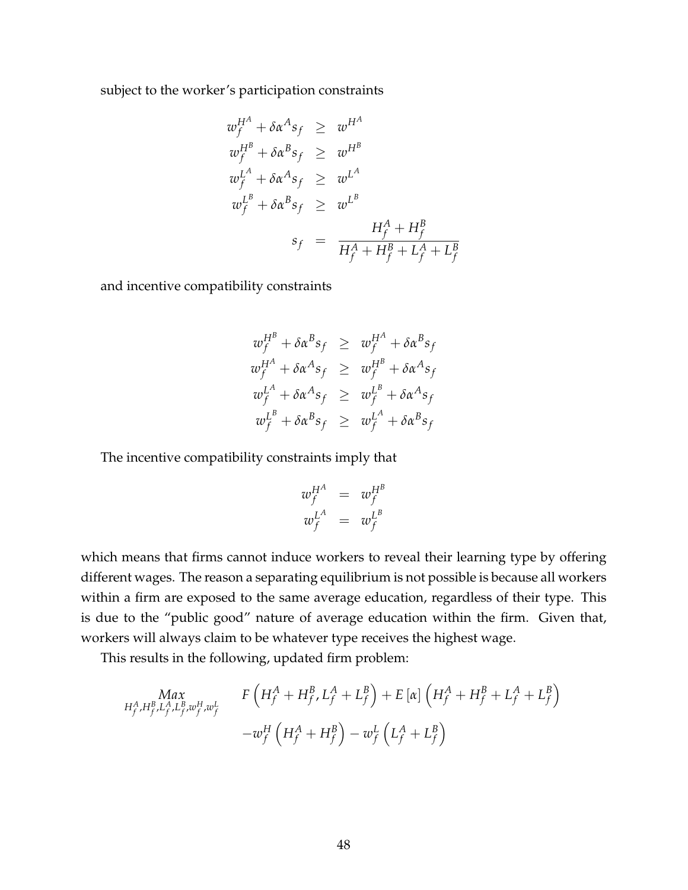subject to the worker's participation constraints

$$
\begin{aligned}
w_f^{H^A} + \delta \alpha^A s_f &\geq w^{H^A} \\
w_f^{H^B} + \delta \alpha^B s_f &\geq w^{H^B} \\
w_f^{L^A} + \delta \alpha^A s_f &\geq w^{L^A} \\
w_f^{L^B} + \delta \alpha^B s_f &\geq w^{L^B} \\
s_f &= \frac{H_f^A + H_f^B}{H_f^A + H_f^B + L_f^A + L_f^B}
\end{aligned}
$$

and incentive compatibility constraints

$$
\begin{aligned}
w_f^{H^B} + \delta \alpha^B s_f &\geq w_f^{H^A} + \delta \alpha^B s_f \\
w_f^{H^A} + \delta \alpha^A s_f &\geq w_f^{H^B} + \delta \alpha^A s_f \\
w_f^{L^A} + \delta \alpha^A s_f &\geq w_f^{L^B} + \delta \alpha^A s_f \\
w_f^{L^B} + \delta \alpha^B s_f &\geq w_f^{L^A} + \delta \alpha^B s_f
\end{aligned}
$$

The incentive compatibility constraints imply that

$$
\begin{aligned}
w_f^{H^A} &= w_f^{H^B} \\
w_f^{L^A} &= w_f^{L^B}
\end{aligned}
$$

which means that firms cannot induce workers to reveal their learning type by offering different wages. The reason a separating equilibrium is not possible is because all workers within a firm are exposed to the same average education, regardless of their type. This is due to the "public good" nature of average education within the firm. Given that, workers will always claim to be whatever type receives the highest wage.

This results in the following, updated firm problem:

$$
\begin{aligned}
\underset{H_f^A, H_f^B, L_f^A, L_f^B, w_f^H, w_f^L}{Max} \quad & F\left(H_f^A + H_f^B, L_f^A + L_f^B\right) + E\left[\alpha\right]\left(H_f^A + H_f^B + L_f^A + L_f^B\right) \\
& - w_f^H\left(H_f^A + H_f^B\right) - w_f^L\left(L_f^A + L_f^B\right)
\end{aligned}
$$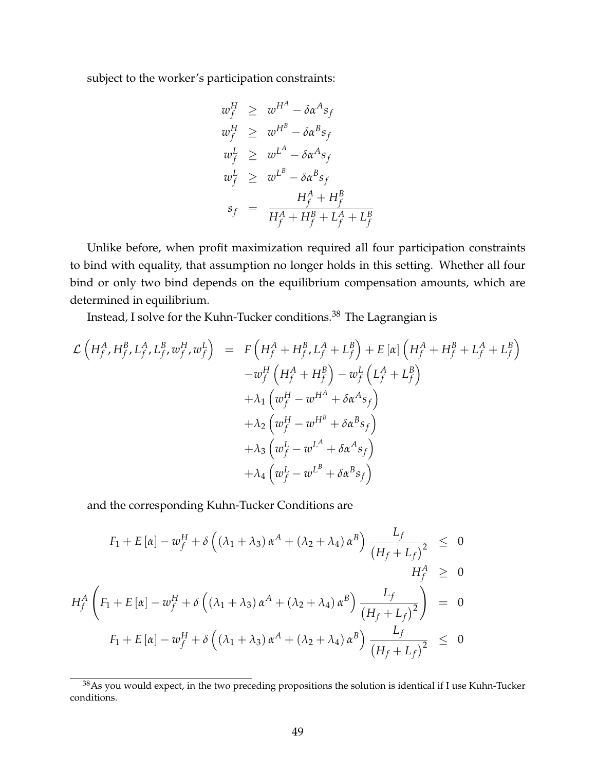subject to the worker's participation constraints:

$$
\begin{aligned}
w_f^H &\geq w^{H^A} - \delta \alpha^A s_f \\
w_f^H &\geq w^{H^B} - \delta \alpha^B s_f \\
w_f^L &\geq w^{L^A} - \delta \alpha^A s_f \\
w_f^L &\geq w^{L^B} - \delta \alpha^B s_f \\
s_f &= \frac{H_f^A + H_f^B}{H_f^A + H_f^B + L_f^A + L_f^B}
\end{aligned}
$$

Unlike before, when profit maximization required all four participation constraints to bind with equality, that assumption no longer holds in this setting. Whether all four bind or only two bind depends on the equilibrium compensation amounts, which are determined in equilibrium.

Instead, I solve for the Kuhn-Tucker conditions.[38] The Lagrangian is

$$
\begin{aligned}
\mathcal{L}\left(H_f^A, H_f^B, L_f^A, L_f^B, w_f^H, w_f^L\right) &= F\left(H_f^A + H_f^B, L_f^A + L_f^B\right) + E\left[\alpha\right]\left(H_f^A + H_f^B + L_f^A + L_f^B\right) \\
&\quad - w_f^H \left(H_f^A + H_f^B\right) - w_f^L \left(L_f^A + L_f^B\right) \\
&\quad + \lambda_1 \left(w_f^H - w^{H^A} + \delta \alpha^A s_f\right) \\
&\quad + \lambda_2 \left(w_f^H - w^{H^B} + \delta \alpha^B s_f\right) \\
&\quad + \lambda_3 \left(w_f^L - w^{L^A} + \delta \alpha^A s_f\right) \\
&\quad + \lambda_4 \left(w_f^L - w^{L^B} + \delta \alpha^B s_f\right)
\end{aligned}
$$

and the corresponding Kuhn-Tucker Conditions are

$$
\begin{aligned}
F_1 + E\left[\alpha\right] - w_f^H + \delta\left(\left(\lambda_1 + \lambda_3\right)\alpha^A + \left(\lambda_2 + \lambda_4\right)\alpha^B\right)\frac{L_f}{\left(H_f + L_f\right)^2} &\leq 0 \\
H_f^A &\geq 0 \\
H_f^A\left(F_1 + E\left[\alpha\right] - w_f^H + \delta\left(\left(\lambda_1 + \lambda_3\right)\alpha^A + \left(\lambda_2 + \lambda_4\right)\alpha^B\right)\frac{L_f}{\left(H_f + L_f\right)^2}\right) &= 0 \\
F_1 + E\left[\alpha\right] - w_f^H + \delta\left(\left(\lambda_1 + \lambda_3\right)\alpha^A + \left(\lambda_2 + \lambda_4\right)\alpha^B\right)\frac{L_f}{\left(H_f + L_f\right)^2} &\leq 0
\end{aligned}
$$

[38] As you would expect, in the two preceding propositions the solution is identical if I use Kuhn-Tucker conditions.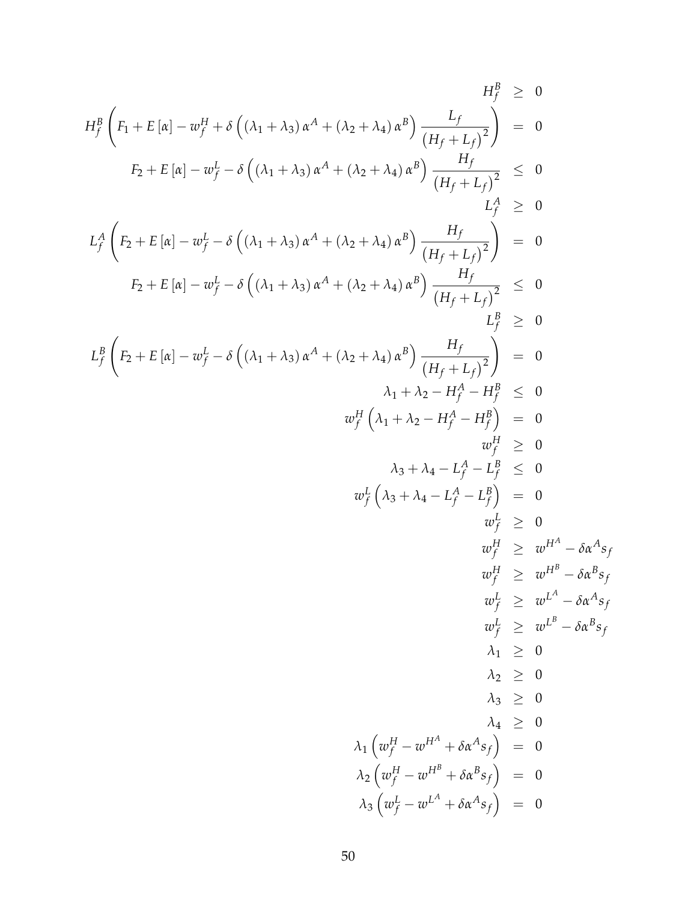$$
\begin{aligned}
H_f^B &\geq 0 \\
H_f^B \left( F_1 + E\left[\alpha\right] - w_f^H + \delta \left( \left(\lambda_1 + \lambda_3\right) \alpha^A + \left(\lambda_2 + \lambda_4\right) \alpha^B \right) \frac{L_f}{\left(H_f + L_f\right)^2} \right) &= 0 \\
F_2 + E\left[\alpha\right] - w_f^L - \delta \left( \left(\lambda_1 + \lambda_3\right) \alpha^A + \left(\lambda_2 + \lambda_4\right) \alpha^B \right) \frac{H_f}{\left(H_f + L_f\right)^2} &\leq 0 \\
L_f^A &\geq 0 \\
L_f^A \left( F_2 + E\left[\alpha\right] - w_f^L - \delta \left( \left(\lambda_1 + \lambda_3\right) \alpha^A + \left(\lambda_2 + \lambda_4\right) \alpha^B \right) \frac{H_f}{\left(H_f + L_f\right)^2} \right) &= 0 \\
F_2 + E\left[\alpha\right] - w_f^L - \delta \left( \left(\lambda_1 + \lambda_3\right) \alpha^A + \left(\lambda_2 + \lambda_4\right) \alpha^B \right) \frac{H_f}{\left(H_f + L_f\right)^2} &\leq 0 \\
L_f^B &\geq 0 \\
L_f^B \left( F_2 + E\left[\alpha\right] - w_f^L - \delta \left( \left(\lambda_1 + \lambda_3\right) \alpha^A + \left(\lambda_2 + \lambda_4\right) \alpha^B \right) \frac{H_f}{\left(H_f + L_f\right)^2} \right) &= 0 \\
\lambda_1 + \lambda_2 - H_f^A - H_f^B &\leq 0 \\
w_f^H \left( \lambda_1 + \lambda_2 - H_f^A - H_f^B \right) &= 0 \\
w_f^H &\geq 0 \\
\lambda_3 + \lambda_4 - L_f^A - L_f^B &\leq 0 \\
w_f^L \left( \lambda_3 + \lambda_4 - L_f^A - L_f^B \right) &= 0 \\
w_f^L &\geq 0 \\
w_f^H &\geq w^{H^A} - \delta \alpha^A s_f \\
w_f^H &\geq w^{H^B} - \delta \alpha^B s_f \\
w_f^L &\geq w^{L^A} - \delta \alpha^A s_f \\
w_f^L &\geq w^{L^B} - \delta \alpha^B s_f \\
\lambda_1 &\geq 0 \\
\lambda_2 &\geq 0 \\
\lambda_3 &\geq 0 \\
\lambda_4 &\geq 0 \\
\lambda_1 \left( w_f^H - w^{H^A} + \delta \alpha^A s_f \right) &= 0 \\
\lambda_2 \left( w_f^H - w^{H^B} + \delta \alpha^B s_f \right) &= 0 \\
\lambda_3 \left( w_f^L - w^{L^A} + \delta \alpha^A s_f \right) &= 0
\end{aligned}
$$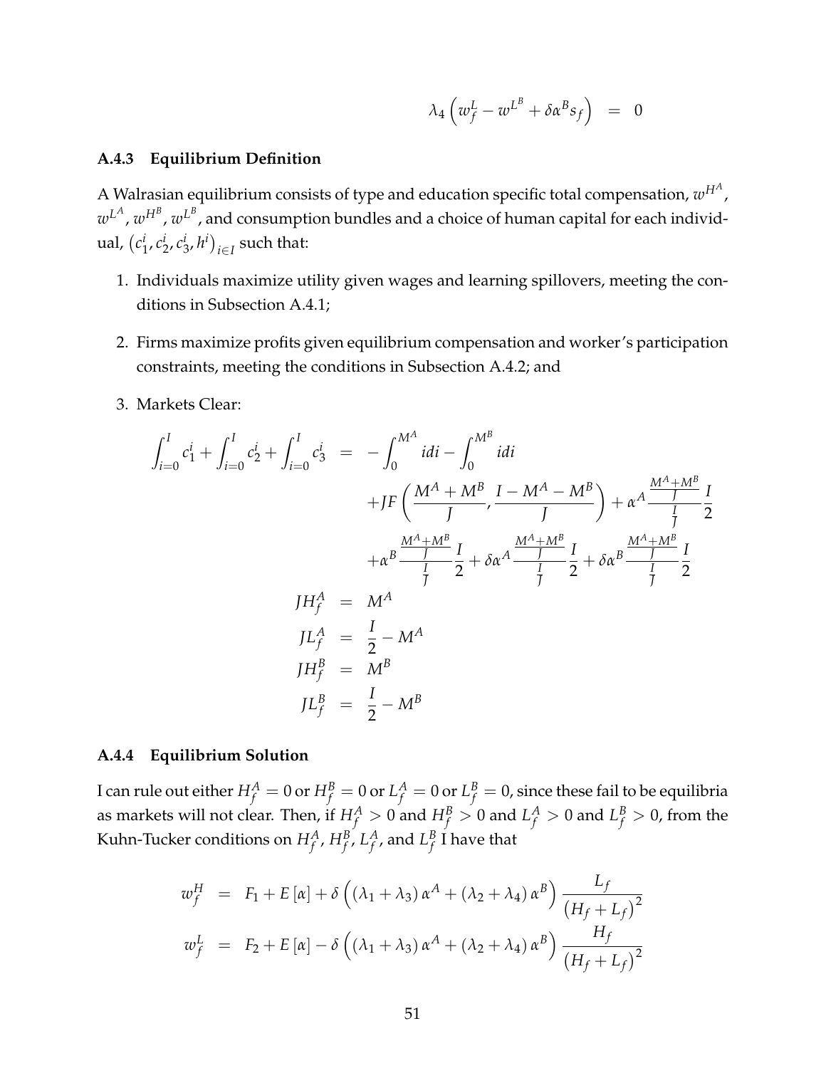$$\lambda_4 \left( w_f^L - w^{L^B} + \delta \alpha^B s_f \right) = 0$$

### A.4.3 Equilibrium Definition

A Walrasian equilibrium consists of type and education specific total compensation, $w^{H^A}$, $w^{L^A}$, $w^{H^B}$, $w^{L^B}$, and consumption bundles and a choice of human capital for each individual, $\left(c_1^i, c_2^i, c_3^i, h^i\right)_{i \in I}$ such that:

1. Individuals maximize utility given wages and learning spillovers, meeting the conditions in Subsection A.4.1;
2. Firms maximize profits given equilibrium compensation and worker's participation constraints, meeting the conditions in Subsection A.4.2; and
3. Markets Clear:

$$
\begin{aligned}
\int_{i=0}^{I} c_1^i + \int_{i=0}^{I} c_2^i + \int_{i=0}^{I} c_3^i &= -\int_0^{M^A} i di - \int_0^{M^B} i di \\
&\quad + JF\left(\frac{M^A + M^B}{J}, \frac{I - M^A - M^B}{J}\right) + \alpha^A \frac{\frac{M^A+M^B}{J}}{\frac{I}{J}} \frac{I}{2} \\
&\quad + \alpha^B \frac{\frac{M^A+M^B}{J}}{\frac{I}{J}} \frac{I}{2} + \delta\alpha^A \frac{\frac{M^A+M^B}{J}}{\frac{I}{J}} \frac{I}{2} + \delta\alpha^B \frac{\frac{M^A+M^B}{J}}{\frac{I}{J}} \frac{I}{2} \\
JH_f^A &= M^A \\
JL_f^A &= \frac{I}{2} - M^A \\
JH_f^B &= M^B \\
JL_f^B &= \frac{I}{2} - M^B
\end{aligned}
$$

### A.4.4 Equilibrium Solution

I can rule out either $H_f^A = 0$ or $H_f^B = 0$ or $L_f^A = 0$ or $L_f^B = 0$, since these fail to be equilibria as markets will not clear. Then, if $H_f^A > 0$ and $H_f^B > 0$ and $L_f^A > 0$ and $L_f^B > 0$, from the Kuhn-Tucker conditions on $H_f^A$, $H_f^B$, $L_f^A$, and $L_f^B$ I have that

$$
\begin{aligned}
w_f^H &= F_1 + E[\alpha] + \delta\left(\left(\lambda_1 + \lambda_3\right)\alpha^A + \left(\lambda_2 + \lambda_4\right)\alpha^B\right) \frac{L_f}{\left(H_f + L_f\right)^2} \\
w_f^L &= F_2 + E[\alpha] - \delta\left(\left(\lambda_1 + \lambda_3\right)\alpha^A + \left(\lambda_2 + \lambda_4\right)\alpha^B\right) \frac{H_f}{\left(H_f + L_f\right)^2}
\end{aligned}
$$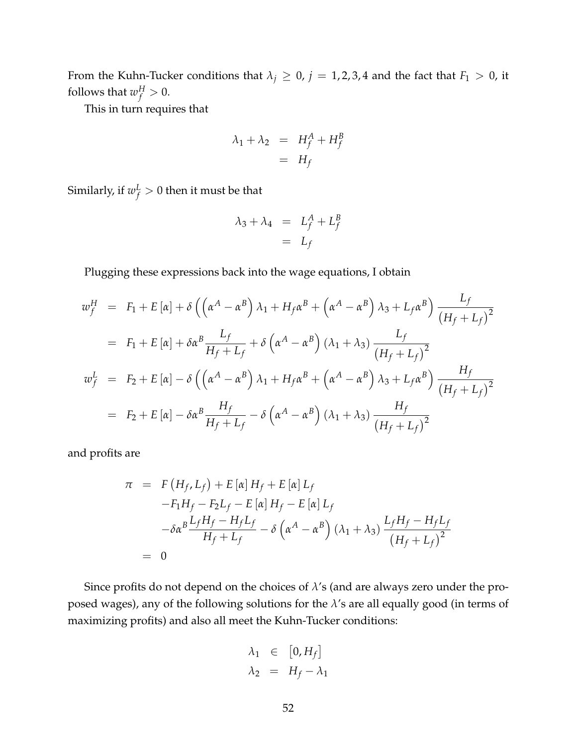From the Kuhn-Tucker conditions that $\lambda_j \geq 0$, $j = 1, 2, 3, 4$ and the fact that $F_1 > 0$, it follows that $w_f^H > 0$.

This in turn requires that

$$
\begin{aligned}
\lambda_1 + \lambda_2 &= H_f^A + H_f^B \\
&= H_f
\end{aligned}
$$

Similarly, if $w_f^L > 0$ then it must be that

$$
\begin{aligned}
\lambda_3 + \lambda_4 &= L_f^A + L_f^B \\
&= L_f
\end{aligned}
$$

Plugging these expressions back into the wage equations, I obtain

$$
\begin{aligned}
w_f^H &= F_1 + E[\alpha] + \delta\left(\left(\alpha^A - \alpha^B\right)\lambda_1 + H_f\alpha^B + \left(\alpha^A - \alpha^B\right)\lambda_3 + L_f\alpha^B\right)\frac{L_f}{\left(H_f + L_f\right)^2} \\
&= F_1 + E[\alpha] + \delta\alpha^B\frac{L_f}{H_f + L_f} + \delta\left(\alpha^A - \alpha^B\right)(\lambda_1 + \lambda_3)\frac{L_f}{\left(H_f + L_f\right)^2} \\
w_f^L &= F_2 + E[\alpha] - \delta\left(\left(\alpha^A - \alpha^B\right)\lambda_1 + H_f\alpha^B + \left(\alpha^A - \alpha^B\right)\lambda_3 + L_f\alpha^B\right)\frac{H_f}{\left(H_f + L_f\right)^2} \\
&= F_2 + E[\alpha] - \delta\alpha^B\frac{H_f}{H_f + L_f} - \delta\left(\alpha^A - \alpha^B\right)(\lambda_1 + \lambda_3)\frac{H_f}{\left(H_f + L_f\right)^2}
\end{aligned}
$$

and profits are

$$
\begin{aligned}
\pi &= F\left(H_f, L_f\right) + E[\alpha]H_f + E[\alpha]L_f \\
&\quad - F_1 H_f - F_2 L_f - E[\alpha]H_f - E[\alpha]L_f \\
&\quad - \delta\alpha^B\frac{L_f H_f - H_f L_f}{H_f + L_f} - \delta\left(\alpha^A - \alpha^B\right)(\lambda_1 + \lambda_3)\frac{L_f H_f - H_f L_f}{\left(H_f + L_f\right)^2} \\
&= 0
\end{aligned}
$$

Since profits do not depend on the choices of $\lambda$'s (and are always zero under the proposed wages), any of the following solutions for the $\lambda$'s are all equally good (in terms of maximizing profits) and also all meet the Kuhn-Tucker conditions:

$$
\begin{aligned}
\lambda_1 &\in \left[0, H_f\right] \\
\lambda_2 &= H_f - \lambda_1
\end{aligned}
$$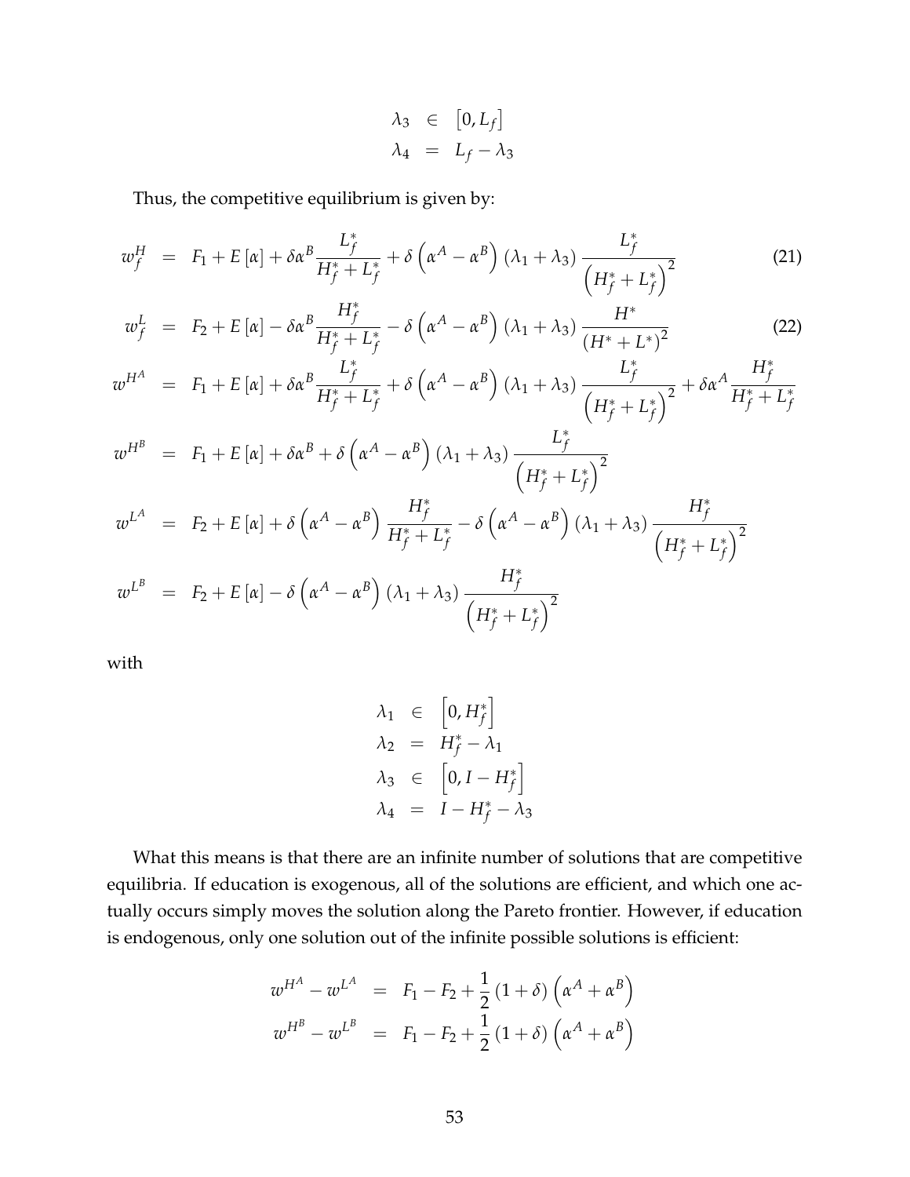$$
\begin{aligned}
\lambda_3 &\in \left[0, L_f\right] \\
\lambda_4 &= L_f - \lambda_3
\end{aligned}
$$

Thus, the competitive equilibrium is given by:

$$
w_f^H = F_1 + E\left[\alpha\right] + \delta\alpha^B \frac{L_f^*}{H_f^* + L_f^*} + \delta\left(\alpha^A - \alpha^B\right)\left(\lambda_1 + \lambda_3\right)\frac{L_f^*}{\left(H_f^* + L_f^*\right)^2} \tag{21}
$$

$$
w_f^L = F_2 + E\left[\alpha\right] - \delta\alpha^B \frac{H_f^*}{H_f^* + L_f^*} - \delta\left(\alpha^A - \alpha^B\right)\left(\lambda_1 + \lambda_3\right)\frac{H^*}{\left(H^* + L^*\right)^2} \tag{22}
$$

$$
\begin{aligned}
w^{H^A} &= F_1 + E\left[\alpha\right] + \delta\alpha^B \frac{L_f^*}{H_f^* + L_f^*} + \delta\left(\alpha^A - \alpha^B\right)\left(\lambda_1 + \lambda_3\right)\frac{L_f^*}{\left(H_f^* + L_f^*\right)^2} + \delta\alpha^A \frac{H_f^*}{H_f^* + L_f^*} \\
w^{H^B} &= F_1 + E\left[\alpha\right] + \delta\alpha^B + \delta\left(\alpha^A - \alpha^B\right)\left(\lambda_1 + \lambda_3\right)\frac{L_f^*}{\left(H_f^* + L_f^*\right)^2} \\
w^{L^A} &= F_2 + E\left[\alpha\right] + \delta\left(\alpha^A - \alpha^B\right)\frac{H_f^*}{H_f^* + L_f^*} - \delta\left(\alpha^A - \alpha^B\right)\left(\lambda_1 + \lambda_3\right)\frac{H_f^*}{\left(H_f^* + L_f^*\right)^2} \\
w^{L^B} &= F_2 + E\left[\alpha\right] - \delta\left(\alpha^A - \alpha^B\right)\left(\lambda_1 + \lambda_3\right)\frac{H_f^*}{\left(H_f^* + L_f^*\right)^2}
\end{aligned}
$$

with

$$
\begin{aligned}
\lambda_1 &\in \left[0, H_f^*\right] \\
\lambda_2 &= H_f^* - \lambda_1 \\
\lambda_3 &\in \left[0, I - H_f^*\right] \\
\lambda_4 &= I - H_f^* - \lambda_3
\end{aligned}
$$

What this means is that there are an infinite number of solutions that are competitive equilibria. If education is exogenous, all of the solutions are efficient, and which one actually occurs simply moves the solution along the Pareto frontier. However, if education is endogenous, only one solution out of the infinite possible solutions is efficient:

$$
\begin{aligned}
w^{H^A} - w^{L^A} &= F_1 - F_2 + \frac{1}{2}\left(1 + \delta\right)\left(\alpha^A + \alpha^B\right) \\
w^{H^B} - w^{L^B} &= F_1 - F_2 + \frac{1}{2}\left(1 + \delta\right)\left(\alpha^A + \alpha^B\right)
\end{aligned}
$$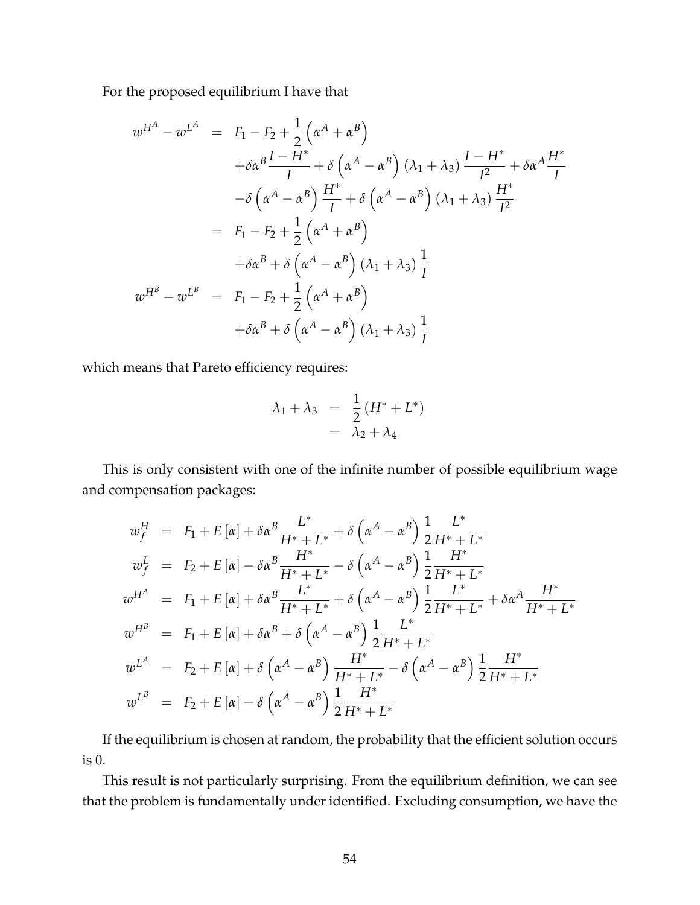For the proposed equilibrium I have that

$$
\begin{aligned}
w^{H^A} - w^{L^A} &= F_1 - F_2 + \frac{1}{2}\left(\alpha^A + \alpha^B\right) \\
&\quad + \delta\alpha^B \frac{I - H^*}{I} + \delta\left(\alpha^A - \alpha^B\right)\left(\lambda_1 + \lambda_3\right)\frac{I - H^*}{I^2} + \delta\alpha^A \frac{H^*}{I} \\
&\quad - \delta\left(\alpha^A - \alpha^B\right)\frac{H^*}{I} + \delta\left(\alpha^A - \alpha^B\right)\left(\lambda_1 + \lambda_3\right)\frac{H^*}{I^2} \\
&= F_1 - F_2 + \frac{1}{2}\left(\alpha^A + \alpha^B\right) \\
&\quad + \delta\alpha^B + \delta\left(\alpha^A - \alpha^B\right)\left(\lambda_1 + \lambda_3\right)\frac{1}{I} \\
w^{H^B} - w^{L^B} &= F_1 - F_2 + \frac{1}{2}\left(\alpha^A + \alpha^B\right) \\
&\quad + \delta\alpha^B + \delta\left(\alpha^A - \alpha^B\right)\left(\lambda_1 + \lambda_3\right)\frac{1}{I}
\end{aligned}
$$

which means that Pareto efficiency requires:

$$
\begin{aligned}
\lambda_1 + \lambda_3 &= \frac{1}{2}\left(H^* + L^*\right) \\
&= \lambda_2 + \lambda_4
\end{aligned}
$$

This is only consistent with one of the infinite number of possible equilibrium wage and compensation packages:

$$
\begin{aligned}
w_f^H &= F_1 + E[\alpha] + \delta\alpha^B \frac{L^*}{H^* + L^*} + \delta\left(\alpha^A - \alpha^B\right)\frac{1}{2}\frac{L^*}{H^* + L^*} \\
w_f^L &= F_2 + E[\alpha] - \delta\alpha^B \frac{H^*}{H^* + L^*} - \delta\left(\alpha^A - \alpha^B\right)\frac{1}{2}\frac{H^*}{H^* + L^*} \\
w^{H^A} &= F_1 + E[\alpha] + \delta\alpha^B \frac{L^*}{H^* + L^*} + \delta\left(\alpha^A - \alpha^B\right)\frac{1}{2}\frac{L^*}{H^* + L^*} + \delta\alpha^A \frac{H^*}{H^* + L^*} \\
w^{H^B} &= F_1 + E[\alpha] + \delta\alpha^B + \delta\left(\alpha^A - \alpha^B\right)\frac{1}{2}\frac{L^*}{H^* + L^*} \\
w^{L^A} &= F_2 + E[\alpha] + \delta\left(\alpha^A - \alpha^B\right)\frac{H^*}{H^* + L^*} - \delta\left(\alpha^A - \alpha^B\right)\frac{1}{2}\frac{H^*}{H^* + L^*} \\
w^{L^B} &= F_2 + E[\alpha] - \delta\left(\alpha^A - \alpha^B\right)\frac{1}{2}\frac{H^*}{H^* + L^*}
\end{aligned}
$$

If the equilibrium is chosen at random, the probability that the efficient solution occurs is 0.

This result is not particularly surprising. From the equilibrium definition, we can see that the problem is fundamentally under identified. Excluding consumption, we have the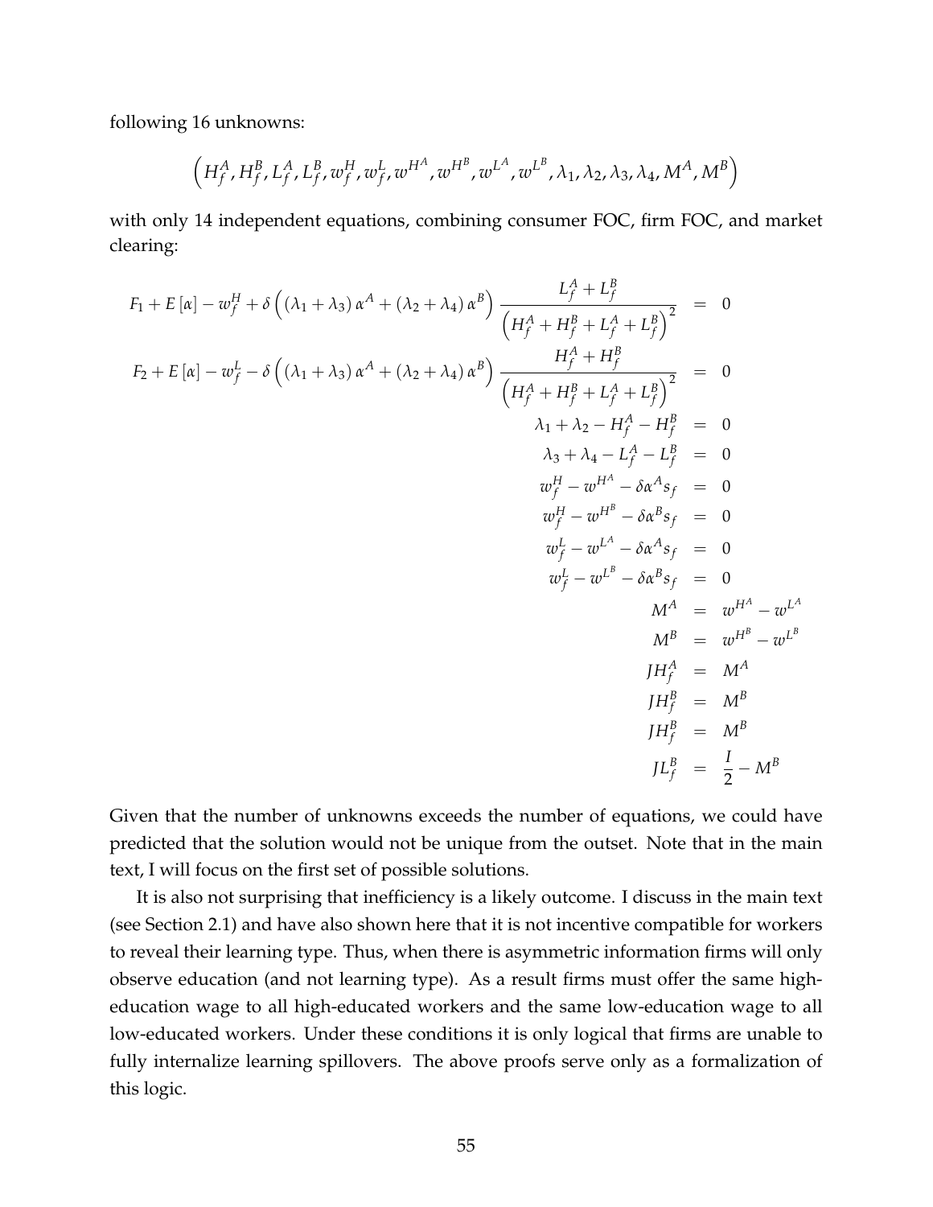following 16 unknowns:

$$\left(H_f^A, H_f^B, L_f^A, L_f^B, w_f^H, w_f^L, w^{H^A}, w^{H^B}, w^{L^A}, w^{L^B}, \lambda_1, \lambda_2, \lambda_3, \lambda_4, M^A, M^B\right)$$

with only 14 independent equations, combining consumer FOC, firm FOC, and market clearing:

$$
\begin{aligned}
F_1 + E[\alpha] - w_f^H + \delta\left(\left(\lambda_1 + \lambda_3\right)\alpha^A + \left(\lambda_2 + \lambda_4\right)\alpha^B\right)\frac{L_f^A + L_f^B}{\left(H_f^A + H_f^B + L_f^A + L_f^B\right)^2} &= 0 \\
F_2 + E[\alpha] - w_f^L - \delta\left(\left(\lambda_1 + \lambda_3\right)\alpha^A + \left(\lambda_2 + \lambda_4\right)\alpha^B\right)\frac{H_f^A + H_f^B}{\left(H_f^A + H_f^B + L_f^A + L_f^B\right)^2} &= 0 \\
\lambda_1 + \lambda_2 - H_f^A - H_f^B &= 0 \\
\lambda_3 + \lambda_4 - L_f^A - L_f^B &= 0 \\
w_f^H - w^{H^A} - \delta\alpha^A s_f &= 0 \\
w_f^H - w^{H^B} - \delta\alpha^B s_f &= 0 \\
w_f^L - w^{L^A} - \delta\alpha^A s_f &= 0 \\
w_f^L - w^{L^B} - \delta\alpha^B s_f &= 0 \\
M^A &= w^{H^A} - w^{L^A} \\
M^B &= w^{H^B} - w^{L^B} \\
JH_f^A &= M^A \\
JH_f^B &= M^B \\
JH_f^B &= M^B \\
JL_f^B &= \frac{I}{2} - M^B
\end{aligned}
$$

Given that the number of unknowns exceeds the number of equations, we could have predicted that the solution would not be unique from the outset. Note that in the main text, I will focus on the first set of possible solutions.

It is also not surprising that inefficiency is a likely outcome. I discuss in the main text (see Section 2.1) and have also shown here that it is not incentive compatible for workers to reveal their learning type. Thus, when there is asymmetric information firms will only observe education (and not learning type). As a result firms must offer the same high-education wage to all high-educated workers and the same low-education wage to all low-educated workers. Under these conditions it is only logical that firms are unable to fully internalize learning spillovers. The above proofs serve only as a formalization of this logic.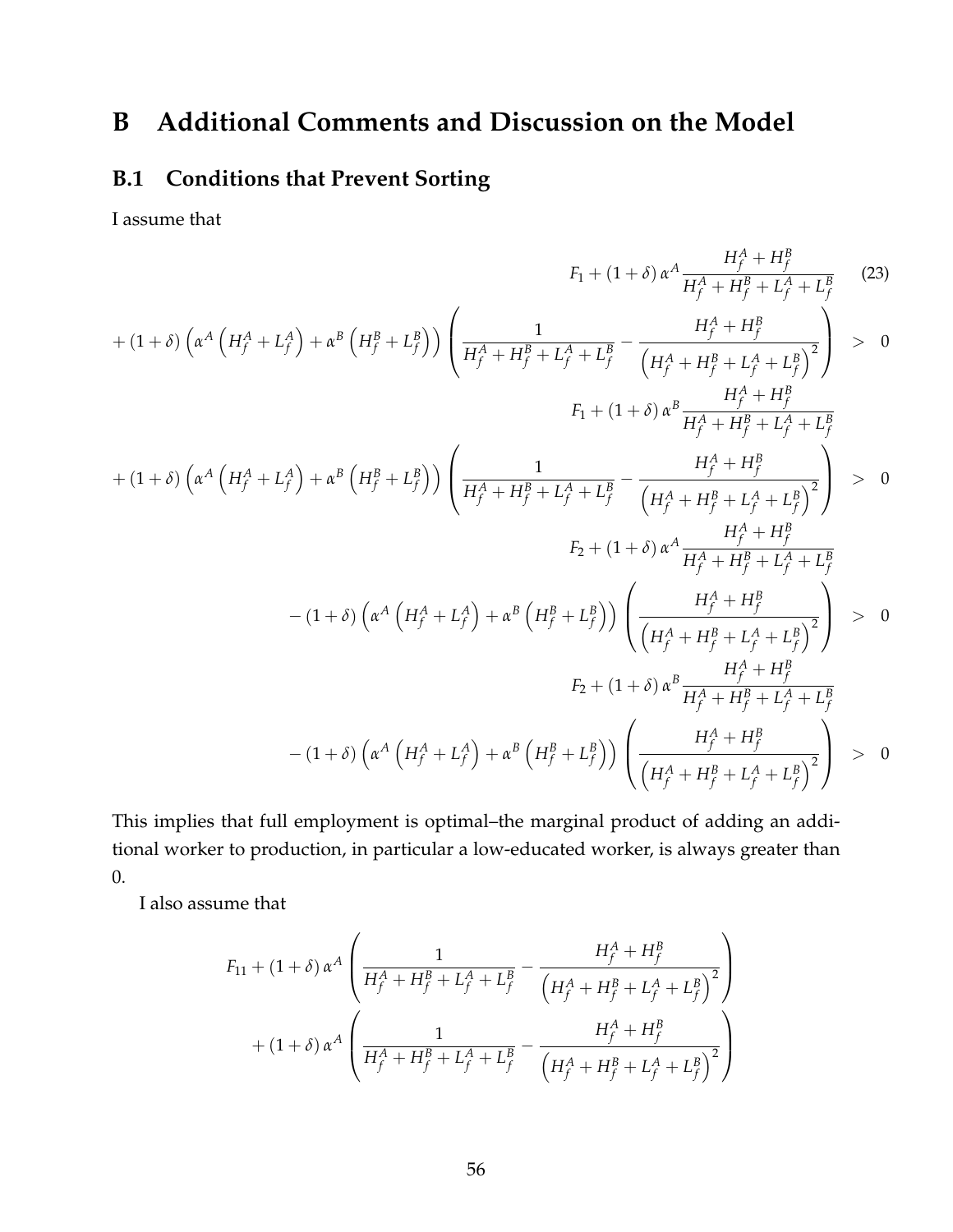# B Additional Comments and Discussion on the Model

## B.1 Conditions that Prevent Sorting

I assume that

$$
\begin{aligned}
F_1 + (1+\delta)\,\alpha^A \frac{H_f^A + H_f^B}{H_f^A + H_f^B + L_f^A + L_f^B} \quad & \qquad (23) \\
+ (1+\delta)\left(\alpha^A\left(H_f^A + L_f^A\right) + \alpha^B\left(H_f^B + L_f^B\right)\right)\left(\frac{1}{H_f^A + H_f^B + L_f^A + L_f^B} - \frac{H_f^A + H_f^B}{\left(H_f^A + H_f^B + L_f^A + L_f^B\right)^2}\right) &> 0 \\
F_1 + (1+\delta)\,\alpha^B \frac{H_f^A + H_f^B}{H_f^A + H_f^B + L_f^A + L_f^B} \quad & \\
+ (1+\delta)\left(\alpha^A\left(H_f^A + L_f^A\right) + \alpha^B\left(H_f^B + L_f^B\right)\right)\left(\frac{1}{H_f^A + H_f^B + L_f^A + L_f^B} - \frac{H_f^A + H_f^B}{\left(H_f^A + H_f^B + L_f^A + L_f^B\right)^2}\right) &> 0 \\
F_2 + (1+\delta)\,\alpha^A \frac{H_f^A + H_f^B}{H_f^A + H_f^B + L_f^A + L_f^B} \quad & \\
- (1+\delta)\left(\alpha^A\left(H_f^A + L_f^A\right) + \alpha^B\left(H_f^B + L_f^B\right)\right)\left(\frac{H_f^A + H_f^B}{\left(H_f^A + H_f^B + L_f^A + L_f^B\right)^2}\right) &> 0 \\
F_2 + (1+\delta)\,\alpha^B \frac{H_f^A + H_f^B}{H_f^A + H_f^B + L_f^A + L_f^B} \quad & \\
- (1+\delta)\left(\alpha^A\left(H_f^A + L_f^A\right) + \alpha^B\left(H_f^B + L_f^B\right)\right)\left(\frac{H_f^A + H_f^B}{\left(H_f^A + H_f^B + L_f^A + L_f^B\right)^2}\right) &> 0
\end{aligned}
$$

This implies that full employment is optimal–the marginal product of adding an additional worker to production, in particular a low-educated worker, is always greater than 0.

I also assume that

$$
\begin{aligned}
F_{11} + (1+\delta)\,\alpha^A &\left(\frac{1}{H_f^A + H_f^B + L_f^A + L_f^B} - \frac{H_f^A + H_f^B}{\left(H_f^A + H_f^B + L_f^A + L_f^B\right)^2}\right) \\
+ (1+\delta)\,\alpha^A &\left(\frac{1}{H_f^A + H_f^B + L_f^A + L_f^B} - \frac{H_f^A + H_f^B}{\left(H_f^A + H_f^B + L_f^A + L_f^B\right)^2}\right)
\end{aligned}
$$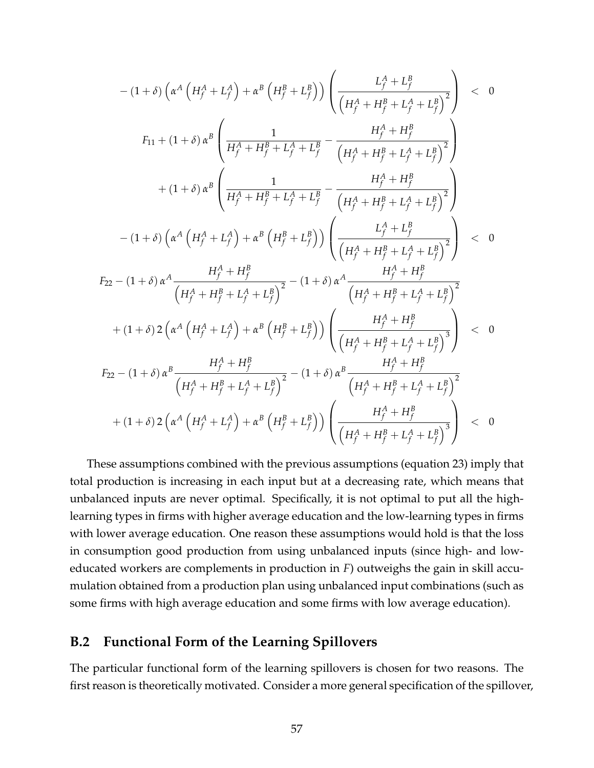$$
-(1+\delta)\left(\alpha^A\left(H_f^A+L_f^A\right)+\alpha^B\left(H_f^B+L_f^B\right)\right)\left(\frac{L_f^A+L_f^B}{\left(H_f^A+H_f^B+L_f^A+L_f^B\right)^2}\right) \;<\; 0
$$

$$
\begin{aligned}
F_{11} &+ (1+\delta)\,\alpha^B\left(\frac{1}{H_f^A+H_f^B+L_f^A+L_f^B}-\frac{H_f^A+H_f^B}{\left(H_f^A+H_f^B+L_f^A+L_f^B\right)^2}\right) \\
&+ (1+\delta)\,\alpha^B\left(\frac{1}{H_f^A+H_f^B+L_f^A+L_f^B}-\frac{H_f^A+H_f^B}{\left(H_f^A+H_f^B+L_f^A+L_f^B\right)^2}\right) \\
&- (1+\delta)\left(\alpha^A\left(H_f^A+L_f^A\right)+\alpha^B\left(H_f^B+L_f^B\right)\right)\left(\frac{L_f^A+L_f^B}{\left(H_f^A+H_f^B+L_f^A+L_f^B\right)^2}\right) \;<\; 0
\end{aligned}
$$

$$
\begin{aligned}
F_{22} &- (1+\delta)\,\alpha^A\frac{H_f^A+H_f^B}{\left(H_f^A+H_f^B+L_f^A+L_f^B\right)^2}-(1+\delta)\,\alpha^A\frac{H_f^A+H_f^B}{\left(H_f^A+H_f^B+L_f^A+L_f^B\right)^2} \\
&+ (1+\delta)\,2\left(\alpha^A\left(H_f^A+L_f^A\right)+\alpha^B\left(H_f^B+L_f^B\right)\right)\left(\frac{H_f^A+H_f^B}{\left(H_f^A+H_f^B+L_f^A+L_f^B\right)^3}\right) \;<\; 0
\end{aligned}
$$

$$
\begin{aligned}
F_{22} &- (1+\delta)\,\alpha^B\frac{H_f^A+H_f^B}{\left(H_f^A+H_f^B+L_f^A+L_f^B\right)^2}-(1+\delta)\,\alpha^B\frac{H_f^A+H_f^B}{\left(H_f^A+H_f^B+L_f^A+L_f^B\right)^2} \\
&+ (1+\delta)\,2\left(\alpha^A\left(H_f^A+L_f^A\right)+\alpha^B\left(H_f^B+L_f^B\right)\right)\left(\frac{H_f^A+H_f^B}{\left(H_f^A+H_f^B+L_f^A+L_f^B\right)^3}\right) \;<\; 0
\end{aligned}
$$

These assumptions combined with the previous assumptions (equation 23) imply that total production is increasing in each input but at a decreasing rate, which means that unbalanced inputs are never optimal. Specifically, it is not optimal to put all the high-learning types in firms with higher average education and the low-learning types in firms with lower average education. One reason these assumptions would hold is that the loss in consumption good production from using unbalanced inputs (since high- and low-educated workers are complements in production in $F$) outweighs the gain in skill accumulation obtained from a production plan using unbalanced input combinations (such as some firms with high average education and some firms with low average education).

## B.2 Functional Form of the Learning Spillovers

The particular functional form of the learning spillovers is chosen for two reasons. The first reason is theoretically motivated. Consider a more general specification of the spillover,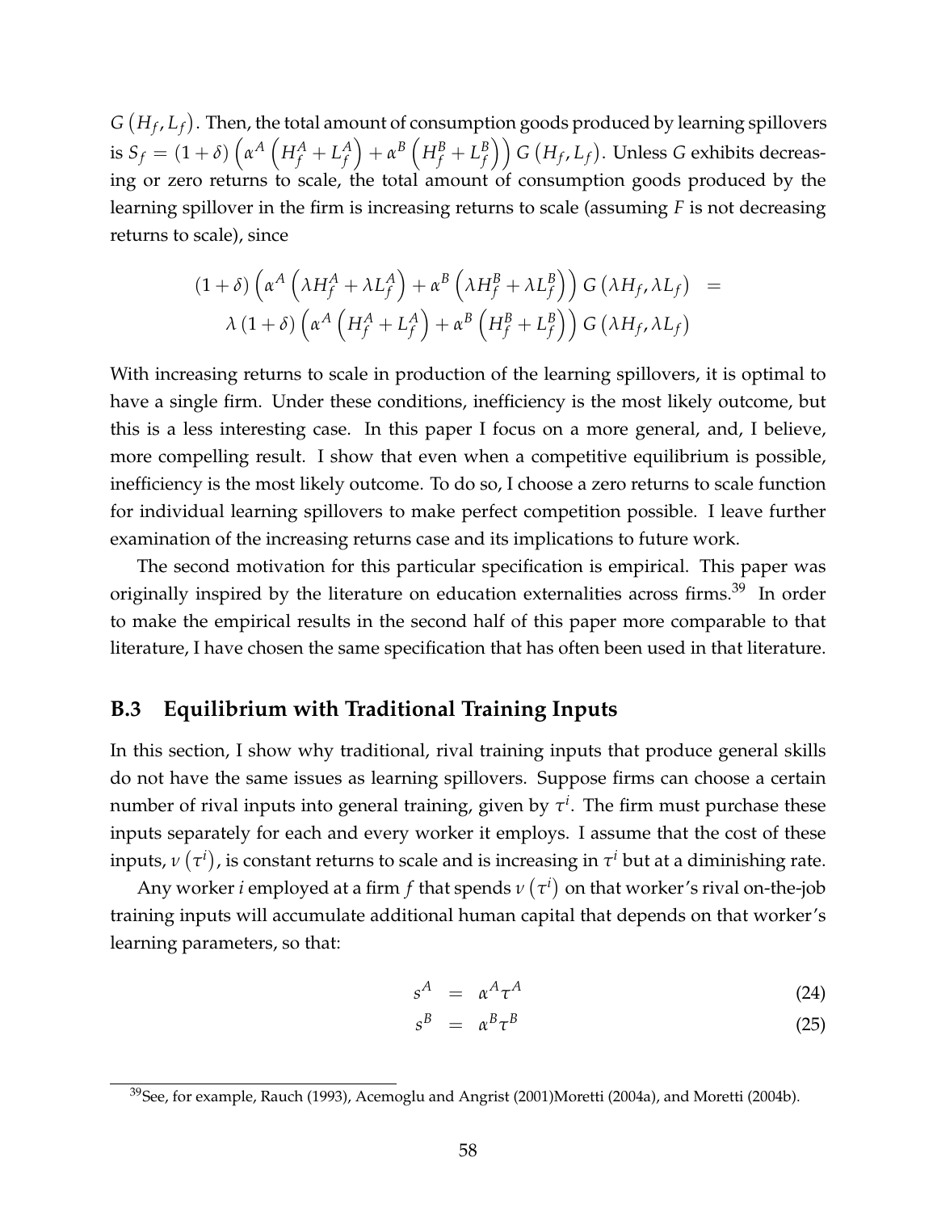$G\left(H_f, L_f\right)$. Then, the total amount of consumption goods produced by learning spillovers is $S_f = (1+\delta)\left(\alpha^A\left(H_f^A + L_f^A\right) + \alpha^B\left(H_f^B + L_f^B\right)\right) G\left(H_f, L_f\right)$. Unless $G$ exhibits decreasing or zero returns to scale, the total amount of consumption goods produced by the learning spillover in the firm is increasing returns to scale (assuming $F$ is not decreasing returns to scale), since

$$
\begin{aligned}
(1+\delta)\left(\alpha^A\left(\lambda H_f^A + \lambda L_f^A\right) + \alpha^B\left(\lambda H_f^B + \lambda L_f^B\right)\right) G\left(\lambda H_f, \lambda L_f\right) &= \\
\lambda (1+\delta)\left(\alpha^A\left(H_f^A + L_f^A\right) + \alpha^B\left(H_f^B + L_f^B\right)\right) G\left(\lambda H_f, \lambda L_f\right)&
\end{aligned}
$$

With increasing returns to scale in production of the learning spillovers, it is optimal to have a single firm. Under these conditions, inefficiency is the most likely outcome, but this is a less interesting case. In this paper I focus on a more general, and, I believe, more compelling result. I show that even when a competitive equilibrium is possible, inefficiency is the most likely outcome. To do so, I choose a zero returns to scale function for individual learning spillovers to make perfect competition possible. I leave further examination of the increasing returns case and its implications to future work.

The second motivation for this particular specification is empirical. This paper was originally inspired by the literature on education externalities across firms.[39] In order to make the empirical results in the second half of this paper more comparable to that literature, I have chosen the same specification that has often been used in that literature.

## B.3 Equilibrium with Traditional Training Inputs

In this section, I show why traditional, rival training inputs that produce general skills do not have the same issues as learning spillovers. Suppose firms can choose a certain number of rival inputs into general training, given by $\tau^i$. The firm must purchase these inputs separately for each and every worker it employs. I assume that the cost of these inputs, $\nu\left(\tau^i\right)$, is constant returns to scale and is increasing in $\tau^i$ but at a diminishing rate.

Any worker $i$ employed at a firm $f$ that spends $\nu\left(\tau^i\right)$ on that worker's rival on-the-job training inputs will accumulate additional human capital that depends on that worker's learning parameters, so that:

$$
s^A = \alpha^A \tau^A \tag{24}
$$

$$
s^B = \alpha^B \tau^B \tag{25}
$$

[39] See, for example, Rauch (1993), Acemoglu and Angrist (2001)Moretti (2004a), and Moretti (2004b).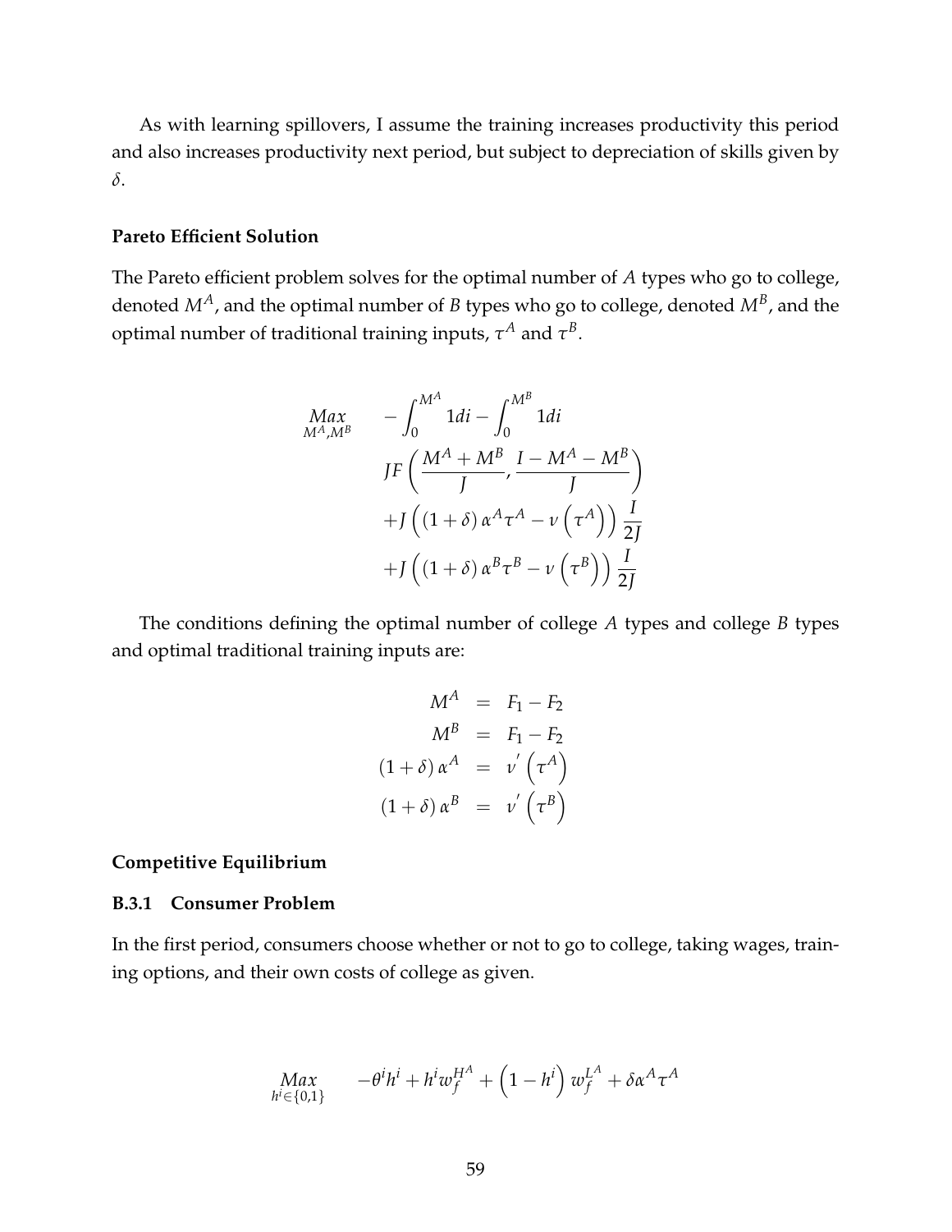As with learning spillovers, I assume the training increases productivity this period and also increases productivity next period, but subject to depreciation of skills given by $\delta$.

**Pareto Efficient Solution**

The Pareto efficient problem solves for the optimal number of $A$ types who go to college, denoted $M^A$, and the optimal number of $B$ types who go to college, denoted $M^B$, and the optimal number of traditional training inputs, $\tau^A$ and $\tau^B$.

$$
\begin{aligned}
\underset{M^A, M^B}{Max} \quad & -\int_0^{M^A} 1di - \int_0^{M^B} 1di \\
& JF\left(\frac{M^A + M^B}{J}, \frac{I - M^A - M^B}{J}\right) \\
& + J\left(\left(1+\delta\right)\alpha^A \tau^A - \nu\left(\tau^A\right)\right)\frac{I}{2J} \\
& + J\left(\left(1+\delta\right)\alpha^B \tau^B - \nu\left(\tau^B\right)\right)\frac{I}{2J}
\end{aligned}
$$

The conditions defining the optimal number of college $A$ types and college $B$ types and optimal traditional training inputs are:

$$
\begin{aligned}
M^A &= F_1 - F_2 \\
M^B &= F_1 - F_2 \\
\left(1+\delta\right)\alpha^A &= \nu'\left(\tau^A\right) \\
\left(1+\delta\right)\alpha^B &= \nu'\left(\tau^B\right)
\end{aligned}
$$

**Competitive Equilibrium**

### B.3.1 Consumer Problem

In the first period, consumers choose whether or not to go to college, taking wages, training options, and their own costs of college as given.

$$
\underset{h^i \in \{0,1\}}{Max} \qquad -\theta^i h^i + h^i w_f^{H^A} + \left(1 - h^i\right) w_f^{L^A} + \delta \alpha^A \tau^A
$$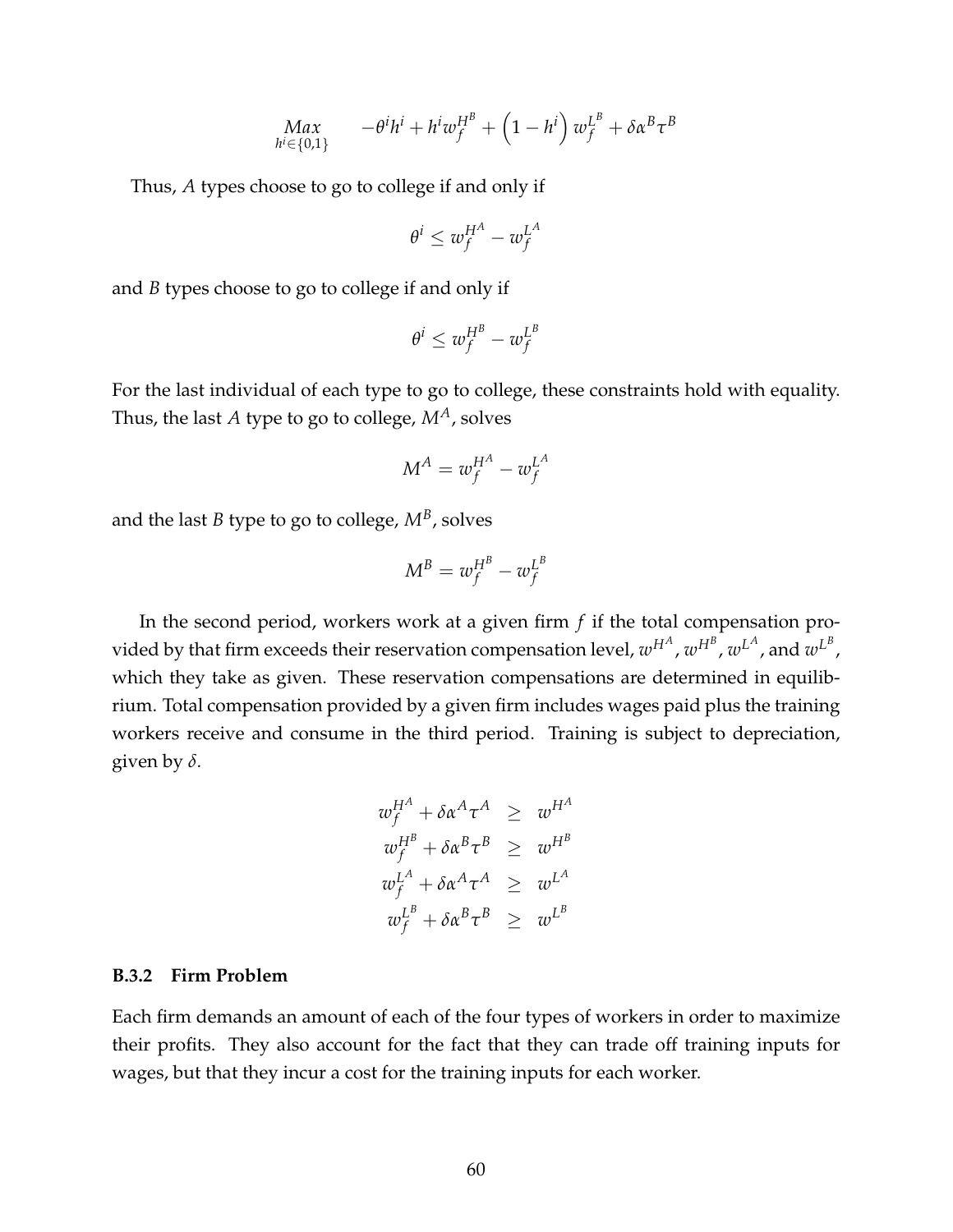$$\underset{h^i \in \{0,1\}}{Max} \qquad -\theta^i h^i + h^i w_f^{H^B} + \left(1 - h^i\right) w_f^{L^B} + \delta \alpha^B \tau^B$$

Thus, $A$ types choose to go to college if and only if

$$\theta^i \leq w_f^{H^A} - w_f^{L^A}$$

and $B$ types choose to go to college if and only if

$$\theta^i \leq w_f^{H^B} - w_f^{L^B}$$

For the last individual of each type to go to college, these constraints hold with equality. Thus, the last $A$ type to go to college, $M^A$, solves

$$M^A = w_f^{H^A} - w_f^{L^A}$$

and the last $B$ type to go to college, $M^B$, solves

$$M^B = w_f^{H^B} - w_f^{L^B}$$

In the second period, workers work at a given firm $f$ if the total compensation provided by that firm exceeds their reservation compensation level, $w^{H^A}$, $w^{H^B}$, $w^{L^A}$, and $w^{L^B}$, which they take as given. These reservation compensations are determined in equilibrium. Total compensation provided by a given firm includes wages paid plus the training workers receive and consume in the third period. Training is subject to depreciation, given by $\delta$.

$$\begin{aligned}
w_f^{H^A} + \delta \alpha^A \tau^A &\geq w^{H^A} \\
w_f^{H^B} + \delta \alpha^B \tau^B &\geq w^{H^B} \\
w_f^{L^A} + \delta \alpha^A \tau^A &\geq w^{L^A} \\
w_f^{L^B} + \delta \alpha^B \tau^B &\geq w^{L^B}
\end{aligned}$$

### B.3.2 Firm Problem

Each firm demands an amount of each of the four types of workers in order to maximize their profits. They also account for the fact that they can trade off training inputs for wages, but that they incur a cost for the training inputs for each worker.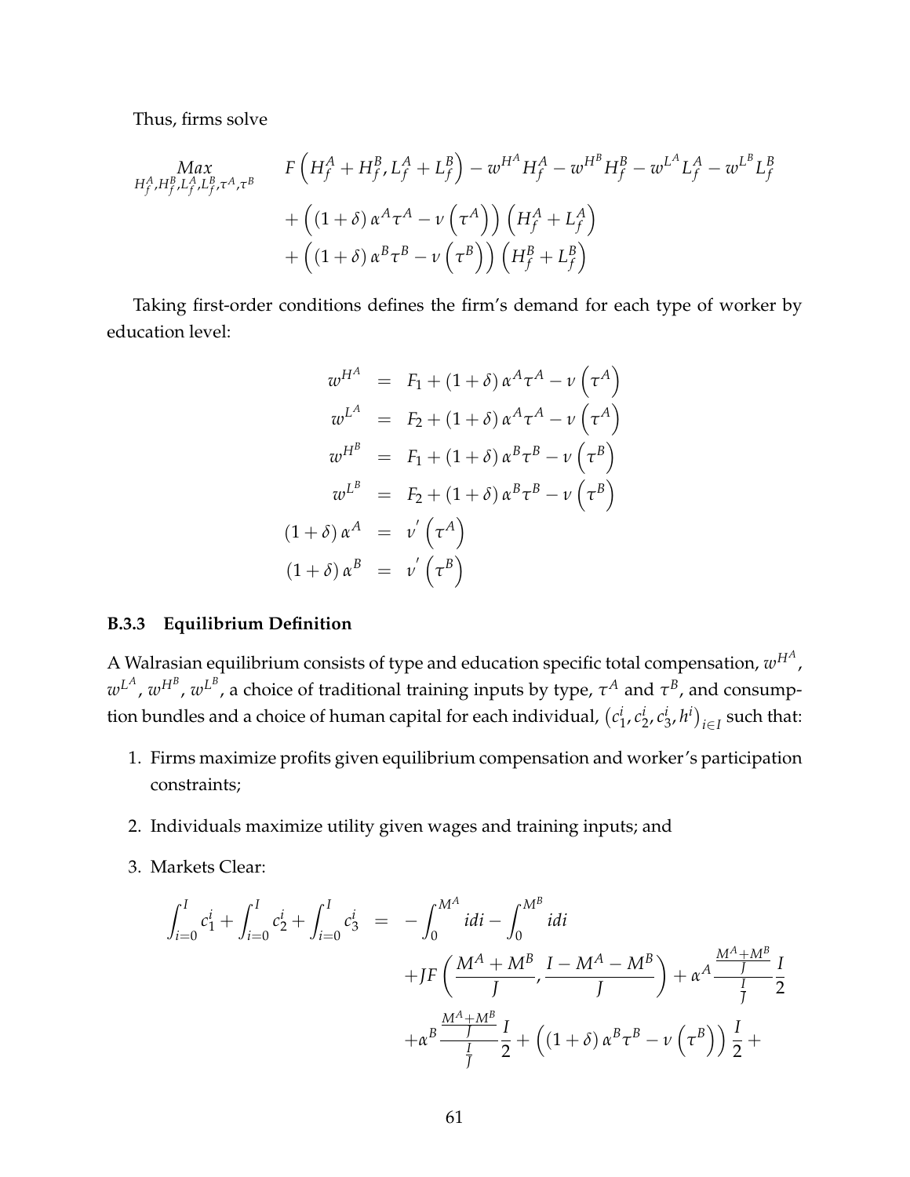Thus, firms solve

$$
\begin{aligned}
\underset{H_f^A, H_f^B, L_f^A, L_f^B, \tau^A, \tau^B}{Max} \quad & F\left(H_f^A + H_f^B, L_f^A + L_f^B\right) - w^{H^A} H_f^A - w^{H^B} H_f^B - w^{L^A} L_f^A - w^{L^B} L_f^B \\
& + \left(\left(1+\delta\right)\alpha^A \tau^A - \nu\left(\tau^A\right)\right)\left(H_f^A + L_f^A\right) \\
& + \left(\left(1+\delta\right)\alpha^B \tau^B - \nu\left(\tau^B\right)\right)\left(H_f^B + L_f^B\right)
\end{aligned}
$$

Taking first-order conditions defines the firm's demand for each type of worker by education level:

$$
\begin{aligned}
w^{H^A} &= F_1 + (1+\delta)\alpha^A \tau^A - \nu\left(\tau^A\right) \\
w^{L^A} &= F_2 + (1+\delta)\alpha^A \tau^A - \nu\left(\tau^A\right) \\
w^{H^B} &= F_1 + (1+\delta)\alpha^B \tau^B - \nu\left(\tau^B\right) \\
w^{L^B} &= F_2 + (1+\delta)\alpha^B \tau^B - \nu\left(\tau^B\right) \\
(1+\delta)\alpha^A &= \nu'\left(\tau^A\right) \\
(1+\delta)\alpha^B &= \nu'\left(\tau^B\right)
\end{aligned}
$$

### B.3.3 Equilibrium Definition

A Walrasian equilibrium consists of type and education specific total compensation, $w^{H^A}$, $w^{L^A}$, $w^{H^B}$, $w^{L^B}$, a choice of traditional training inputs by type, $\tau^A$ and $\tau^B$, and consumption bundles and a choice of human capital for each individual, $\left(c_1^i, c_2^i, c_3^i, h^i\right)_{i \in I}$ such that:

1. Firms maximize profits given equilibrium compensation and worker's participation constraints;
2. Individuals maximize utility given wages and training inputs; and
3. Markets Clear:

$$
\begin{aligned}
\int_{i=0}^{I} c_1^i + \int_{i=0}^{I} c_2^i + \int_{i=0}^{I} c_3^i \quad = \quad & -\int_0^{M^A} i di - \int_0^{M^B} i di \\
& + JF\left(\frac{M^A + M^B}{J}, \frac{I - M^A - M^B}{J}\right) + \alpha^A \frac{\frac{M^A + M^B}{J}}{\frac{I}{J}} \frac{I}{2} \\
& + \alpha^B \frac{\frac{M^A + M^B}{J}}{\frac{I}{J}} \frac{I}{2} + \left((1+\delta)\alpha^B \tau^B - \nu\left(\tau^B\right)\right)\frac{I}{2} +
\end{aligned}
$$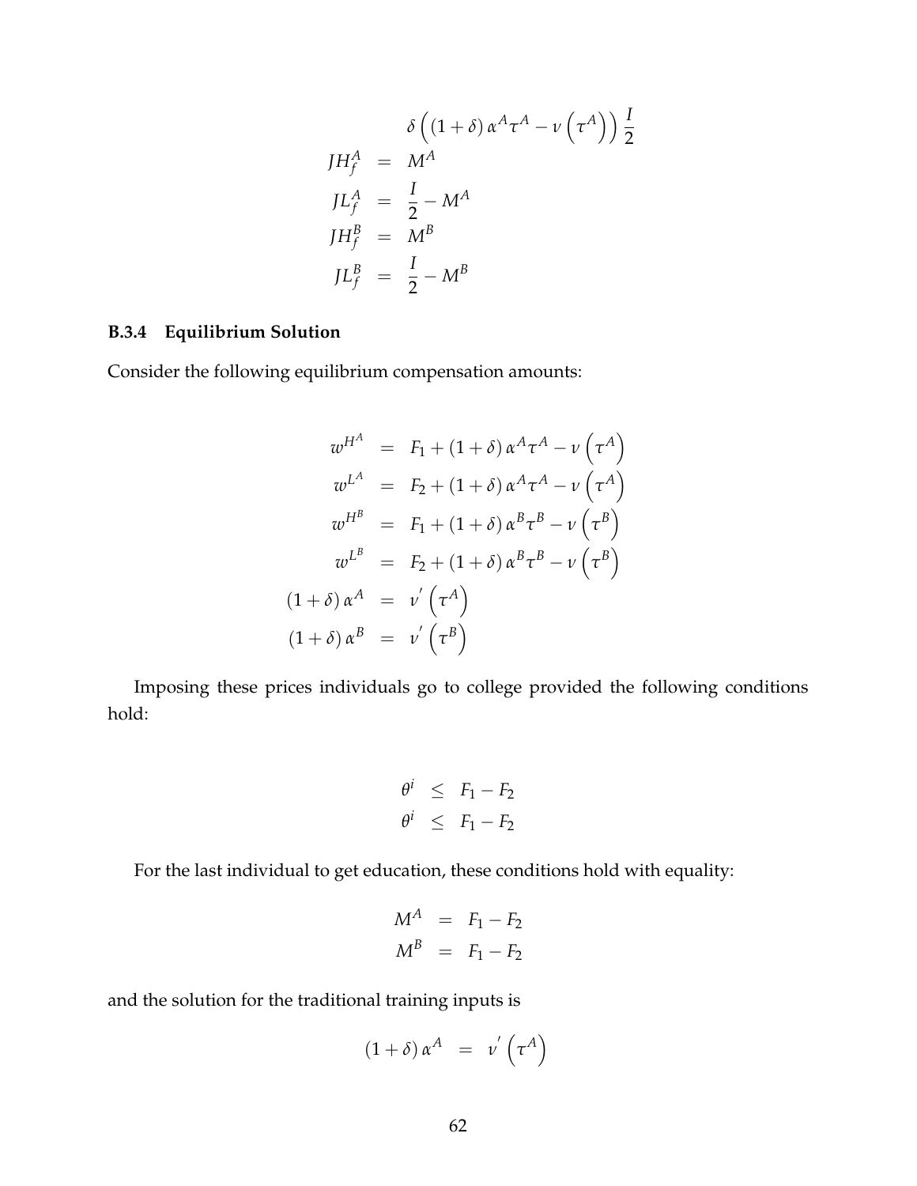$$\delta\left(\left(1+\delta\right)\alpha^{A}\tau^{A}-\nu\left(\tau^{A}\right)\right)\frac{I}{2}$$

$$
\begin{aligned}
JH_{f}^{A} &= M^{A}\\
JL_{f}^{A} &= \frac{I}{2}-M^{A}\\
JH_{f}^{B} &= M^{B}\\
JL_{f}^{B} &= \frac{I}{2}-M^{B}
\end{aligned}
$$

### B.3.4 Equilibrium Solution

Consider the following equilibrium compensation amounts:

$$
\begin{aligned}
w^{H^{A}} &= F_{1}+\left(1+\delta\right)\alpha^{A}\tau^{A}-\nu\left(\tau^{A}\right)\\
w^{L^{A}} &= F_{2}+\left(1+\delta\right)\alpha^{A}\tau^{A}-\nu\left(\tau^{A}\right)\\
w^{H^{B}} &= F_{1}+\left(1+\delta\right)\alpha^{B}\tau^{B}-\nu\left(\tau^{B}\right)\\
w^{L^{B}} &= F_{2}+\left(1+\delta\right)\alpha^{B}\tau^{B}-\nu\left(\tau^{B}\right)\\
\left(1+\delta\right)\alpha^{A} &= \nu^{'}\left(\tau^{A}\right)\\
\left(1+\delta\right)\alpha^{B} &= \nu^{'}\left(\tau^{B}\right)
\end{aligned}
$$

Imposing these prices individuals go to college provided the following conditions hold:

$$
\begin{aligned}
\theta^{i} &\leq F_{1}-F_{2}\\
\theta^{i} &\leq F_{1}-F_{2}
\end{aligned}
$$

For the last individual to get education, these conditions hold with equality:

$$
\begin{aligned}
M^{A} &= F_{1}-F_{2}\\
M^{B} &= F_{1}-F_{2}
\end{aligned}
$$

and the solution for the traditional training inputs is

$$\left(1+\delta\right)\alpha^{A} = \nu^{'}\left(\tau^{A}\right)$$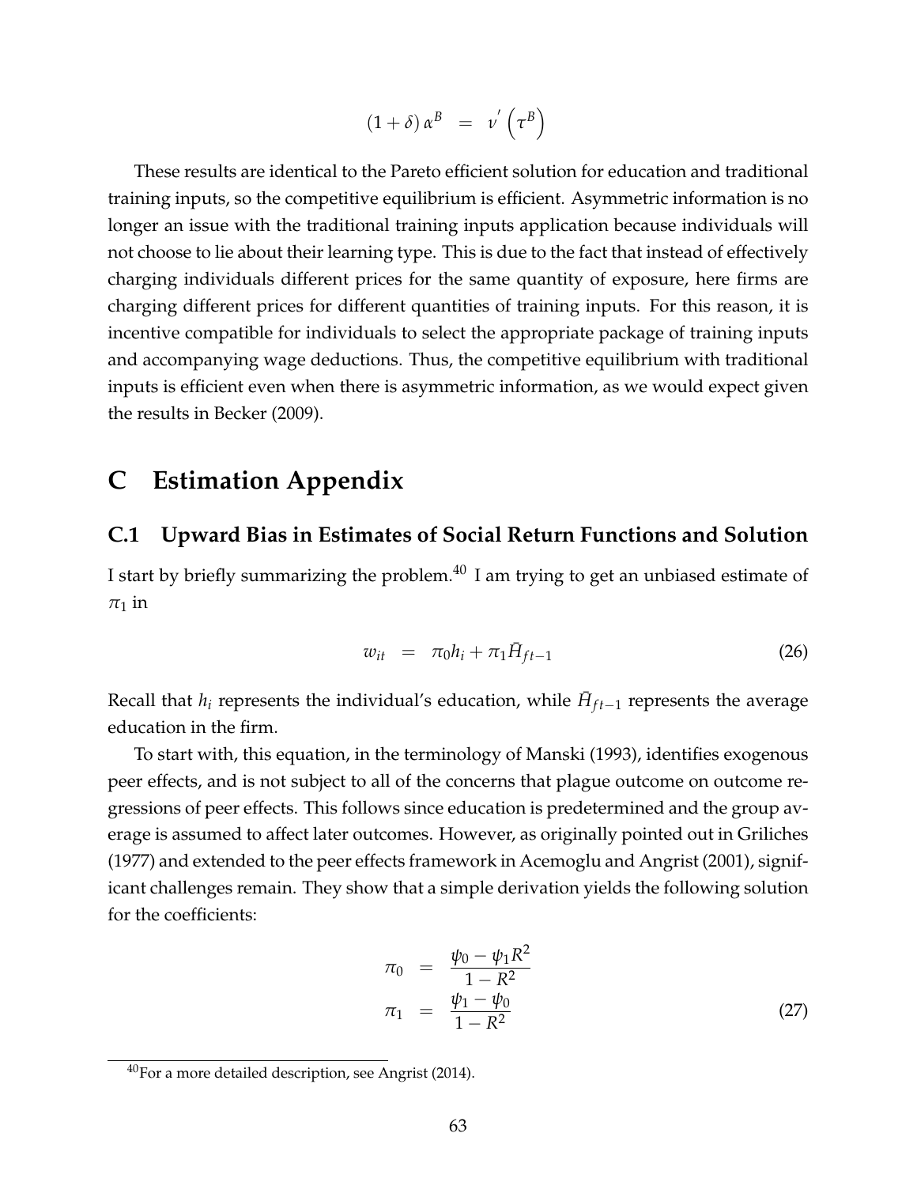$$(1+\delta)\,\alpha^B \;\;=\;\; \nu'\left(\tau^B\right)$$

These results are identical to the Pareto efficient solution for education and traditional training inputs, so the competitive equilibrium is efficient. Asymmetric information is no longer an issue with the traditional training inputs application because individuals will not choose to lie about their learning type. This is due to the fact that instead of effectively charging individuals different prices for the same quantity of exposure, here firms are charging different prices for different quantities of training inputs. For this reason, it is incentive compatible for individuals to select the appropriate package of training inputs and accompanying wage deductions. Thus, the competitive equilibrium with traditional inputs is efficient even when there is asymmetric information, as we would expect given the results in Becker (2009).

# C Estimation Appendix

## C.1 Upward Bias in Estimates of Social Return Functions and Solution

I start by briefly summarizing the problem.[40] I am trying to get an unbiased estimate of $\pi_1$ in

$$w_{it} \;\;=\;\; \pi_0 h_i + \pi_1 \bar{H}_{ft-1} \tag{26}$$

Recall that $h_i$ represents the individual's education, while $\bar{H}_{ft-1}$ represents the average education in the firm.

To start with, this equation, in the terminology of Manski (1993), identifies exogenous peer effects, and is not subject to all of the concerns that plague outcome on outcome regressions of peer effects. This follows since education is predetermined and the group average is assumed to affect later outcomes. However, as originally pointed out in Griliches (1977) and extended to the peer effects framework in Acemoglu and Angrist (2001), significant challenges remain. They show that a simple derivation yields the following solution for the coefficients:

$$\begin{aligned}
\pi_0 &= \frac{\psi_0 - \psi_1 R^2}{1-R^2} \\
\pi_1 &= \frac{\psi_1 - \psi_0}{1-R^2}
\end{aligned} \tag{27}$$

[40] For a more detailed description, see Angrist (2014).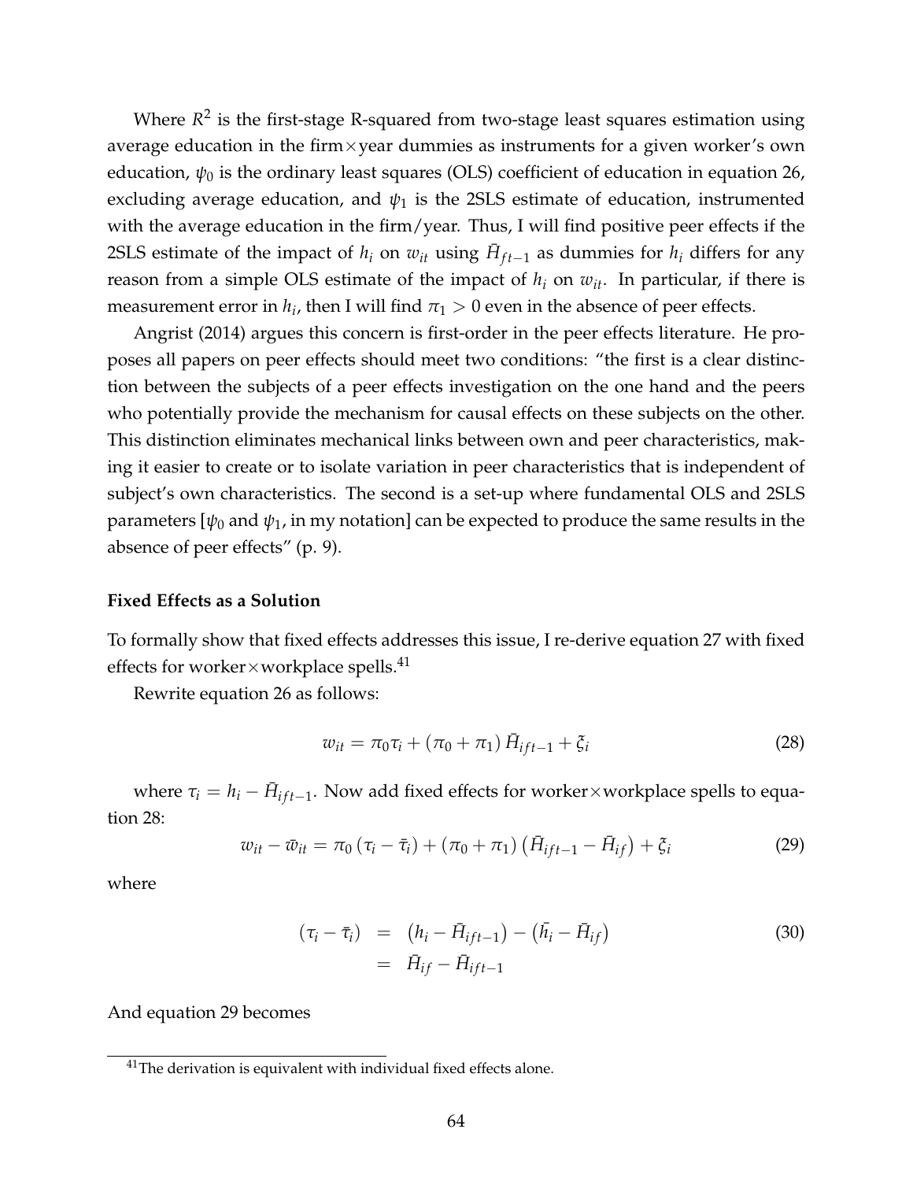Where $R^2$ is the first-stage R-squared from two-stage least squares estimation using average education in the firm×year dummies as instruments for a given worker's own education, $\psi_0$ is the ordinary least squares (OLS) coefficient of education in equation 26, excluding average education, and $\psi_1$ is the 2SLS estimate of education, instrumented with the average education in the firm/year. Thus, I will find positive peer effects if the 2SLS estimate of the impact of $h_i$ on $w_{it}$ using $\bar{H}_{ft-1}$ as dummies for $h_i$ differs for any reason from a simple OLS estimate of the impact of $h_i$ on $w_{it}$. In particular, if there is measurement error in $h_i$, then I will find $\pi_1 > 0$ even in the absence of peer effects.

Angrist (2014) argues this concern is first-order in the peer effects literature. He proposes all papers on peer effects should meet two conditions: "the first is a clear distinction between the subjects of a peer effects investigation on the one hand and the peers who potentially provide the mechanism for causal effects on these subjects on the other. This distinction eliminates mechanical links between own and peer characteristics, making it easier to create or to isolate variation in peer characteristics that is independent of subject's own characteristics. The second is a set-up where fundamental OLS and 2SLS parameters [$\psi_0$ and $\psi_1$, in my notation] can be expected to produce the same results in the absence of peer effects" (p. 9).

**Fixed Effects as a Solution**

To formally show that fixed effects addresses this issue, I re-derive equation 27 with fixed effects for worker×workplace spells.[41]

Rewrite equation 26 as follows:

$$w_{it} = \pi_0 \tau_i + (\pi_0 + \pi_1)\, \bar{H}_{ift-1} + \xi_i \tag{28}$$

where $\tau_i = h_i - \bar{H}_{ift-1}$. Now add fixed effects for worker×workplace spells to equation 28:

$$w_{it} - \bar{w}_{it} = \pi_0 (\tau_i - \bar{\tau}_i) + (\pi_0 + \pi_1)\left(\bar{H}_{ift-1} - \bar{H}_{if}\right) + \xi_i \tag{29}$$

where

$$\begin{aligned} (\tau_i - \bar{\tau}_i) &= \left(h_i - \bar{H}_{ift-1}\right) - \left(\bar{h}_i - \bar{H}_{if}\right) \\ &= \bar{H}_{if} - \bar{H}_{ift-1} \end{aligned} \tag{30}$$

And equation 29 becomes

[41] The derivation is equivalent with individual fixed effects alone.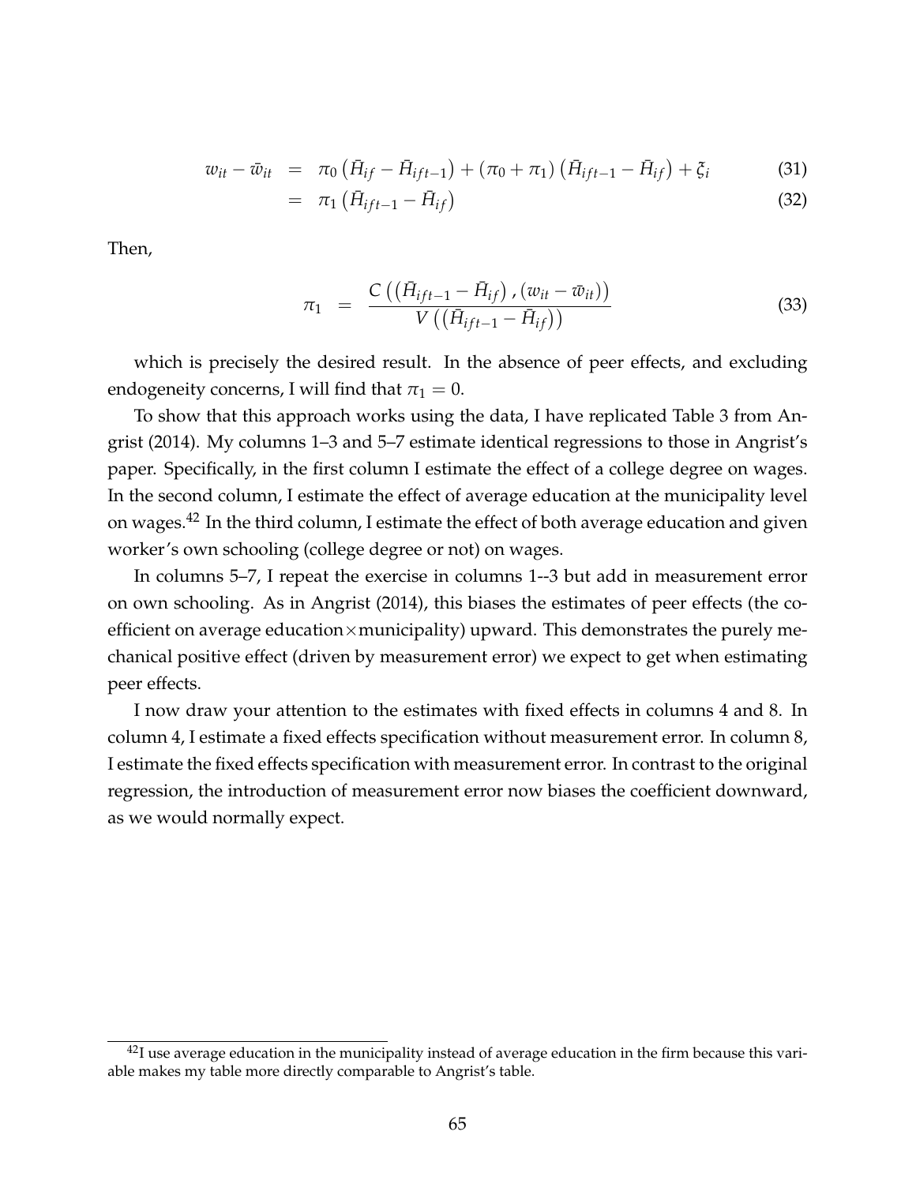$$w_{it} - \bar{w}_{it} = \pi_0 \left( \bar{H}_{if} - \bar{H}_{ift-1} \right) + (\pi_0 + \pi_1) \left( \bar{H}_{ift-1} - \bar{H}_{if} \right) + \xi_i \tag{31}$$

$$= \pi_1 \left( \bar{H}_{ift-1} - \bar{H}_{if} \right) \tag{32}$$

Then,

$$\pi_1 = \frac{C \left( \left( \bar{H}_{ift-1} - \bar{H}_{if} \right), (w_{it} - \bar{w}_{it}) \right)}{V \left( \left( \bar{H}_{ift-1} - \bar{H}_{if} \right) \right)} \tag{33}$$

which is precisely the desired result. In the absence of peer effects, and excluding endogeneity concerns, I will find that $\pi_1 = 0$.

To show that this approach works using the data, I have replicated Table 3 from Angrist (2014). My columns 1–3 and 5–7 estimate identical regressions to those in Angrist's paper. Specifically, in the first column I estimate the effect of a college degree on wages. In the second column, I estimate the effect of average education at the municipality level on wages.[42] In the third column, I estimate the effect of both average education and given worker's own schooling (college degree or not) on wages.

In columns 5–7, I repeat the exercise in columns 1--3 but add in measurement error on own schooling. As in Angrist (2014), this biases the estimates of peer effects (the coefficient on average education×municipality) upward. This demonstrates the purely mechanical positive effect (driven by measurement error) we expect to get when estimating peer effects.

I now draw your attention to the estimates with fixed effects in columns 4 and 8. In column 4, I estimate a fixed effects specification without measurement error. In column 8, I estimate the fixed effects specification with measurement error. In contrast to the original regression, the introduction of measurement error now biases the coefficient downward, as we would normally expect.

[42] I use average education in the municipality instead of average education in the firm because this variable makes my table more directly comparable to Angrist's table.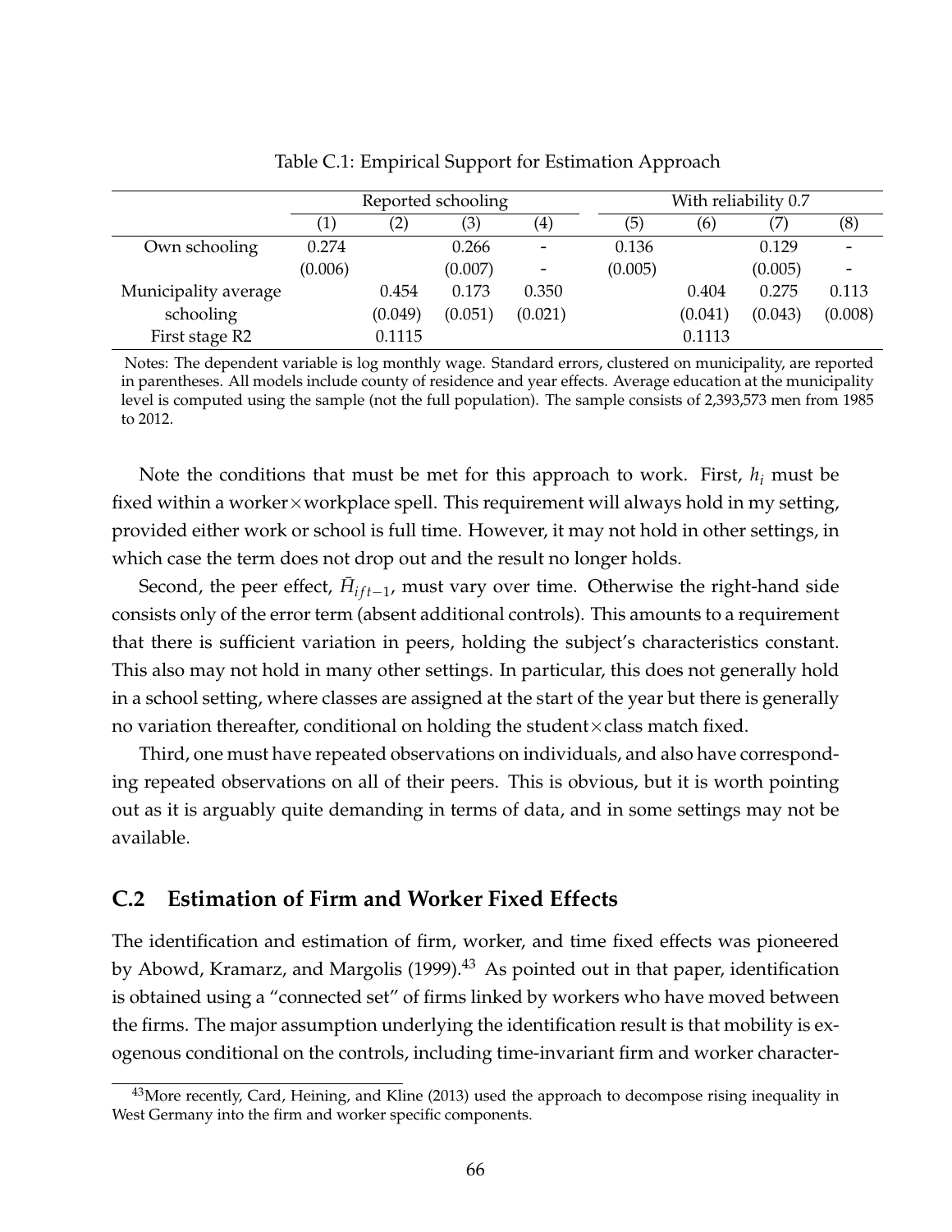Table C.1: Empirical Support for Estimation Approach

| | Reported schooling | | | | With reliability 0.7 | | | |
|---|---|---|---|---|---|---|---|---|
| | (1) | (2) | (3) | (4) | (5) | (6) | (7) | (8) |
| Own schooling | 0.274 | | 0.266 | - | 0.136 | | 0.129 | - |
| | (0.006) | | (0.007) | - | (0.005) | | (0.005) | - |
| Municipality average | | 0.454 | 0.173 | 0.350 | | 0.404 | 0.275 | 0.113 |
| schooling | | (0.049) | (0.051) | (0.021) | | (0.041) | (0.043) | (0.008) |
| First stage R2 | | 0.1115 | | | | 0.1113 | | |

Notes: The dependent variable is log monthly wage. Standard errors, clustered on municipality, are reported in parentheses. All models include county of residence and year effects. Average education at the municipality level is computed using the sample (not the full population). The sample consists of 2,393,573 men from 1985 to 2012.

Note the conditions that must be met for this approach to work. First, $h_i$ must be fixed within a worker×workplace spell. This requirement will always hold in my setting, provided either work or school is full time. However, it may not hold in other settings, in which case the term does not drop out and the result no longer holds.

Second, the peer effect, $\bar{H}_{ift-1}$, must vary over time. Otherwise the right-hand side consists only of the error term (absent additional controls). This amounts to a requirement that there is sufficient variation in peers, holding the subject's characteristics constant. This also may not hold in many other settings. In particular, this does not generally hold in a school setting, where classes are assigned at the start of the year but there is generally no variation thereafter, conditional on holding the student×class match fixed.

Third, one must have repeated observations on individuals, and also have corresponding repeated observations on all of their peers. This is obvious, but it is worth pointing out as it is arguably quite demanding in terms of data, and in some settings may not be available.

## C.2 Estimation of Firm and Worker Fixed Effects

The identification and estimation of firm, worker, and time fixed effects was pioneered by Abowd, Kramarz, and Margolis (1999).[43] As pointed out in that paper, identification is obtained using a "connected set" of firms linked by workers who have moved between the firms. The major assumption underlying the identification result is that mobility is exogenous conditional on the controls, including time-invariant firm and worker character-

[43] More recently, Card, Heining, and Kline (2013) used the approach to decompose rising inequality in West Germany into the firm and worker specific components.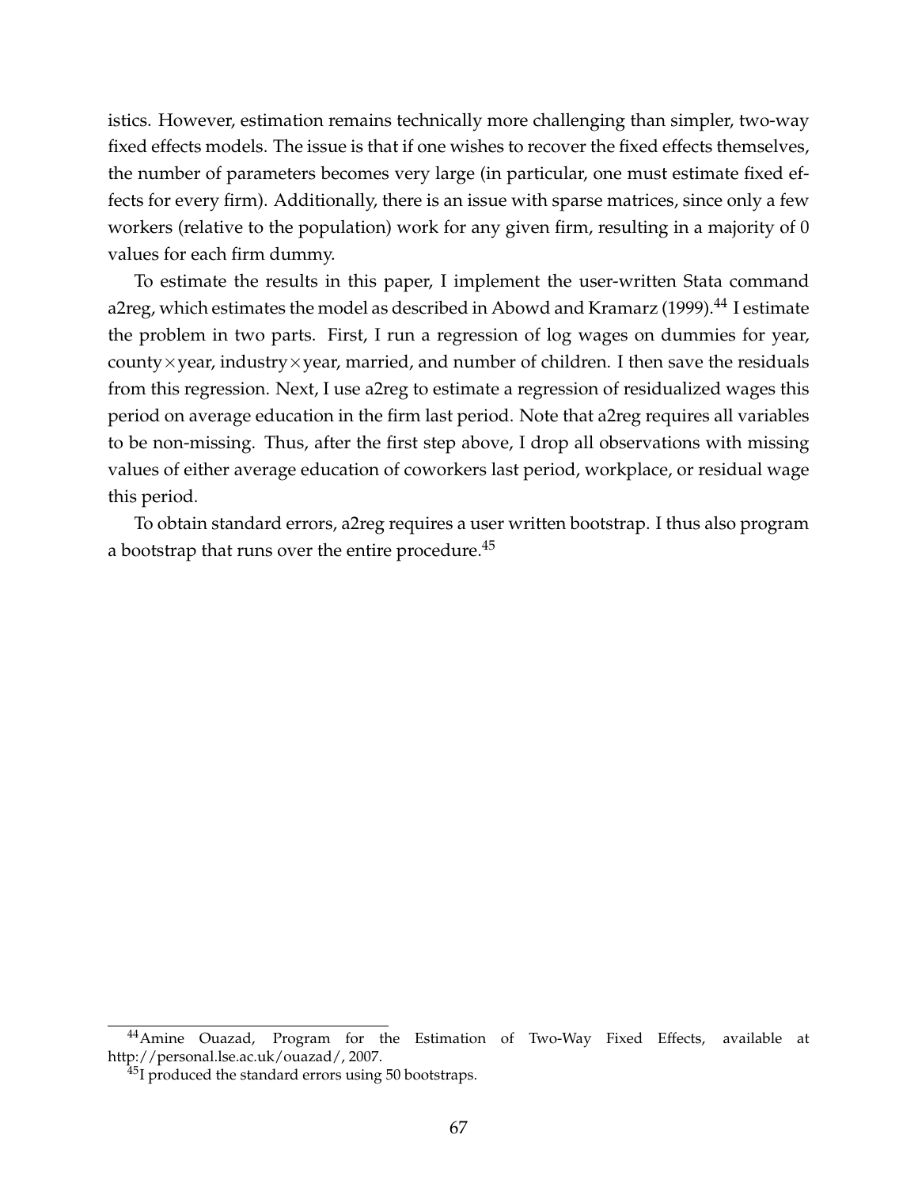istics. However, estimation remains technically more challenging than simpler, two-way fixed effects models. The issue is that if one wishes to recover the fixed effects themselves, the number of parameters becomes very large (in particular, one must estimate fixed effects for every firm). Additionally, there is an issue with sparse matrices, since only a few workers (relative to the population) work for any given firm, resulting in a majority of 0 values for each firm dummy.

To estimate the results in this paper, I implement the user-written Stata command a2reg, which estimates the model as described in Abowd and Kramarz (1999).[44] I estimate the problem in two parts. First, I run a regression of log wages on dummies for year, county×year, industry×year, married, and number of children. I then save the residuals from this regression. Next, I use a2reg to estimate a regression of residualized wages this period on average education in the firm last period. Note that a2reg requires all variables to be non-missing. Thus, after the first step above, I drop all observations with missing values of either average education of coworkers last period, workplace, or residual wage this period.

To obtain standard errors, a2reg requires a user written bootstrap. I thus also program a bootstrap that runs over the entire procedure.[45]

[44] Amine Ouazad, Program for the Estimation of Two-Way Fixed Effects, available at http://personal.lse.ac.uk/ouazad/, 2007.

[45] I produced the standard errors using 50 bootstraps.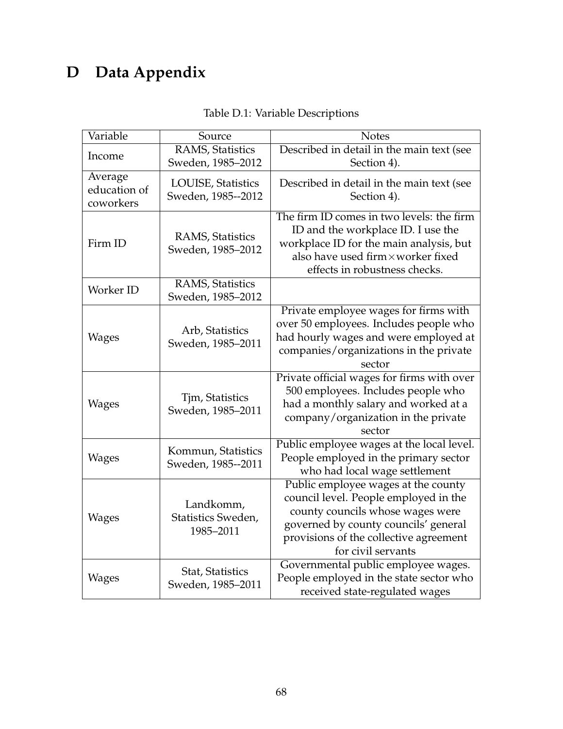# D Data Appendix

Table D.1: Variable Descriptions

| Variable | Source | Notes |
|---|---|---|
| Income | RAMS, Statistics Sweden, 1985–2012 | Described in detail in the main text (see Section 4). |
| Average education of coworkers | LOUISE, Statistics Sweden, 1985--2012 | Described in detail in the main text (see Section 4). |
| Firm ID | RAMS, Statistics Sweden, 1985–2012 | The firm ID comes in two levels: the firm ID and the workplace ID. I use the workplace ID for the main analysis, but also have used firm×worker fixed effects in robustness checks. |
| Worker ID | RAMS, Statistics Sweden, 1985–2012 | |
| Wages | Arb, Statistics Sweden, 1985–2011 | Private employee wages for firms with over 50 employees. Includes people who had hourly wages and were employed at companies/organizations in the private sector |
| Wages | Tjm, Statistics Sweden, 1985–2011 | Private official wages for firms with over 500 employees. Includes people who had a monthly salary and worked at a company/organization in the private sector |
| Wages | Kommun, Statistics Sweden, 1985--2011 | Public employee wages at the local level. People employed in the primary sector who had local wage settlement |
| Wages | Landkomm, Statistics Sweden, 1985–2011 | Public employee wages at the county council level. People employed in the county councils whose wages were governed by county councils' general provisions of the collective agreement for civil servants |
| Wages | Stat, Statistics Sweden, 1985–2011 | Governmental public employee wages. People employed in the state sector who received state-regulated wages |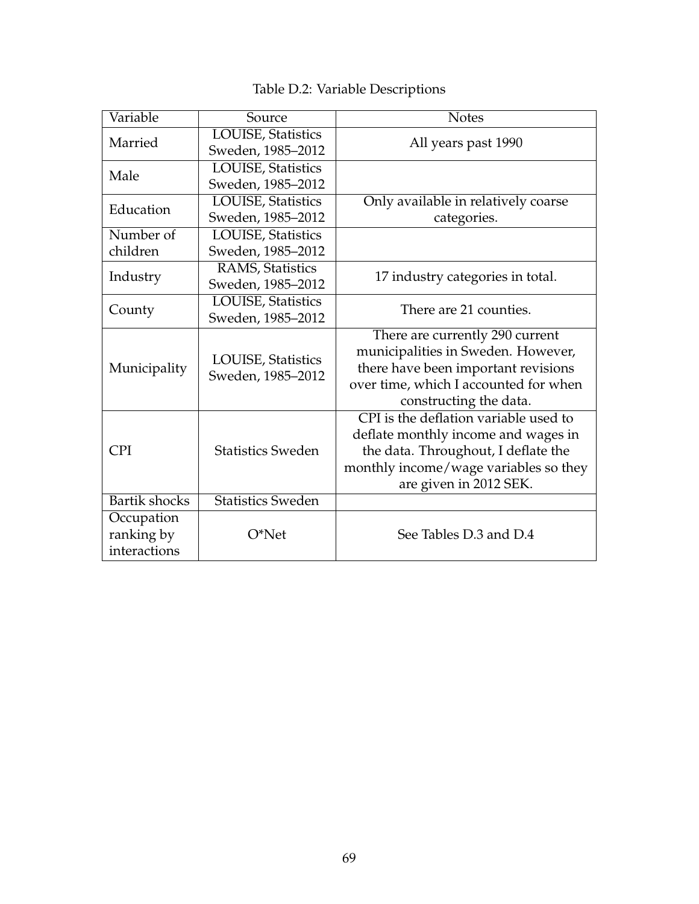Table D.2: Variable Descriptions

| Variable | Source | Notes |
|---|---|---|
| Married | LOUISE, Statistics Sweden, 1985–2012 | All years past 1990 |
| Male | LOUISE, Statistics Sweden, 1985–2012 | |
| Education | LOUISE, Statistics Sweden, 1985–2012 | Only available in relatively coarse categories. |
| Number of children | LOUISE, Statistics Sweden, 1985–2012 | |
| Industry | RAMS, Statistics Sweden, 1985–2012 | 17 industry categories in total. |
| County | LOUISE, Statistics Sweden, 1985–2012 | There are 21 counties. |
| Municipality | LOUISE, Statistics Sweden, 1985–2012 | There are currently 290 current municipalities in Sweden. However, there have been important revisions over time, which I accounted for when constructing the data. |
| CPI | Statistics Sweden | CPI is the deflation variable used to deflate monthly income and wages in the data. Throughout, I deflate the monthly income/wage variables so they are given in 2012 SEK. |
| Bartik shocks | Statistics Sweden | |
| Occupation ranking by interactions | O*Net | See Tables D.3 and D.4 |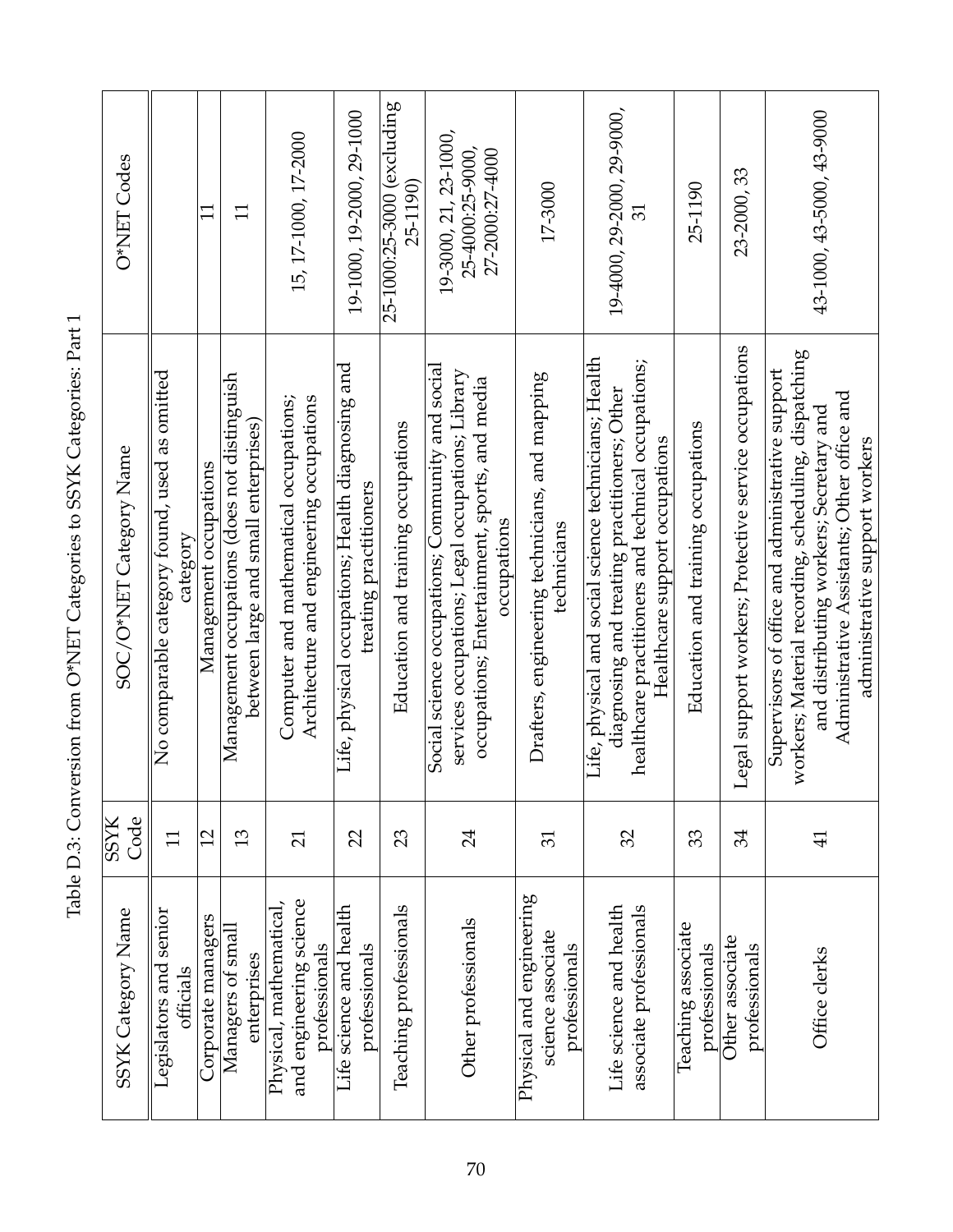Table D.3: Conversion from O*NET Categories to SSYK Categories: Part 1

| SSYK Category Name | SSYK Code | SOC/O*NET Category Name | O*NET Codes |
|---|---|---|---|
| Legislators and senior officials | 11 | No comparable category found, used as omitted category | |
| Corporate managers | 12 | Management occupations | 11 |
| Managers of small enterprises | 13 | Management occupations (does not distinguish between large and small enterprises) | 11 |
| Physical, mathematical, and engineering science professionals | 21 | Computer and mathematical occupations; Architecture and engineering occupations | 15, 17-1000, 17-2000 |
| Life science and health professionals | 22 | Life, physical occupations; Health diagnosing and treating practitioners | 19-1000, 19-2000, 29-1000 |
| Teaching professionals | 23 | Education and training occupations | 25-1000:25-3000 (excluding 25-1190) |
| Other professionals | 24 | Social science occupations; Community and social services occupations; Legal occupations; Library occupations; Entertainment, sports, and media occupations | 19-3000, 21, 23-1000, 25-4000:25-9000, 27-2000:27-4000 |
| Physical and engineering science associate professionals | 31 | Drafters, engineering technicians, and mapping technicians | 17-3000 |
| Life science and health associate professionals | 32 | Life, physical and social science technicians; Health diagnosing and treating practitioners; Other healthcare practitioners and technical occupations; Healthcare support occupations | 19-4000, 29-2000, 29-9000, 31 |
| Teaching associate professionals | 33 | Education and training occupations | 25-1190 |
| Other associate professionals | 34 | Legal support workers; Protective service occupations | 23-2000, 33 |
| Office clerks | 41 | Supervisors of office and administrative support workers; Material recording, scheduling, dispatching and distributing workers; Secretary and Administrative Assistants; Other office and administrative support workers | 43-1000, 43-5000, 43-9000 |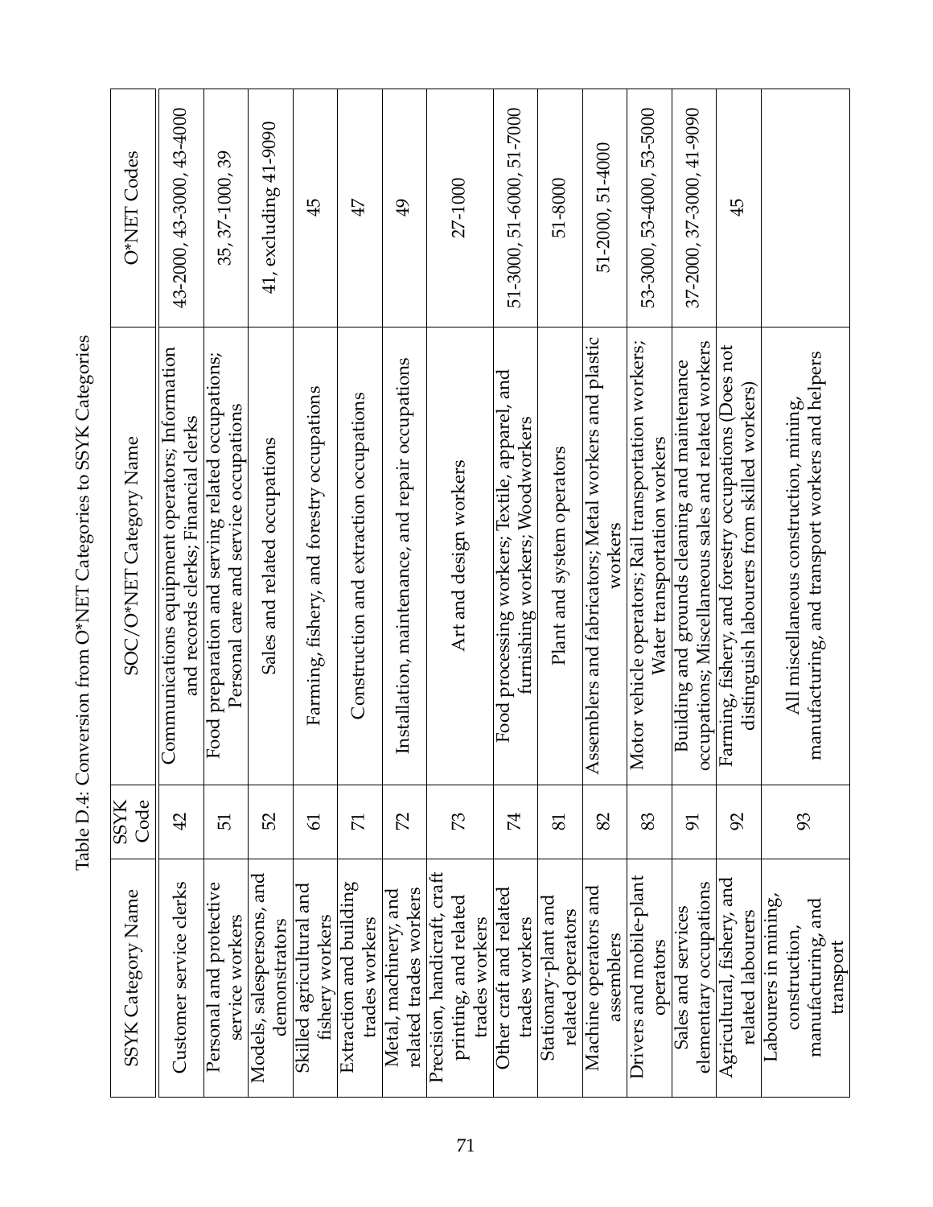Table D.4: Conversion from O*NET Categories to SSYK Categories

| SSYK Category Name | SSYK Code | SOC/O*NET Category Name | O*NET Codes |
|---|---|---|---|
| Customer service clerks | 42 | Communications equipment operators; Information and records clerks; Financial clerks | 43-2000, 43-3000, 43-4000 |
| Personal and protective service workers | 51 | Food preparation and serving related occupations; Personal care and service occupations | 35, 37-1000, 39 |
| Models, salespersons, and demonstrators | 52 | Sales and related occupations | 41, excluding 41-9090 |
| Skilled agricultural and fishery workers | 61 | Farming, fishery, and forestry occupations | 45 |
| Extraction and building trades workers | 71 | Construction and extraction occupations | 47 |
| Metal, machinery, and related trades workers | 72 | Installation, maintenance, and repair occupations | 49 |
| Precision, handicraft, craft printing, and related trades workers | 73 | Art and design workers | 27-1000 |
| Other craft and related trades workers | 74 | Food processing workers; Textile, apparel, and furnishing workers; Woodworkers | 51-3000, 51-6000, 51-7000 |
| Stationary-plant and related operators | 81 | Plant and system operators | 51-8000 |
| Machine operators and assemblers | 82 | Assemblers and fabricators; Metal workers and plastic workers | 51-2000, 51-4000 |
| Drivers and mobile-plant operators | 83 | Motor vehicle operators; Rail transportation workers; Water transportation workers | 53-3000, 53-4000, 53-5000 |
| Sales and services elementary occupations | 91 | Building and grounds cleaning and maintenance occupations; Miscellaneous sales and related workers | 37-2000, 37-3000, 41-9090 |
| Agricultural, fishery, and related labourers | 92 | Farming, fishery, and forestry occupations (Does not distinguish labourers from skilled workers) | 45 |
| Labourers in mining, construction, manufacturing, and transport | 93 | All miscellaneous construction, mining, manufacturing, and transport workers and helpers | |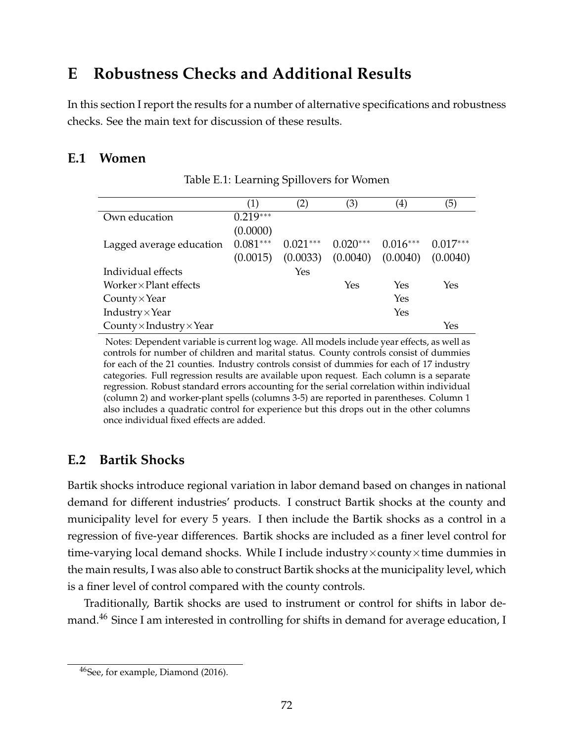# E Robustness Checks and Additional Results

In this section I report the results for a number of alternative specifications and robustness checks. See the main text for discussion of these results.

## E.1 Women

Table E.1: Learning Spillovers for Women

| | (1) | (2) | (3) | (4) | (5) |
|---|---|---|---|---|---|
| Own education | 0.219*** | | | | |
| | (0.0000) | | | | |
| Lagged average education | 0.081*** | 0.021*** | 0.020*** | 0.016*** | 0.017*** |
| | (0.0015) | (0.0033) | (0.0040) | (0.0040) | (0.0040) |
| Individual effects | | Yes | | | |
| Worker×Plant effects | | | Yes | Yes | Yes |
| County×Year | | | | Yes | |
| Industry×Year | | | | Yes | |
| County×Industry×Year | | | | | Yes |

Notes: Dependent variable is current log wage. All models include year effects, as well as controls for number of children and marital status. County controls consist of dummies for each of the 21 counties. Industry controls consist of dummies for each of 17 industry categories. Full regression results are available upon request. Each column is a separate regression. Robust standard errors accounting for the serial correlation within individual (column 2) and worker-plant spells (columns 3-5) are reported in parentheses. Column 1 also includes a quadratic control for experience but this drops out in the other columns once individual fixed effects are added.

## E.2 Bartik Shocks

Bartik shocks introduce regional variation in labor demand based on changes in national demand for different industries' products. I construct Bartik shocks at the county and municipality level for every 5 years. I then include the Bartik shocks as a control in a regression of five-year differences. Bartik shocks are included as a finer level control for time-varying local demand shocks. While I include industry×county×time dummies in the main results, I was also able to construct Bartik shocks at the municipality level, which is a finer level of control compared with the county controls.

Traditionally, Bartik shocks are used to instrument or control for shifts in labor demand.[46] Since I am interested in controlling for shifts in demand for average education, I

[46] See, for example, Diamond (2016).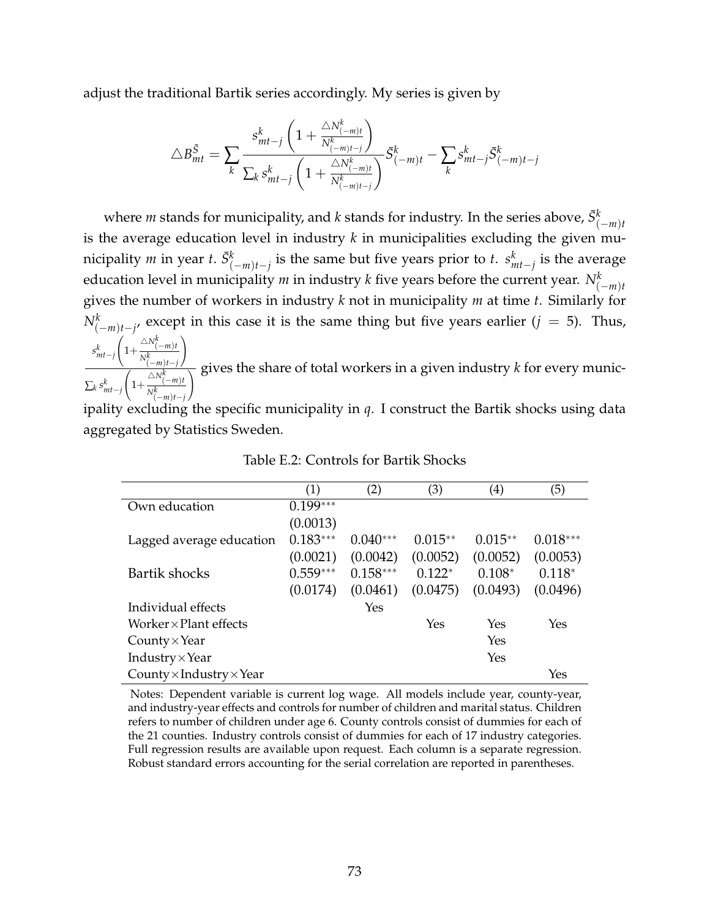adjust the traditional Bartik series accordingly. My series is given by

$$\triangle B_{mt}^{\bar{S}} = \sum_k \frac{s_{mt-j}^k \left(1 + \frac{\triangle N_{(-m)t}^k}{N_{(-m)t-j}^k}\right)}{\sum_k s_{mt-j}^k \left(1 + \frac{\triangle N_{(-m)t}^k}{N_{(-m)t-j}^k}\right)} \bar{S}_{(-m)t}^k - \sum_k s_{mt-j}^k \bar{S}_{(-m)t-j}^k$$

where $m$ stands for municipality, and $k$ stands for industry. In the series above, $\bar{S}_{(-m)t}^k$ is the average education level in industry $k$ in municipalities excluding the given municipality $m$ in year $t$. $\bar{S}_{(-m)t-j}^k$ is the same but five years prior to $t$. $s_{mt-j}^k$ is the average education level in municipality $m$ in industry $k$ five years before the current year. $N_{(-m)t}^k$ gives the number of workers in industry $k$ not in municipality $m$ at time $t$. Similarly for $N_{(-m)t-j}^k$, except in this case it is the same thing but five years earlier ($j = 5$). Thus, $\frac{s_{mt-j}^k \left(1 + \frac{\triangle N_{(-m)t}^k}{N_{(-m)t-j}^k}\right)}{\sum_k s_{mt-j}^k \left(1 + \frac{\triangle N_{(-m)t}^k}{N_{(-m)t-j}^k}\right)}$ gives the share of total workers in a given industry $k$ for every municipality excluding the specific municipality in $q$. I construct the Bartik shocks using data aggregated by Statistics Sweden.

Table E.2: Controls for Bartik Shocks

| | (1) | (2) | (3) | (4) | (5) |
|---|---|---|---|---|---|
| Own education | 0.199*** | | | | |
| | (0.0013) | | | | |
| Lagged average education | 0.183*** | 0.040*** | 0.015** | 0.015** | 0.018*** |
| | (0.0021) | (0.0042) | (0.0052) | (0.0052) | (0.0053) |
| Bartik shocks | 0.559*** | 0.158*** | 0.122* | 0.108* | 0.118* |
| | (0.0174) | (0.0461) | (0.0475) | (0.0493) | (0.0496) |
| Individual effects | | Yes | | | |
| Worker×Plant effects | | | Yes | Yes | Yes |
| County×Year | | | | Yes | |
| Industry×Year | | | | Yes | |
| County×Industry×Year | | | | | Yes |

Notes: Dependent variable is current log wage. All models include year, county-year, and industry-year effects and controls for number of children and marital status. Children refers to number of children under age 6. County controls consist of dummies for each of the 21 counties. Industry controls consist of dummies for each of 17 industry categories. Full regression results are available upon request. Each column is a separate regression. Robust standard errors accounting for the serial correlation are reported in parentheses.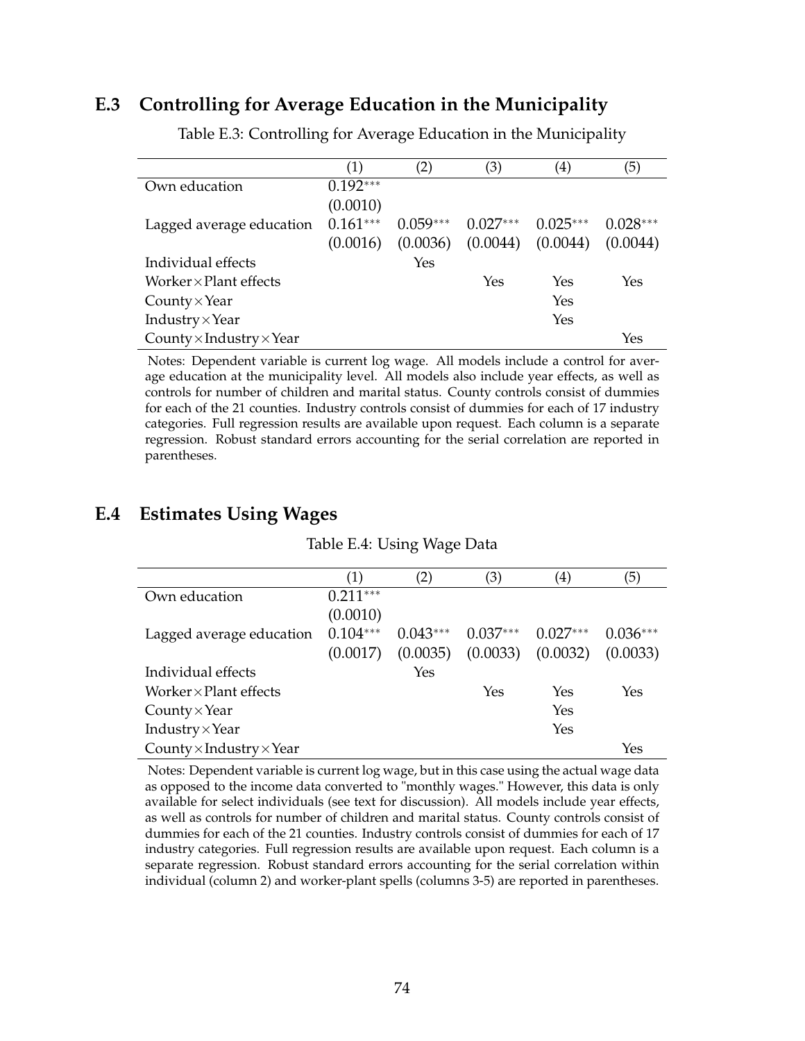## E.3 Controlling for Average Education in the Municipality

Table E.3: Controlling for Average Education in the Municipality

| | (1) | (2) | (3) | (4) | (5) |
|---|---|---|---|---|---|
| Own education | 0.192*** | | | | |
| | (0.0010) | | | | |
| Lagged average education | 0.161*** | 0.059*** | 0.027*** | 0.025*** | 0.028*** |
| | (0.0016) | (0.0036) | (0.0044) | (0.0044) | (0.0044) |
| Individual effects | | Yes | | | |
| Worker×Plant effects | | | Yes | Yes | Yes |
| County×Year | | | | Yes | |
| Industry×Year | | | | Yes | |
| County×Industry×Year | | | | | Yes |

Notes: Dependent variable is current log wage. All models include a control for average education at the municipality level. All models also include year effects, as well as controls for number of children and marital status. County controls consist of dummies for each of the 21 counties. Industry controls consist of dummies for each of 17 industry categories. Full regression results are available upon request. Each column is a separate regression. Robust standard errors accounting for the serial correlation are reported in parentheses.

## E.4 Estimates Using Wages

Table E.4: Using Wage Data

| | (1) | (2) | (3) | (4) | (5) |
|---|---|---|---|---|---|
| Own education | 0.211*** | | | | |
| | (0.0010) | | | | |
| Lagged average education | 0.104*** | 0.043*** | 0.037*** | 0.027*** | 0.036*** |
| | (0.0017) | (0.0035) | (0.0033) | (0.0032) | (0.0033) |
| Individual effects | | Yes | | | |
| Worker×Plant effects | | | Yes | Yes | Yes |
| County×Year | | | | Yes | |
| Industry×Year | | | | Yes | |
| County×Industry×Year | | | | | Yes |

Notes: Dependent variable is current log wage, but in this case using the actual wage data as opposed to the income data converted to "monthly wages." However, this data is only available for select individuals (see text for discussion). All models include year effects, as well as controls for number of children and marital status. County controls consist of dummies for each of the 21 counties. Industry controls consist of dummies for each of 17 industry categories. Full regression results are available upon request. Each column is a separate regression. Robust standard errors accounting for the serial correlation within individual (column 2) and worker-plant spells (columns 3-5) are reported in parentheses.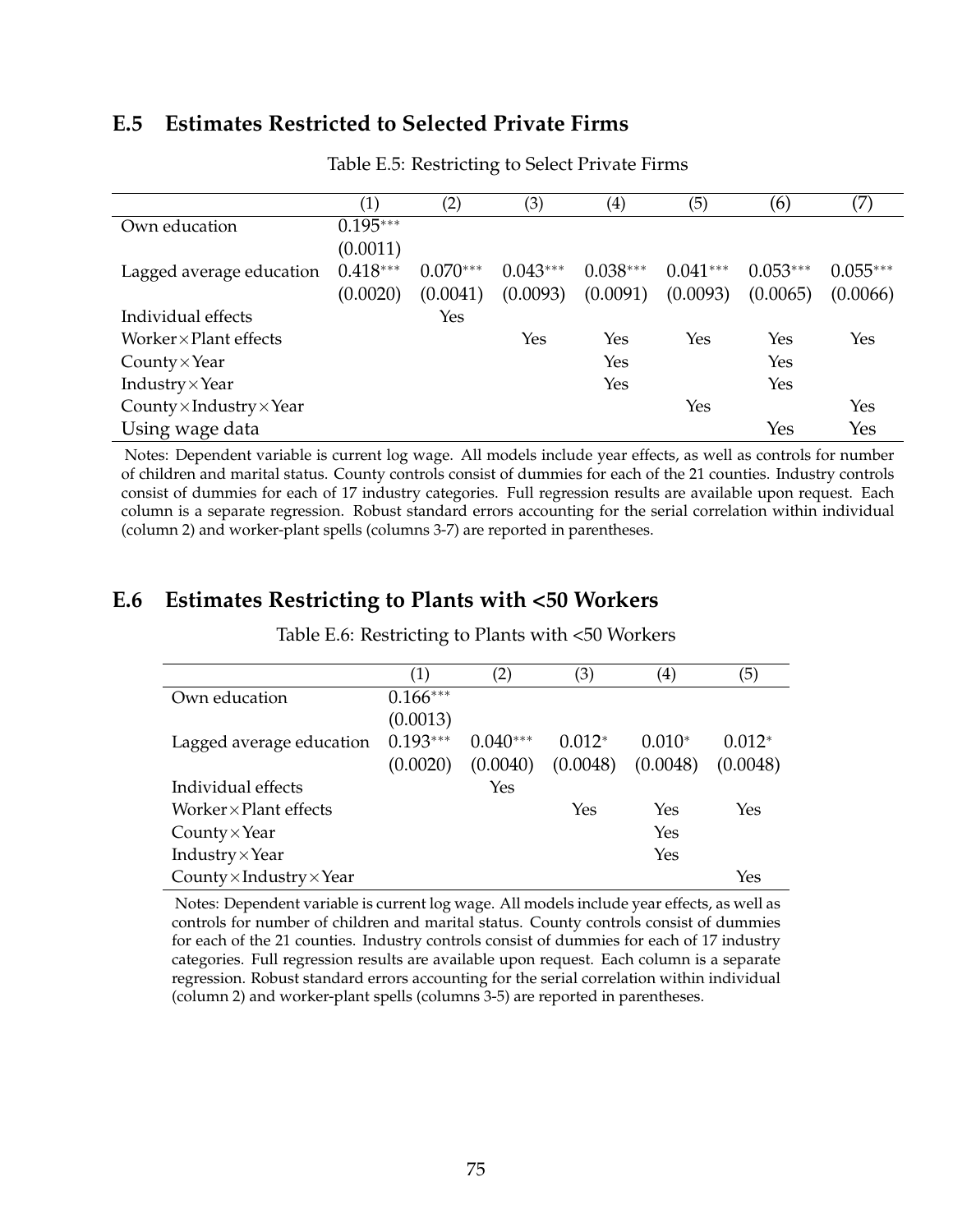## E.5 Estimates Restricted to Selected Private Firms

Table E.5: Restricting to Select Private Firms

| | (1) | (2) | (3) | (4) | (5) | (6) | (7) |
|---|---|---|---|---|---|---|---|
| Own education | 0.195*** | | | | | | |
| | (0.0011) | | | | | | |
| Lagged average education | 0.418*** | 0.070*** | 0.043*** | 0.038*** | 0.041*** | 0.053*** | 0.055*** |
| | (0.0020) | (0.0041) | (0.0093) | (0.0091) | (0.0093) | (0.0065) | (0.0066) |
| Individual effects | | Yes | | | | | |
| Worker×Plant effects | | | Yes | Yes | Yes | Yes | Yes |
| County×Year | | | | Yes | | Yes | |
| Industry×Year | | | | Yes | | Yes | |
| County×Industry×Year | | | | | Yes | | Yes |
| Using wage data | | | | | | Yes | Yes |

Notes: Dependent variable is current log wage. All models include year effects, as well as controls for number of children and marital status. County controls consist of dummies for each of the 21 counties. Industry controls consist of dummies for each of 17 industry categories. Full regression results are available upon request. Each column is a separate regression. Robust standard errors accounting for the serial correlation within individual (column 2) and worker-plant spells (columns 3-7) are reported in parentheses.

## E.6 Estimates Restricting to Plants with <50 Workers

Table E.6: Restricting to Plants with <50 Workers

| | (1) | (2) | (3) | (4) | (5) |
|---|---|---|---|---|---|
| Own education | 0.166*** | | | | |
| | (0.0013) | | | | |
| Lagged average education | 0.193*** | 0.040*** | 0.012* | 0.010* | 0.012* |
| | (0.0020) | (0.0040) | (0.0048) | (0.0048) | (0.0048) |
| Individual effects | | Yes | | | |
| Worker×Plant effects | | | Yes | Yes | Yes |
| County×Year | | | | Yes | |
| Industry×Year | | | | Yes | |
| County×Industry×Year | | | | | Yes |

Notes: Dependent variable is current log wage. All models include year effects, as well as controls for number of children and marital status. County controls consist of dummies for each of the 21 counties. Industry controls consist of dummies for each of 17 industry categories. Full regression results are available upon request. Each column is a separate regression. Robust standard errors accounting for the serial correlation within individual (column 2) and worker-plant spells (columns 3-5) are reported in parentheses.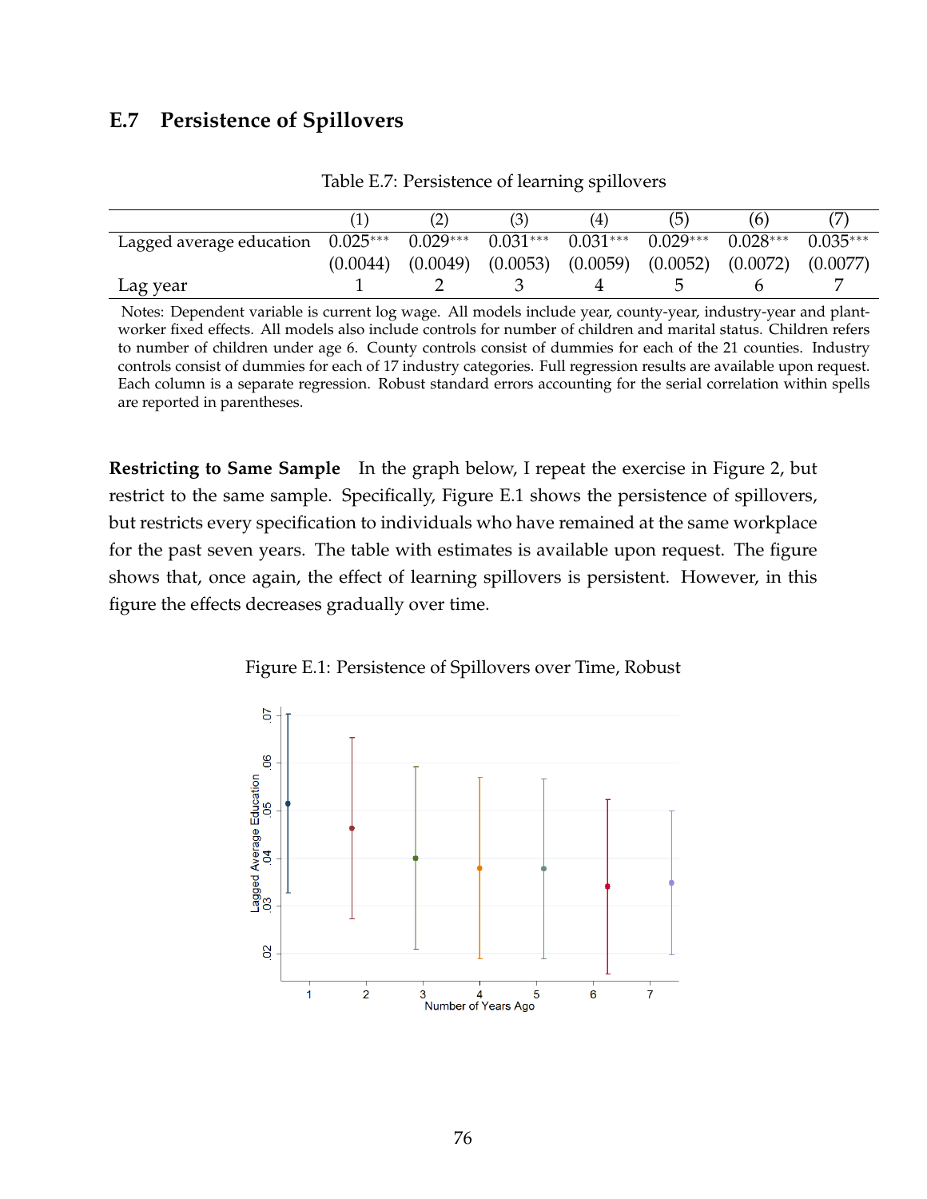## E.7 Persistence of Spillovers

Table E.7: Persistence of learning spillovers

| | (1) | (2) | (3) | (4) | (5) | (6) | (7) |
|---|---|---|---|---|---|---|---|
| Lagged average education | 0.025*** | 0.029*** | 0.031*** | 0.031*** | 0.029*** | 0.028*** | 0.035*** |
| | (0.0044) | (0.0049) | (0.0053) | (0.0059) | (0.0052) | (0.0072) | (0.0077) |
| Lag year | 1 | 2 | 3 | 4 | 5 | 6 | 7 |

Notes: Dependent variable is current log wage. All models include year, county-year, industry-year and plant-worker fixed effects. All models also include controls for number of children and marital status. Children refers to number of children under age 6. County controls consist of dummies for each of the 21 counties. Industry controls consist of dummies for each of 17 industry categories. Full regression results are available upon request. Each column is a separate regression. Robust standard errors accounting for the serial correlation within spells are reported in parentheses.

**Restricting to Same Sample** In the graph below, I repeat the exercise in Figure 2, but restrict to the same sample. Specifically, Figure E.1 shows the persistence of spillovers, but restricts every specification to individuals who have remained at the same workplace for the past seven years. The table with estimates is available upon request. The figure shows that, once again, the effect of learning spillovers is persistent. However, in this figure the effects decreases gradually over time.

Figure E.1: Persistence of Spillovers over Time, Robust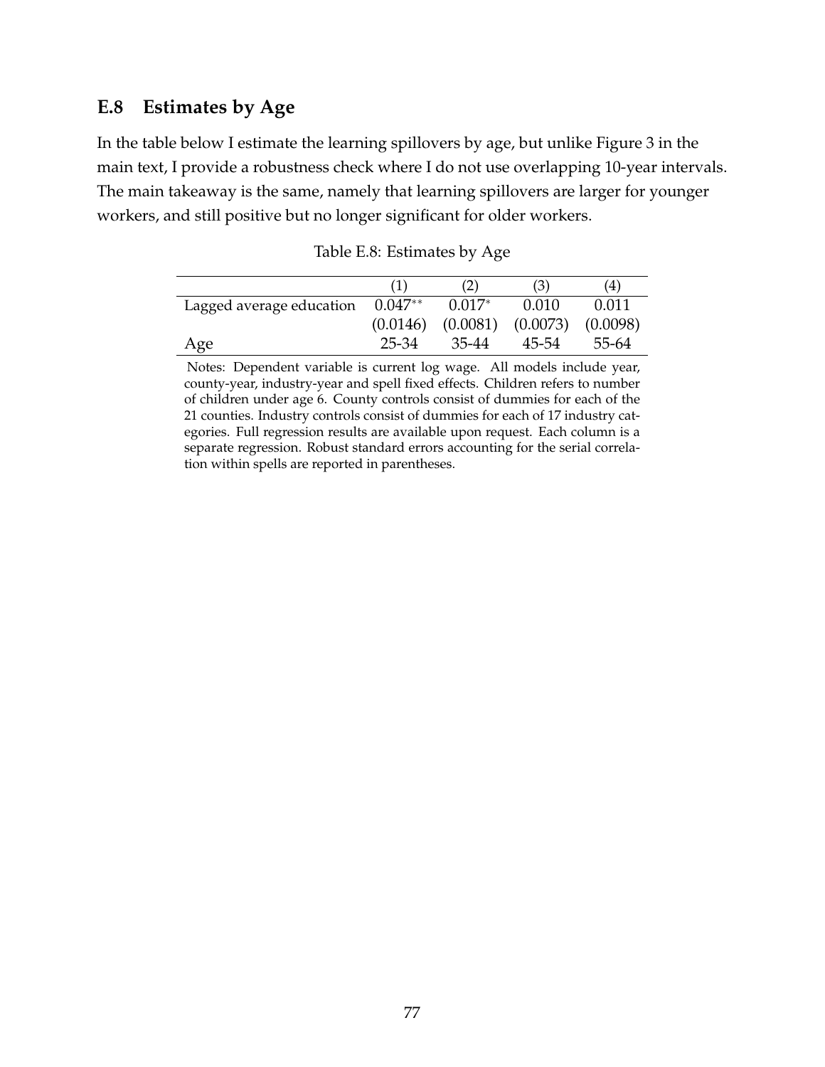## E.8 Estimates by Age

In the table below I estimate the learning spillovers by age, but unlike Figure 3 in the main text, I provide a robustness check where I do not use overlapping 10-year intervals. The main takeaway is the same, namely that learning spillovers are larger for younger workers, and still positive but no longer significant for older workers.

Table E.8: Estimates by Age

| | (1) | (2) | (3) | (4) |
|---|---|---|---|---|
| Lagged average education | $0.047^{**}$ | $0.017^{*}$ | 0.010 | 0.011 |
| | (0.0146) | (0.0081) | (0.0073) | (0.0098) |
| Age | 25-34 | 35-44 | 45-54 | 55-64 |

Notes: Dependent variable is current log wage. All models include year, county-year, industry-year and spell fixed effects. Children refers to number of children under age 6. County controls consist of dummies for each of the 21 counties. Industry controls consist of dummies for each of 17 industry categories. Full regression results are available upon request. Each column is a separate regression. Robust standard errors accounting for the serial correlation within spells are reported in parentheses.